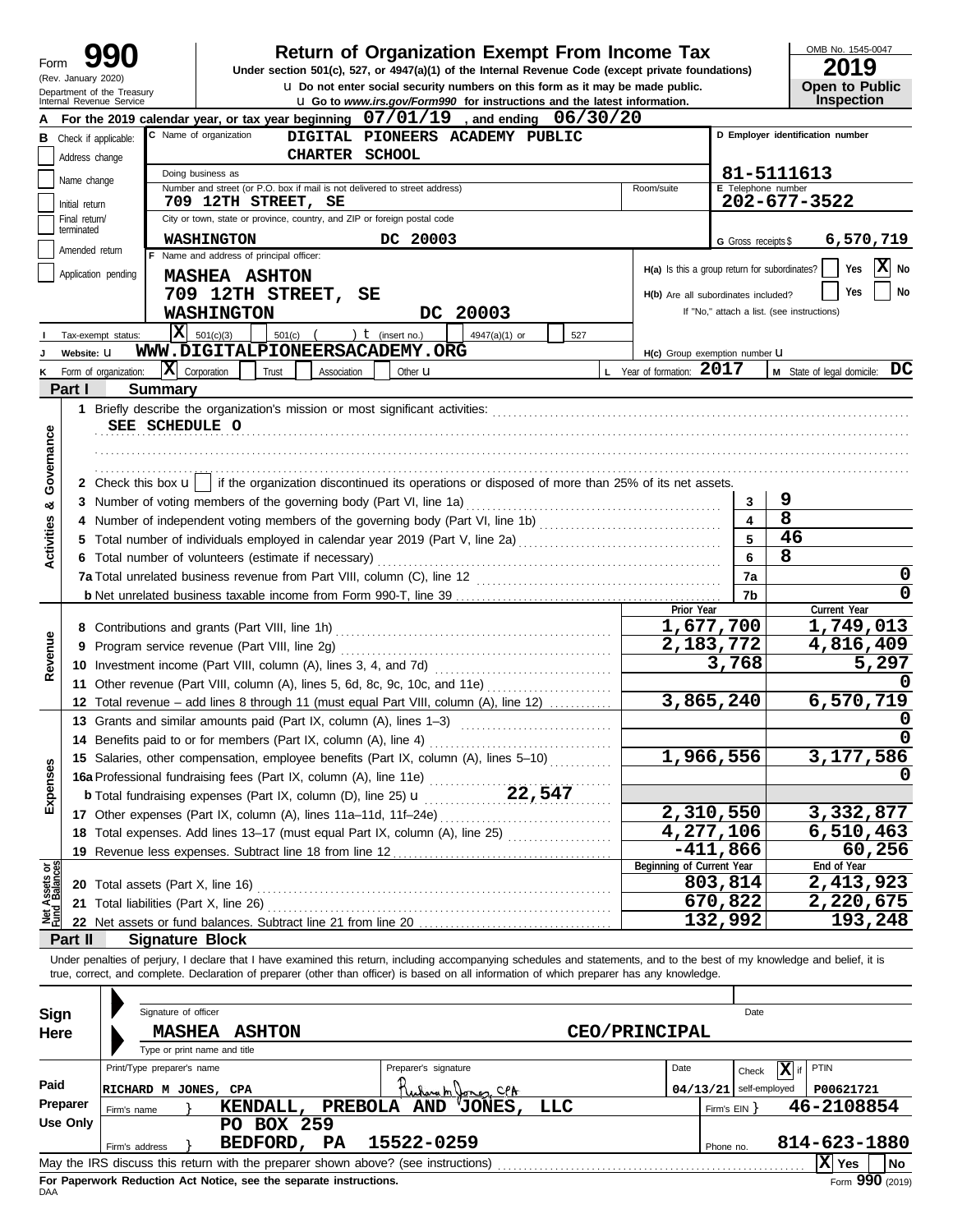# Form 990

**Return of Organization Exempt From Income Tax**

Under section 501(c), 527, or 4947(a)(1) of the Internal Revenue Code (except private foundations)

Form 990 (Rev. January 2020)

Department of the Treasury
Internal Revenue Service

u Do not enter social security numbers on this form as it may be made public.
u Go to *www.irs.gov/Form990* for instructions and the latest information.

OMB No. 1545-0047

**2019**

**Open to Public Inspection**

**A** For the 2019 calendar year, or tax year beginning 07/01/19, and ending 06/30/20

**B** Check if applicable:
- Address change
- Name change
- Initial return
- Final return/terminated
- Amended return
- Application pending

**C** Name of organization: DIGITAL PIONEERS ACADEMY PUBLIC CHARTER SCHOOL

Doing business as

Number and street (or P.O. box if mail is not delivered to street address): 709 12TH STREET, SE

Room/suite

City or town, state or province, country, and ZIP or foreign postal code: WASHINGTON DC 20003

**D** Employer identification number: 81-5111613

**E** Telephone number: 202-677-3522

**G** Gross receipts $ 6,570,719

**F** Name and address of principal officer:
MASHEA ASHTON
709 12TH STREET, SE
WASHINGTON DC 20003

**H(a)** Is this a group return for subordinates? Yes [ ] No [X]

**H(b)** Are all subordinates included? Yes [ ] No [ ]
If "No," attach a list. (see instructions)

**I** Tax-exempt status: [X] 501(c)(3) [ ] 501(c) ( ) t (insert no.) [ ] 4947(a)(1) or [ ] 527

**J** Website: u WWW.DIGITALPIONEERSACADEMY.ORG

**H(c)** Group exemption number u

**K** Form of organization: [X] Corporation [ ] Trust [ ] Association [ ] Other u

**L** Year of formation: 2017

**M** State of legal domicile: DC

## Part I Summary

**Activities & Governance**

1 Briefly describe the organization's mission or most significant activities:
SEE SCHEDULE O

2 Check this box u [ ] if the organization discontinued its operations or disposed of more than 25% of its net assets.

| | | | |
|---|---|---|---|
| 3 | Number of voting members of the governing body (Part VI, line 1a) | 3 | 9 |
| 4 | Number of independent voting members of the governing body (Part VI, line 1b) | 4 | 8 |
| 5 | Total number of individuals employed in calendar year 2019 (Part V, line 2a) | 5 | 46 |
| 6 | Total number of volunteers (estimate if necessary) | 6 | 8 |
| 7a | Total unrelated business revenue from Part VIII, column (C), line 12 | 7a | 0 |
| b | Net unrelated business taxable income from Form 990-T, line 39 | 7b | 0 |

| | | Prior Year | Current Year |
|---|---|---|---|
| **Revenue** | | | |
| 8 | Contributions and grants (Part VIII, line 1h) | 1,677,700 | 1,749,013 |
| 9 | Program service revenue (Part VIII, line 2g) | 2,183,772 | 4,816,409 |
| 10 | Investment income (Part VIII, column (A), lines 3, 4, and 7d) | 3,768 | 5,297 |
| 11 | Other revenue (Part VIII, column (A), lines 5, 6d, 8c, 9c, 10c, and 11e) | | 0 |
| 12 | Total revenue – add lines 8 through 11 (must equal Part VIII, column (A), line 12) | 3,865,240 | 6,570,719 |
| **Expenses** | | | |
| 13 | Grants and similar amounts paid (Part IX, column (A), lines 1–3) | | 0 |
| 14 | Benefits paid to or for members (Part IX, column (A), line 4) | | 0 |
| 15 | Salaries, other compensation, employee benefits (Part IX, column (A), lines 5–10) | 1,966,556 | 3,177,586 |
| 16a | Professional fundraising fees (Part IX, column (A), line 11e) | | 0 |
| b | Total fundraising expenses (Part IX, column (D), line 25) u 22,547 | | |
| 17 | Other expenses (Part IX, column (A), lines 11a–11d, 11f–24e) | 2,310,550 | 3,332,877 |
| 18 | Total expenses. Add lines 13–17 (must equal Part IX, column (A), line 25) | 4,277,106 | 6,510,463 |
| 19 | Revenue less expenses. Subtract line 18 from line 12 | -411,866 | 60,256 |
| **Net Assets or Fund Balances** | | **Beginning of Current Year** | **End of Year** |
| 20 | Total assets (Part X, line 16) | 803,814 | 2,413,923 |
| 21 | Total liabilities (Part X, line 26) | 670,822 | 2,220,675 |
| 22 | Net assets or fund balances. Subtract line 21 from line 20 | 132,992 | 193,248 |

## Part II Signature Block

Under penalties of perjury, I declare that I have examined this return, including accompanying schedules and statements, and to the best of my knowledge and belief, it is true, correct, and complete. Declaration of preparer (other than officer) is based on all information of which preparer has any knowledge.

**Sign Here**

Signature of officer | Date

MASHEA ASHTON CEO/PRINCIPAL
Type or print name and title

**Paid Preparer Use Only**

| Print/Type preparer's name | Preparer's signature | Date | Check [X] if self-employed | PTIN |
|---|---|---|---|---|
| RICHARD M JONES, CPA | Richard M. Jones, CPA | 04/13/21 | [X] | P00621721 |

Firm's name } KENDALL, PREBOLA AND JONES, LLC — Firm's EIN } 46-2108854

Firm's address } PO BOX 259, BEDFORD, PA 15522-0259 — Phone no. 814-623-1880

May the IRS discuss this return with the preparer shown above? (see instructions) [X] Yes [ ] No

**For Paperwork Reduction Act Notice, see the separate instructions.**

DAA

Form **990** (2019)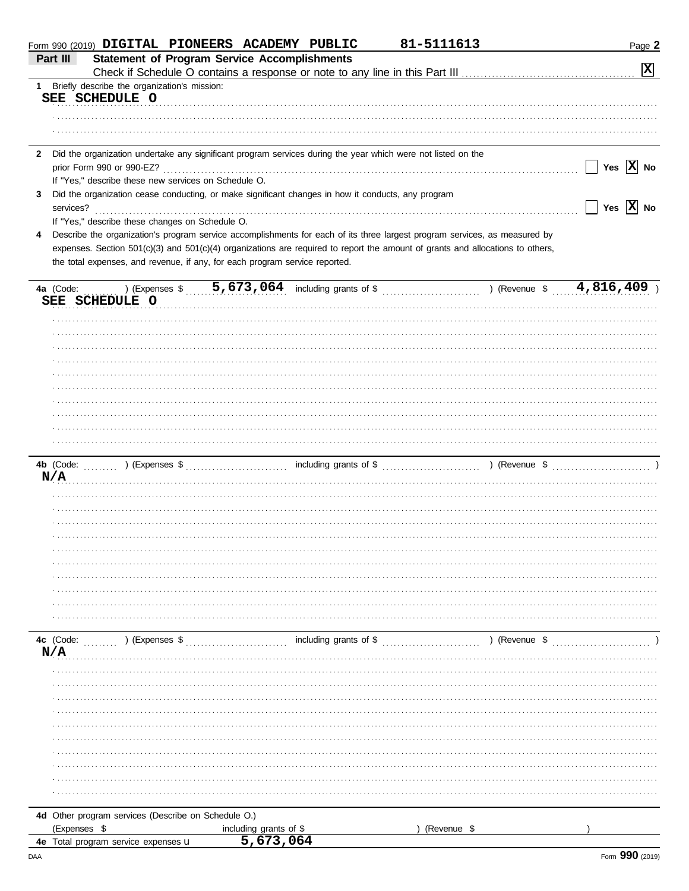Form 990 (2019) DIGITAL PIONEERS ACADEMY PUBLIC 81-5111613 Page 2

## Part III Statement of Program Service Accomplishments

Check if Schedule O contains a response or note to any line in this Part III [X]

**1** Briefly describe the organization's mission:

SEE SCHEDULE O

**2** Did the organization undertake any significant program services during the year which were not listed on the prior Form 990 or 990-EZ? [ ] Yes [X] No

If "Yes," describe these new services on Schedule O.

**3** Did the organization cease conducting, or make significant changes in how it conducts, any program services? [ ] Yes [X] No

If "Yes," describe these changes on Schedule O.

**4** Describe the organization's program service accomplishments for each of its three largest program services, as measured by expenses. Section 501(c)(3) and 501(c)(4) organizations are required to report the amount of grants and allocations to others, the total expenses, and revenue, if any, for each program service reported.

**4a** (Code: ) (Expenses $ 5,673,064 including grants of $ ) (Revenue $ 4,816,409 )

SEE SCHEDULE O

**4b** (Code: ) (Expenses $ including grants of $ ) (Revenue $ )

N/A

**4c** (Code: ) (Expenses $ including grants of $ ) (Revenue $ )

N/A

**4d** Other program services (Describe on Schedule O.)

(Expenses $ including grants of $ ) (Revenue $ )

**4e** Total program service expenses 5,673,064

DAA Form 990 (2019)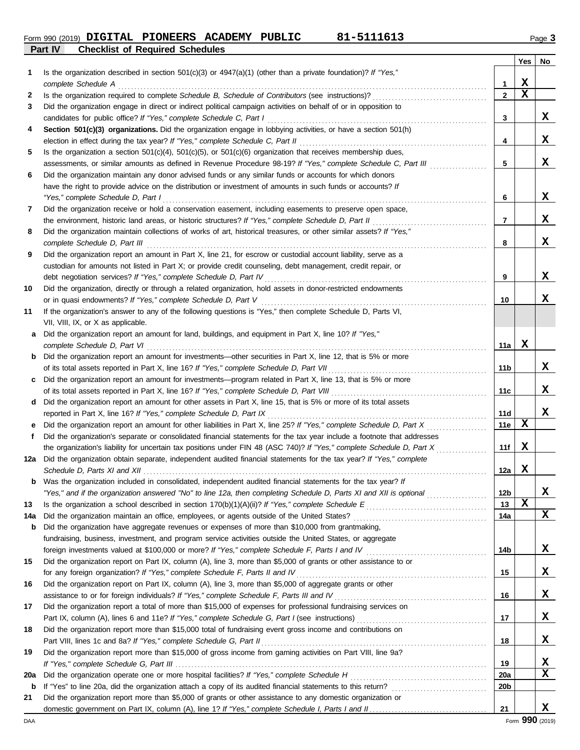Form 990 (2019) **DIGITAL PIONEERS ACADEMY PUBLIC** **81-5111613**

## Part IV Checklist of Required Schedules

| | | | Yes | No |
|---|---|---|---|---|
| **1** | Is the organization described in section 501(c)(3) or 4947(a)(1) (other than a private foundation)? *If "Yes," complete Schedule A* | **1** | X | |
| **2** | Is the organization required to complete *Schedule B, Schedule of Contributors* (see instructions)? | **2** | X | |
| **3** | Did the organization engage in direct or indirect political campaign activities on behalf of or in opposition to candidates for public office? *If "Yes," complete Schedule C, Part I* | **3** | | X |
| **4** | **Section 501(c)(3) organizations.** Did the organization engage in lobbying activities, or have a section 501(h) election in effect during the tax year? *If "Yes," complete Schedule C, Part II* | **4** | | X |
| **5** | Is the organization a section 501(c)(4), 501(c)(5), or 501(c)(6) organization that receives membership dues, assessments, or similar amounts as defined in Revenue Procedure 98-19? *If "Yes," complete Schedule C, Part III* | **5** | | X |
| **6** | Did the organization maintain any donor advised funds or any similar funds or accounts for which donors have the right to provide advice on the distribution or investment of amounts in such funds or accounts? *If "Yes," complete Schedule D, Part I* | **6** | | X |
| **7** | Did the organization receive or hold a conservation easement, including easements to preserve open space, the environment, historic land areas, or historic structures? *If "Yes," complete Schedule D, Part II* | **7** | | X |
| **8** | Did the organization maintain collections of works of art, historical treasures, or other similar assets? *If "Yes," complete Schedule D, Part III* | **8** | | X |
| **9** | Did the organization report an amount in Part X, line 21, for escrow or custodial account liability, serve as a custodian for amounts not listed in Part X; or provide credit counseling, debt management, credit repair, or debt negotiation services? *If "Yes," complete Schedule D, Part IV* | **9** | | X |
| **10** | Did the organization, directly or through a related organization, hold assets in donor-restricted endowments or in quasi endowments? *If "Yes," complete Schedule D, Part V* | **10** | | X |
| **11** | If the organization's answer to any of the following questions is "Yes," then complete Schedule D, Parts VI, VII, VIII, IX, or X as applicable. | | | |
| **a** | Did the organization report an amount for land, buildings, and equipment in Part X, line 10? *If "Yes," complete Schedule D, Part VI* | **11a** | X | |
| **b** | Did the organization report an amount for investments—other securities in Part X, line 12, that is 5% or more of its total assets reported in Part X, line 16? *If "Yes," complete Schedule D, Part VII* | **11b** | | X |
| **c** | Did the organization report an amount for investments—program related in Part X, line 13, that is 5% or more of its total assets reported in Part X, line 16? *If "Yes," complete Schedule D, Part VIII* | **11c** | | X |
| **d** | Did the organization report an amount for other assets in Part X, line 15, that is 5% or more of its total assets reported in Part X, line 16? *If "Yes," complete Schedule D, Part IX* | **11d** | | X |
| **e** | Did the organization report an amount for other liabilities in Part X, line 25? *If "Yes," complete Schedule D, Part X* | **11e** | X | |
| **f** | Did the organization's separate or consolidated financial statements for the tax year include a footnote that addresses the organization's liability for uncertain tax positions under FIN 48 (ASC 740)? *If "Yes," complete Schedule D, Part X* | **11f** | X | |
| **12a** | Did the organization obtain separate, independent audited financial statements for the tax year? *If "Yes," complete Schedule D, Parts XI and XII* | **12a** | X | |
| **b** | Was the organization included in consolidated, independent audited financial statements for the tax year? *If "Yes," and if the organization answered "No" to line 12a, then completing Schedule D, Parts XI and XII is optional* | **12b** | | X |
| **13** | Is the organization a school described in section 170(b)(1)(A)(ii)? *If "Yes," complete Schedule E* | **13** | X | |
| **14a** | Did the organization maintain an office, employees, or agents outside of the United States? | **14a** | | X |
| **b** | Did the organization have aggregate revenues or expenses of more than $10,000 from grantmaking, fundraising, business, investment, and program service activities outside the United States, or aggregate foreign investments valued at $100,000 or more? *If "Yes," complete Schedule F, Parts I and IV* | **14b** | | X |
| **15** | Did the organization report on Part IX, column (A), line 3, more than $5,000 of grants or other assistance to or for any foreign organization? *If "Yes," complete Schedule F, Parts II and IV* | **15** | | X |
| **16** | Did the organization report on Part IX, column (A), line 3, more than $5,000 of aggregate grants or other assistance to or for foreign individuals? *If "Yes," complete Schedule F, Parts III and IV* | **16** | | X |
| **17** | Did the organization report a total of more than $15,000 of expenses for professional fundraising services on Part IX, column (A), lines 6 and 11e? *If "Yes," complete Schedule G, Part I* (see instructions) | **17** | | X |
| **18** | Did the organization report more than $15,000 total of fundraising event gross income and contributions on Part VIII, lines 1c and 8a? *If "Yes," complete Schedule G, Part II* | **18** | | X |
| **19** | Did the organization report more than $15,000 of gross income from gaming activities on Part VIII, line 9a? *If "Yes," complete Schedule G, Part III* | **19** | | X |
| **20a** | Did the organization operate one or more hospital facilities? *If "Yes," complete Schedule H* | **20a** | | X |
| **b** | If "Yes" to line 20a, did the organization attach a copy of its audited financial statements to this return? | **20b** | | |
| **21** | Did the organization report more than $5,000 of grants or other assistance to any domestic organization or domestic government on Part IX, column (A), line 1? *If "Yes," complete Schedule I, Parts I and II* | **21** | | X |

DAA Form **990** (2019)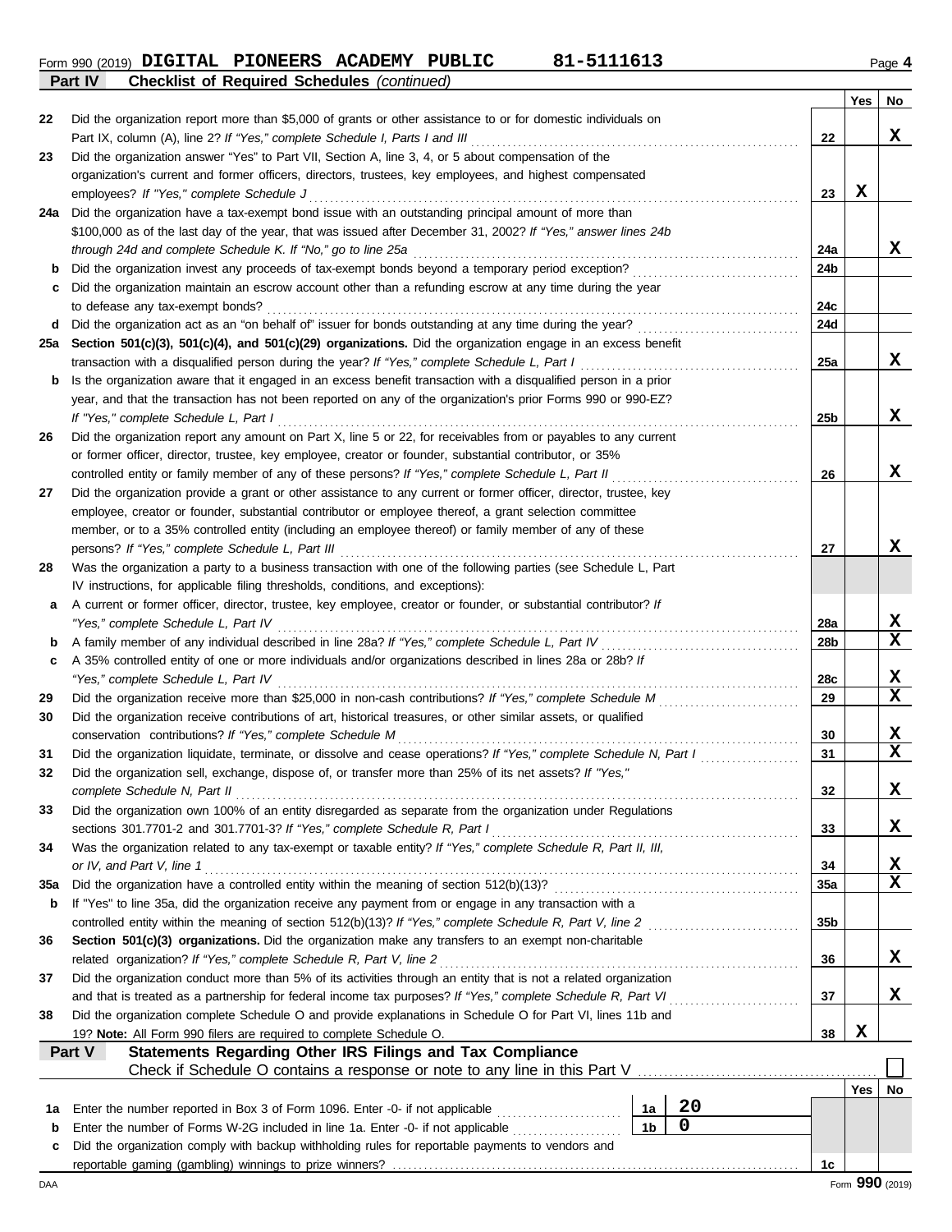Form 990 (2019) **DIGITAL PIONEERS ACADEMY PUBLIC** **81-5111613** Page **4**

**Part IV** **Checklist of Required Schedules** *(continued)*

| | | | Yes | No |
|---|---|---|---|---|
| 22 | Did the organization report more than $5,000 of grants or other assistance to or for domestic individuals on Part IX, column (A), line 2? *If "Yes," complete Schedule I, Parts I and III* | 22 | | X |
| 23 | Did the organization answer "Yes" to Part VII, Section A, line 3, 4, or 5 about compensation of the organization's current and former officers, directors, trustees, key employees, and highest compensated employees? *If "Yes," complete Schedule J* | 23 | X | |
| 24a | Did the organization have a tax-exempt bond issue with an outstanding principal amount of more than $100,000 as of the last day of the year, that was issued after December 31, 2002? *If "Yes," answer lines 24b through 24d and complete Schedule K. If "No," go to line 25a* | 24a | | X |
| b | Did the organization invest any proceeds of tax-exempt bonds beyond a temporary period exception? | 24b | | |
| c | Did the organization maintain an escrow account other than a refunding escrow at any time during the year to defease any tax-exempt bonds? | 24c | | |
| d | Did the organization act as an "on behalf of" issuer for bonds outstanding at any time during the year? | 24d | | |
| 25a | **Section 501(c)(3), 501(c)(4), and 501(c)(29) organizations.** Did the organization engage in an excess benefit transaction with a disqualified person during the year? *If "Yes," complete Schedule L, Part I* | 25a | | X |
| b | Is the organization aware that it engaged in an excess benefit transaction with a disqualified person in a prior year, and that the transaction has not been reported on any of the organization's prior Forms 990 or 990-EZ? *If "Yes," complete Schedule L, Part I* | 25b | | X |
| 26 | Did the organization report any amount on Part X, line 5 or 22, for receivables from or payables to any current or former officer, director, trustee, key employee, creator or founder, substantial contributor, or 35% controlled entity or family member of any of these persons? *If "Yes," complete Schedule L, Part II* | 26 | | X |
| 27 | Did the organization provide a grant or other assistance to any current or former officer, director, trustee, key employee, creator or founder, substantial contributor or employee thereof, a grant selection committee member, or to a 35% controlled entity (including an employee thereof) or family member of any of these persons? *If "Yes," complete Schedule L, Part III* | 27 | | X |
| 28 | Was the organization a party to a business transaction with one of the following parties (see Schedule L, Part IV instructions, for applicable filing thresholds, conditions, and exceptions): | | | |
| a | A current or former officer, director, trustee, key employee, creator or founder, or substantial contributor? *If "Yes," complete Schedule L, Part IV* | 28a | | X |
| b | A family member of any individual described in line 28a? *If "Yes," complete Schedule L, Part IV* | 28b | | X |
| c | A 35% controlled entity of one or more individuals and/or organizations described in lines 28a or 28b? *If "Yes," complete Schedule L, Part IV* | 28c | | X |
| 29 | Did the organization receive more than $25,000 in non-cash contributions? *If "Yes," complete Schedule M* | 29 | | X |
| 30 | Did the organization receive contributions of art, historical treasures, or other similar assets, or qualified conservation contributions? *If "Yes," complete Schedule M* | 30 | | X |
| 31 | Did the organization liquidate, terminate, or dissolve and cease operations? *If "Yes," complete Schedule N, Part I* | 31 | | X |
| 32 | Did the organization sell, exchange, dispose of, or transfer more than 25% of its net assets? *If "Yes," complete Schedule N, Part II* | 32 | | X |
| 33 | Did the organization own 100% of an entity disregarded as separate from the organization under Regulations sections 301.7701-2 and 301.7701-3? *If "Yes," complete Schedule R, Part I* | 33 | | X |
| 34 | Was the organization related to any tax-exempt or taxable entity? *If "Yes," complete Schedule R, Part II, III, or IV, and Part V, line 1* | 34 | | X |
| 35a | Did the organization have a controlled entity within the meaning of section 512(b)(13)? | 35a | | X |
| b | If "Yes" to line 35a, did the organization receive any payment from or engage in any transaction with a controlled entity within the meaning of section 512(b)(13)? *If "Yes," complete Schedule R, Part V, line 2* | 35b | | |
| 36 | **Section 501(c)(3) organizations.** Did the organization make any transfers to an exempt non-charitable related organization? *If "Yes," complete Schedule R, Part V, line 2* | 36 | | X |
| 37 | Did the organization conduct more than 5% of its activities through an entity that is not a related organization and that is treated as a partnership for federal income tax purposes? *If "Yes," complete Schedule R, Part VI* | 37 | | X |
| 38 | Did the organization complete Schedule O and provide explanations in Schedule O for Part VI, lines 11b and 19? **Note:** All Form 990 filers are required to complete Schedule O. | 38 | X | |

**Part V** **Statements Regarding Other IRS Filings and Tax Compliance**

Check if Schedule O contains a response or note to any line in this Part V ☐

| | | | | | Yes | No |
|---|---|---|---|---|---|---|
| 1a | Enter the number reported in Box 3 of Form 1096. Enter -0- if not applicable | 1a | 20 | | | |
| b | Enter the number of Forms W-2G included in line 1a. Enter -0- if not applicable | 1b | 0 | | | |
| c | Did the organization comply with backup withholding rules for reportable payments to vendors and reportable gaming (gambling) winnings to prize winners? | | | 1c | | |

DAA Form **990** (2019)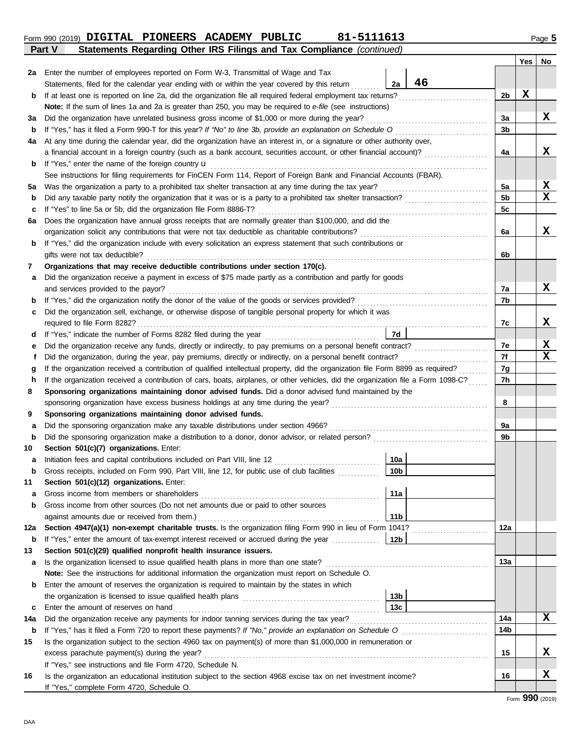Form 990 (2019) **DIGITAL PIONEERS ACADEMY PUBLIC 81-5111613**

## Part V — Statements Regarding Other IRS Filings and Tax Compliance *(continued)*

| | | | | Yes | No |
|---|---|---|---|---|---|
| 2a | Enter the number of employees reported on Form W-3, Transmittal of Wage and Tax Statements, filed for the calendar year ending with or within the year covered by this return | 2a: 46 | | | |
| b | If at least one is reported on line 2a, did the organization file all required federal employment tax returns? | | 2b | X | |
| | **Note:** If the sum of lines 1a and 2a is greater than 250, you may be required to *e-file* (see instructions) | | | | |
| 3a | Did the organization have unrelated business gross income of $1,000 or more during the year? | | 3a | | X |
| b | If "Yes," has it filed a Form 990-T for this year? *If "No" to line 3b, provide an explanation on Schedule O* | | 3b | | |
| 4a | At any time during the calendar year, did the organization have an interest in, or a signature or other authority over, a financial account in a foreign country (such as a bank account, securities account, or other financial account)? | | 4a | | X |
| b | If "Yes," enter the name of the foreign country u | | | | |
| | See instructions for filing requirements for FinCEN Form 114, Report of Foreign Bank and Financial Accounts (FBAR). | | | | |
| 5a | Was the organization a party to a prohibited tax shelter transaction at any time during the tax year? | | 5a | | X |
| b | Did any taxable party notify the organization that it was or is a party to a prohibited tax shelter transaction? | | 5b | | X |
| c | If "Yes" to line 5a or 5b, did the organization file Form 8886-T? | | 5c | | |
| 6a | Does the organization have annual gross receipts that are normally greater than $100,000, and did the organization solicit any contributions that were not tax deductible as charitable contributions? | | 6a | | X |
| b | If "Yes," did the organization include with every solicitation an express statement that such contributions or gifts were not tax deductible? | | 6b | | |
| 7 | **Organizations that may receive deductible contributions under section 170(c).** | | | | |
| a | Did the organization receive a payment in excess of $75 made partly as a contribution and partly for goods and services provided to the payor? | | 7a | | X |
| b | If "Yes," did the organization notify the donor of the value of the goods or services provided? | | 7b | | |
| c | Did the organization sell, exchange, or otherwise dispose of tangible personal property for which it was required to file Form 8282? | | 7c | | X |
| d | If "Yes," indicate the number of Forms 8282 filed during the year | 7d | | | |
| e | Did the organization receive any funds, directly or indirectly, to pay premiums on a personal benefit contract? | | 7e | | X |
| f | Did the organization, during the year, pay premiums, directly or indirectly, on a personal benefit contract? | | 7f | | X |
| g | If the organization received a contribution of qualified intellectual property, did the organization file Form 8899 as required? | | 7g | | |
| h | If the organization received a contribution of cars, boats, airplanes, or other vehicles, did the organization file a Form 1098-C? | | 7h | | |
| 8 | **Sponsoring organizations maintaining donor advised funds.** Did a donor advised fund maintained by the sponsoring organization have excess business holdings at any time during the year? | | 8 | | |
| 9 | **Sponsoring organizations maintaining donor advised funds.** | | | | |
| a | Did the sponsoring organization make any taxable distributions under section 4966? | | 9a | | |
| b | Did the sponsoring organization make a distribution to a donor, donor advisor, or related person? | | 9b | | |
| 10 | **Section 501(c)(7) organizations.** Enter: | | | | |
| a | Initiation fees and capital contributions included on Part VIII, line 12 | 10a | | | |
| b | Gross receipts, included on Form 990, Part VIII, line 12, for public use of club facilities | 10b | | | |
| 11 | **Section 501(c)(12) organizations.** Enter: | | | | |
| a | Gross income from members or shareholders | 11a | | | |
| b | Gross income from other sources (Do not net amounts due or paid to other sources against amounts due or received from them.) | 11b | | | |
| 12a | **Section 4947(a)(1) non-exempt charitable trusts.** Is the organization filing Form 990 in lieu of Form 1041? | | 12a | | |
| b | If "Yes," enter the amount of tax-exempt interest received or accrued during the year | 12b | | | |
| 13 | **Section 501(c)(29) qualified nonprofit health insurance issuers.** | | | | |
| a | Is the organization licensed to issue qualified health plans in more than one state? | | 13a | | |
| | **Note:** See the instructions for additional information the organization must report on Schedule O. | | | | |
| b | Enter the amount of reserves the organization is required to maintain by the states in which the organization is licensed to issue qualified health plans | 13b | | | |
| c | Enter the amount of reserves on hand | 13c | | | |
| 14a | Did the organization receive any payments for indoor tanning services during the tax year? | | 14a | | X |
| b | If "Yes," has it filed a Form 720 to report these payments? *If "No," provide an explanation on Schedule O* | | 14b | | |
| 15 | Is the organization subject to the section 4960 tax on payment(s) of more than $1,000,000 in remuneration or excess parachute payment(s) during the year? | | 15 | | X |
| | If "Yes," see instructions and file Form 4720, Schedule N. | | | | |
| 16 | Is the organization an educational institution subject to the section 4968 excise tax on net investment income? | | 16 | | X |
| | If "Yes," complete Form 4720, Schedule O. | | | | |

Form **990** (2019)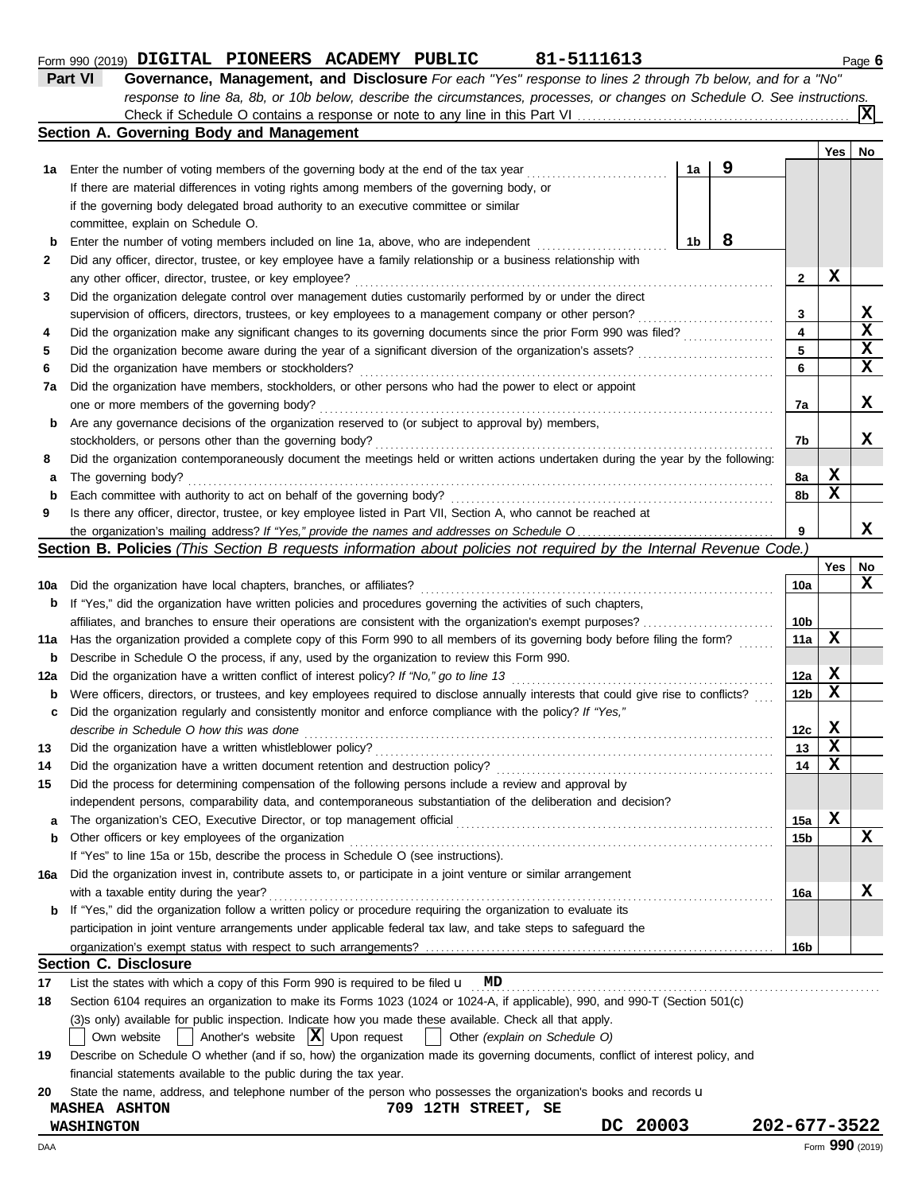Form 990 (2019) **DIGITAL PIONEERS ACADEMY PUBLIC** 81-5111613

## Part VI Governance, Management, and Disclosure

*For each "Yes" response to lines 2 through 7b below, and for a "No" response to line 8a, 8b, or 10b below, describe the circumstances, processes, or changes on Schedule O. See instructions.*

Check if Schedule O contains a response or note to any line in this Part VI ..... [X]

### Section A. Governing Body and Management

| | | | | Yes | No |
|---|---|---|---|---|---|
| **1a** | Enter the number of voting members of the governing body at the end of the tax year ..... **1a** 9 If there are material differences in voting rights among members of the governing body, or if the governing body delegated broad authority to an executive committee or similar committee, explain on Schedule O. | | | | |
| **b** | Enter the number of voting members included on line 1a, above, who are independent ..... **1b** 8 | | | | |
| **2** | Did any officer, director, trustee, or key employee have a family relationship or a business relationship with any other officer, director, trustee, or key employee? | | **2** | X | |
| **3** | Did the organization delegate control over management duties customarily performed by or under the direct supervision of officers, directors, trustees, or key employees to a management company or other person? | | **3** | | X |
| **4** | Did the organization make any significant changes to its governing documents since the prior Form 990 was filed? | | **4** | | X |
| **5** | Did the organization become aware during the year of a significant diversion of the organization's assets? | | **5** | | X |
| **6** | Did the organization have members or stockholders? | | **6** | | X |
| **7a** | Did the organization have members, stockholders, or other persons who had the power to elect or appoint one or more members of the governing body? | | **7a** | | X |
| **b** | Are any governance decisions of the organization reserved to (or subject to approval by) members, stockholders, or persons other than the governing body? | | **7b** | | X |
| **8** | Did the organization contemporaneously document the meetings held or written actions undertaken during the year by the following: | | | | |
| **a** | The governing body? | | **8a** | X | |
| **b** | Each committee with authority to act on behalf of the governing body? | | **8b** | X | |
| **9** | Is there any officer, director, trustee, or key employee listed in Part VII, Section A, who cannot be reached at the organization's mailing address? *If "Yes," provide the names and addresses on Schedule O* | | **9** | | X |

### Section B. Policies *(This Section B requests information about policies not required by the Internal Revenue Code.)*

| | | | Yes | No |
|---|---|---|---|---|
| **10a** | Did the organization have local chapters, branches, or affiliates? | **10a** | | X |
| **b** | If "Yes," did the organization have written policies and procedures governing the activities of such chapters, affiliates, and branches to ensure their operations are consistent with the organization's exempt purposes? | **10b** | | |
| **11a** | Has the organization provided a complete copy of this Form 990 to all members of its governing body before filing the form? | **11a** | X | |
| **b** | Describe in Schedule O the process, if any, used by the organization to review this Form 990. | | | |
| **12a** | Did the organization have a written conflict of interest policy? *If "No," go to line 13* | **12a** | X | |
| **b** | Were officers, directors, or trustees, and key employees required to disclose annually interests that could give rise to conflicts? | **12b** | X | |
| **c** | Did the organization regularly and consistently monitor and enforce compliance with the policy? *If "Yes," describe in Schedule O how this was done* | **12c** | X | |
| **13** | Did the organization have a written whistleblower policy? | **13** | X | |
| **14** | Did the organization have a written document retention and destruction policy? | **14** | X | |
| **15** | Did the process for determining compensation of the following persons include a review and approval by independent persons, comparability data, and contemporaneous substantiation of the deliberation and decision? | | | |
| **a** | The organization's CEO, Executive Director, or top management official | **15a** | X | |
| **b** | Other officers or key employees of the organization | **15b** | | X |
| | If "Yes" to line 15a or 15b, describe the process in Schedule O (see instructions). | | | |
| **16a** | Did the organization invest in, contribute assets to, or participate in a joint venture or similar arrangement with a taxable entity during the year? | **16a** | | X |
| **b** | If "Yes," did the organization follow a written policy or procedure requiring the organization to evaluate its participation in joint venture arrangements under applicable federal tax law, and take steps to safeguard the organization's exempt status with respect to such arrangements? | **16b** | | |

### Section C. Disclosure

**17** List the states with which a copy of this Form 990 is required to be filed u **MD**

**18** Section 6104 requires an organization to make its Forms 1023 (1024 or 1024-A, if applicable), 990, and 990-T (Section 501(c)(3)s only) available for public inspection. Indicate how you made these available. Check all that apply.

[ ] Own website [ ] Another's website [X] Upon request [ ] Other *(explain on Schedule O)*

**19** Describe on Schedule O whether (and if so, how) the organization made its governing documents, conflict of interest policy, and financial statements available to the public during the tax year.

**20** State the name, address, and telephone number of the person who possesses the organization's books and records u

**MASHEA ASHTON** 709 12TH STREET, SE
**WASHINGTON** DC 20003 202-677-3522

DAA Form **990** (2019)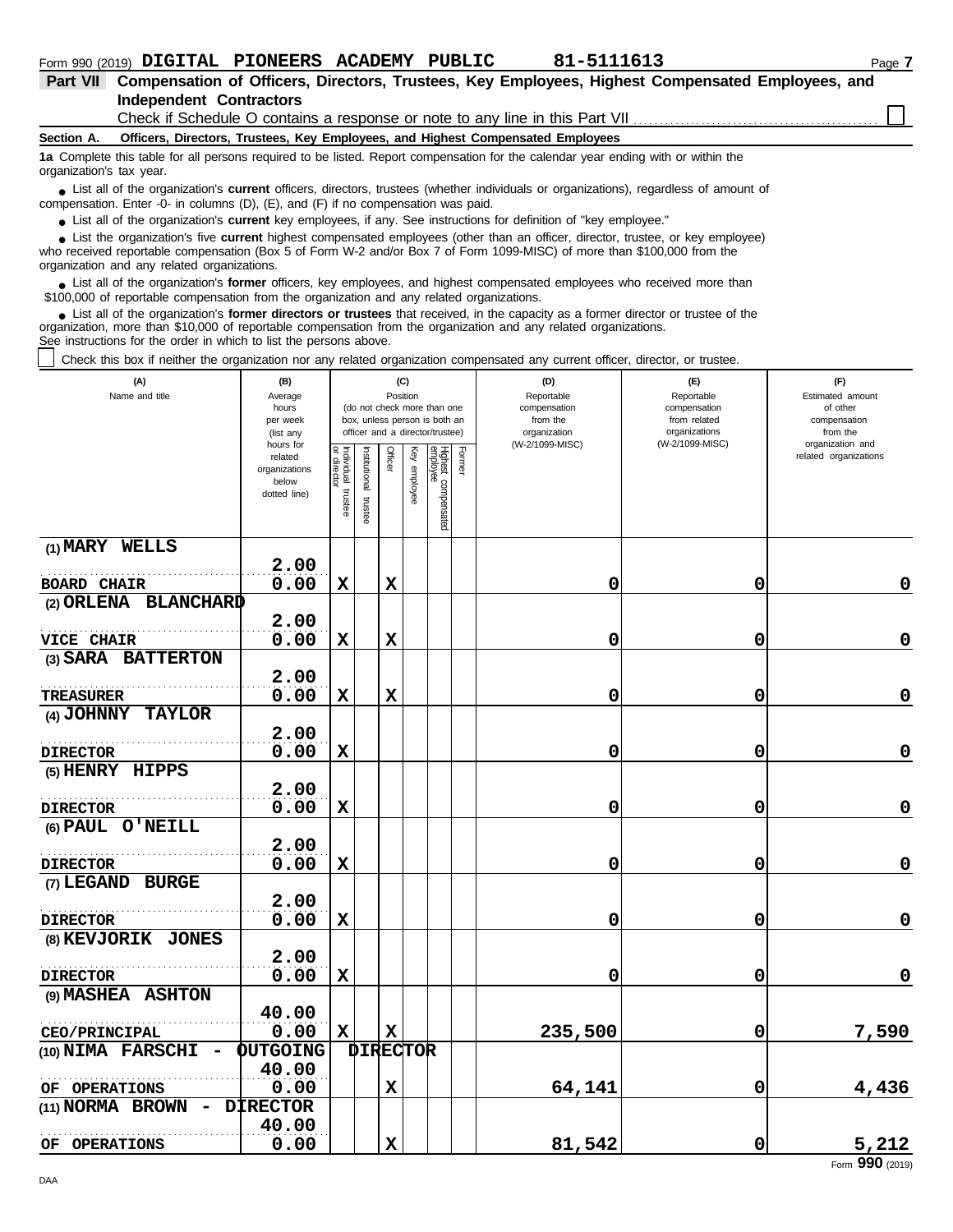Form 990 (2019) **DIGITAL PIONEERS ACADEMY PUBLIC** **81-5111613** Page **7**

## Part VII Compensation of Officers, Directors, Trustees, Key Employees, Highest Compensated Employees, and Independent Contractors

Check if Schedule O contains a response or note to any line in this Part VII ☐

**Section A. Officers, Directors, Trustees, Key Employees, and Highest Compensated Employees**

**1a** Complete this table for all persons required to be listed. Report compensation for the calendar year ending with or within the organization's tax year.

- List all of the organization's **current** officers, directors, trustees (whether individuals or organizations), regardless of amount of compensation. Enter -0- in columns (D), (E), and (F) if no compensation was paid.
- List all of the organization's **current** key employees, if any. See instructions for definition of "key employee."
- List the organization's five **current** highest compensated employees (other than an officer, director, trustee, or key employee) who received reportable compensation (Box 5 of Form W-2 and/or Box 7 of Form 1099-MISC) of more than $100,000 from the organization and any related organizations.
- List all of the organization's **former** officers, key employees, and highest compensated employees who received more than $100,000 of reportable compensation from the organization and any related organizations.
- List all of the organization's **former directors or trustees** that received, in the capacity as a former director or trustee of the organization, more than $10,000 of reportable compensation from the organization and any related organizations.

See instructions for the order in which to list the persons above.

☐ Check this box if neither the organization nor any related organization compensated any current officer, director, or trustee.

| (A) Name and title | (B) Average hours per week (list any hours for related organizations below dotted line) | (C) Position: Individual trustee or director | Institutional trustee | Officer | Key employee | Highest compensated employee | Former | (D) Reportable compensation from the organization (W-2/1099-MISC) | (E) Reportable compensation from related organizations (W-2/1099-MISC) | (F) Estimated amount of other compensation from the organization and related organizations |
|---|---|---|---|---|---|---|---|---|---|---|
| (1) MARY WELLS<br>BOARD CHAIR | 2.00<br>0.00 | X | | X | | | | 0 | 0 | 0 |
| (2) ORLENA BLANCHARD<br>VICE CHAIR | 2.00<br>0.00 | X | | X | | | | 0 | 0 | 0 |
| (3) SARA BATTERTON<br>TREASURER | 2.00<br>0.00 | X | | X | | | | 0 | 0 | 0 |
| (4) JOHNNY TAYLOR<br>DIRECTOR | 2.00<br>0.00 | X | | | | | | 0 | 0 | 0 |
| (5) HENRY HIPPS<br>DIRECTOR | 2.00<br>0.00 | X | | | | | | 0 | 0 | 0 |
| (6) PAUL O'NEILL<br>DIRECTOR | 2.00<br>0.00 | X | | | | | | 0 | 0 | 0 |
| (7) LEGAND BURGE<br>DIRECTOR | 2.00<br>0.00 | X | | | | | | 0 | 0 | 0 |
| (8) KEVJORIK JONES<br>DIRECTOR | 2.00<br>0.00 | X | | | | | | 0 | 0 | 0 |
| (9) MASHEA ASHTON<br>CEO/PRINCIPAL | 40.00<br>0.00 | X | | X | | | | 235,500 | 0 | 7,590 |
| (10) NIMA FARSCHI - OUTGOING DIRECTOR<br>OF OPERATIONS | 40.00<br>0.00 | | | X | | | | 64,141 | 0 | 4,436 |
| (11) NORMA BROWN - DIRECTOR<br>OF OPERATIONS | 40.00<br>0.00 | | | X | | | | 81,542 | 0 | 5,212 |

Form **990** (2019)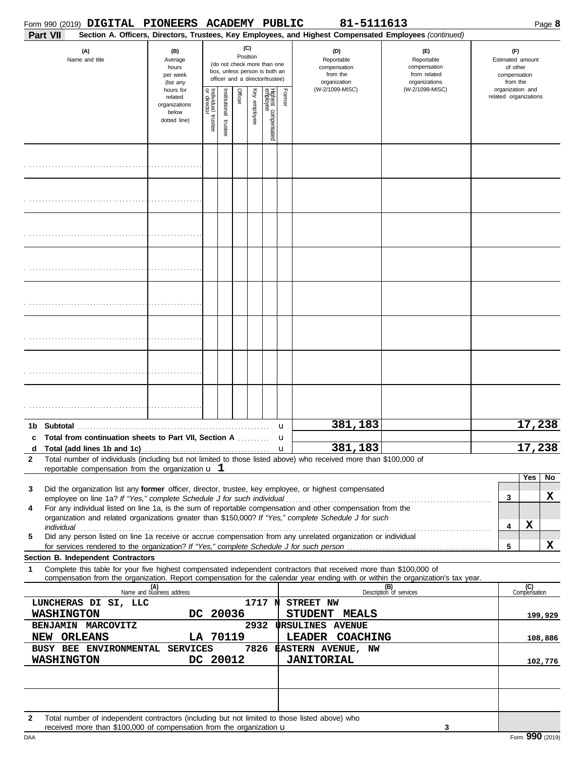Form 990 (2019) **DIGITAL PIONEERS ACADEMY PUBLIC** **81-5111613** Page **8**

**Part VII** **Section A. Officers, Directors, Trustees, Key Employees, and Highest Compensated Employees** *(continued)*

| (A) Name and title | (B) Average hours per week (list any hours for related organizations below dotted line) | (C) Position (do not check more than one box, unless person is both an officer and a director/trustee) | | | | | | (D) Reportable compensation from the organization (W-2/1099-MISC) | (E) Reportable compensation from related organizations (W-2/1099-MISC) | (F) Estimated amount of other compensation from the organization and related organizations |
|---|---|---|---|---|---|---|---|---|---|---|
| | | Individual trustee or director | Institutional trustee | Officer | Key employee | Highest compensated employee | Former | | | |
| | | | | | | | | | | |
| | | | | | | | | | | |
| | | | | | | | | | | |
| | | | | | | | | | | |
| | | | | | | | | | | |
| | | | | | | | | | | |
| | | | | | | | | | | |
| | | | | | | | | | | |

| | | D | E | F |
|---|---|---|---|---|
| **1b** | **Subtotal** | 381,183 | | 17,238 |
| **c** | **Total from continuation sheets to Part VII, Section A** | | | |
| **d** | **Total (add lines 1b and 1c)** | 381,183 | | 17,238 |

**2** Total number of individuals (including but not limited to those listed above) who received more than $100,000 of reportable compensation from the organization u **1**

| | | | Yes | No |
|---|---|---|---|---|
| **3** | Did the organization list any **former** officer, director, trustee, key employee, or highest compensated employee on line 1a? *If "Yes," complete Schedule J for such individual* | 3 | | X |
| **4** | For any individual listed on line 1a, is the sum of reportable compensation and other compensation from the organization and related organizations greater than $150,000? *If "Yes," complete Schedule J for such individual* | 4 | X | |
| **5** | Did any person listed on line 1a receive or accrue compensation from any unrelated organization or individual for services rendered to the organization? *If "Yes," complete Schedule J for such person* | 5 | | X |

**Section B. Independent Contractors**

**1** Complete this table for your five highest compensated independent contractors that received more than $100,000 of compensation from the organization. Report compensation for the calendar year ending with or within the organization's tax year.

| (A) Name and business address | (B) Description of services | (C) Compensation |
|---|---|---|
| LUNCHERAS DI SI, LLC 1717 N STREET NW WASHINGTON DC 20036 | STUDENT MEALS | 199,929 |
| BENJAMIN MARCOVITZ 2932 URSULINES AVENUE NEW ORLEANS LA 70119 | LEADER COACHING | 108,886 |
| BUSY BEE ENVIRONMENTAL SERVICES 7826 EASTERN AVENUE, NW WASHINGTON DC 20012 | JANITORIAL | 102,776 |
| | | |
| | | |

**2** Total number of independent contractors (including but not limited to those listed above) who received more than $100,000 of compensation from the organization u **3**

DAA Form **990** (2019)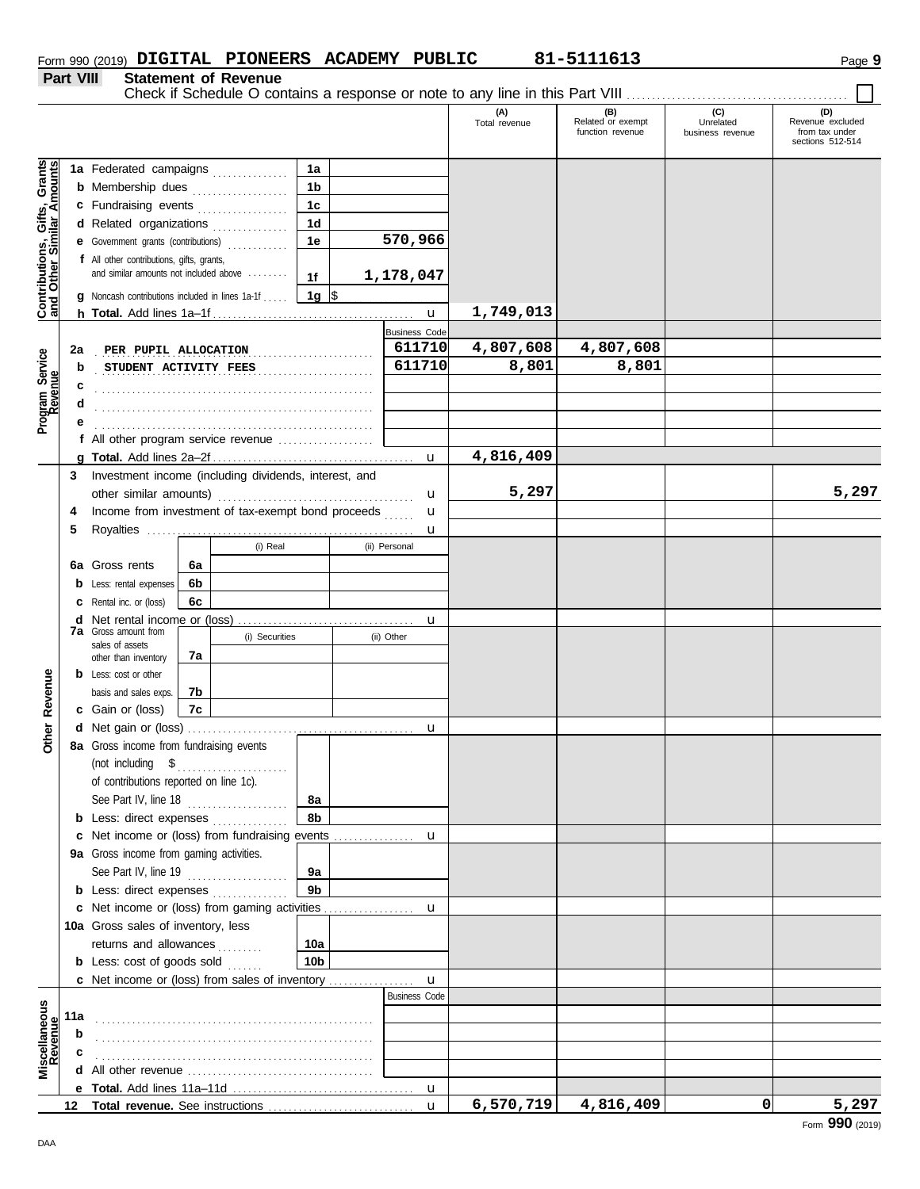Form 990 (2019) **DIGITAL PIONEERS ACADEMY PUBLIC** **81-5111613**

## Part VIII Statement of Revenue

Check if Schedule O contains a response or note to any line in this Part VIII ☐

| | | | | (A) Total revenue | (B) Related or exempt function revenue | (C) Unrelated business revenue | (D) Revenue excluded from tax under sections 512-514 |
|---|---|---|---|---|---|---|---|
| **Contributions, Gifts, Grants and Other Similar Amounts** | 1a Federated campaigns | 1a | | | | | |
| | b Membership dues | 1b | | | | | |
| | c Fundraising events | 1c | | | | | |
| | d Related organizations | 1d | | | | | |
| | e Government grants (contributions) | 1e | 570,966 | | | | |
| | f All other contributions, gifts, grants, and similar amounts not included above | 1f | 1,178,047 | | | | |
| | g Noncash contributions included in lines 1a-1f | 1g | $ | | | | |
| | h **Total.** Add lines 1a–1f | | | 1,749,013 | | | |
| **Program Service Revenue** | | | Business Code | | | | |
| | 2a PER PUPIL ALLOCATION | | 611710 | 4,807,608 | 4,807,608 | | |
| | b STUDENT ACTIVITY FEES | | 611710 | 8,801 | 8,801 | | |
| | c | | | | | | |
| | d | | | | | | |
| | e | | | | | | |
| | f All other program service revenue | | | | | | |
| | g **Total.** Add lines 2a–2f | | | 4,816,409 | | | |
| **Other Revenue** | 3 Investment income (including dividends, interest, and other similar amounts) | | | 5,297 | | | 5,297 |
| | 4 Income from investment of tax-exempt bond proceeds | | | | | | |
| | 5 Royalties | | | | | | |
| | | (i) Real | (ii) Personal | | | | |
| | 6a Gross rents | 6a | | | | | |
| | b Less: rental expenses | 6b | | | | | |
| | c Rental inc. or (loss) | 6c | | | | | |
| | d Net rental income or (loss) | | | | | | |
| | | (i) Securities | (ii) Other | | | | |
| | 7a Gross amount from sales of assets other than inventory | 7a | | | | | |
| | b Less: cost or other basis and sales exps. | 7b | | | | | |
| | c Gain or (loss) | 7c | | | | | |
| | d Net gain or (loss) | | | | | | |
| | 8a Gross income from fundraising events (not including $ of contributions reported on line 1c). See Part IV, line 18 | 8a | | | | | |
| | b Less: direct expenses | 8b | | | | | |
| | c Net income or (loss) from fundraising events | | | | | | |
| | 9a Gross income from gaming activities. See Part IV, line 19 | 9a | | | | | |
| | b Less: direct expenses | 9b | | | | | |
| | c Net income or (loss) from gaming activities | | | | | | |
| | 10a Gross sales of inventory, less returns and allowances | 10a | | | | | |
| | b Less: cost of goods sold | 10b | | | | | |
| | c Net income or (loss) from sales of inventory | | | | | | |
| **Miscellaneous Revenue** | | | Business Code | | | | |
| | 11a | | | | | | |
| | b | | | | | | |
| | c | | | | | | |
| | d All other revenue | | | | | | |
| | e **Total.** Add lines 11a–11d | | | | | | |
| | 12 **Total revenue.** See instructions | | | 6,570,719 | 4,816,409 | 0 | 5,297 |

Form **990** (2019)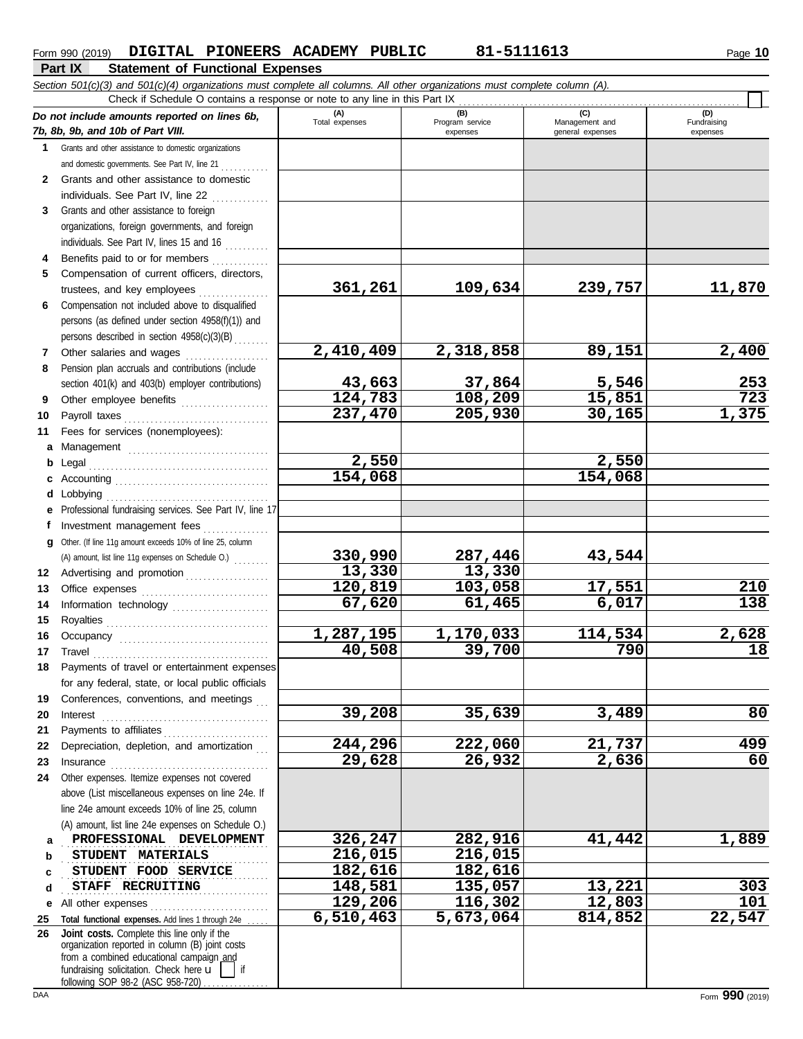Form 990 (2019) **DIGITAL PIONEERS ACADEMY PUBLIC** **81-5111613**

## Part IX Statement of Functional Expenses

*Section 501(c)(3) and 501(c)(4) organizations must complete all columns. All other organizations must complete column (A).*

Check if Schedule O contains a response or note to any line in this Part IX

| | *Do not include amounts reported on lines 6b, 7b, 8b, 9b, and 10b of Part VIII.* | (A) Total expenses | (B) Program service expenses | (C) Management and general expenses | (D) Fundraising expenses |
|---|---|---|---|---|---|
| 1 | Grants and other assistance to domestic organizations and domestic governments. See Part IV, line 21 | | | | |
| 2 | Grants and other assistance to domestic individuals. See Part IV, line 22 | | | | |
| 3 | Grants and other assistance to foreign organizations, foreign governments, and foreign individuals. See Part IV, lines 15 and 16 | | | | |
| 4 | Benefits paid to or for members | | | | |
| 5 | Compensation of current officers, directors, trustees, and key employees | 361,261 | 109,634 | 239,757 | 11,870 |
| 6 | Compensation not included above to disqualified persons (as defined under section 4958(f)(1)) and persons described in section 4958(c)(3)(B) | | | | |
| 7 | Other salaries and wages | 2,410,409 | 2,318,858 | 89,151 | 2,400 |
| 8 | Pension plan accruals and contributions (include section 401(k) and 403(b) employer contributions) | 43,663 | 37,864 | 5,546 | 253 |
| 9 | Other employee benefits | 124,783 | 108,209 | 15,851 | 723 |
| 10 | Payroll taxes | 237,470 | 205,930 | 30,165 | 1,375 |
| 11 | Fees for services (nonemployees): | | | | |
| a | Management | | | | |
| b | Legal | 2,550 | | 2,550 | |
| c | Accounting | 154,068 | | 154,068 | |
| d | Lobbying | | | | |
| e | Professional fundraising services. See Part IV, line 17 | | | | |
| f | Investment management fees | | | | |
| g | Other. (If line 11g amount exceeds 10% of line 25, column (A) amount, list line 11g expenses on Schedule O.) | 330,990 | 287,446 | 43,544 | |
| 12 | Advertising and promotion | 13,330 | 13,330 | | |
| 13 | Office expenses | 120,819 | 103,058 | 17,551 | 210 |
| 14 | Information technology | 67,620 | 61,465 | 6,017 | 138 |
| 15 | Royalties | | | | |
| 16 | Occupancy | 1,287,195 | 1,170,033 | 114,534 | 2,628 |
| 17 | Travel | 40,508 | 39,700 | 790 | 18 |
| 18 | Payments of travel or entertainment expenses for any federal, state, or local public officials | | | | |
| 19 | Conferences, conventions, and meetings | | | | |
| 20 | Interest | 39,208 | 35,639 | 3,489 | 80 |
| 21 | Payments to affiliates | | | | |
| 22 | Depreciation, depletion, and amortization | 244,296 | 222,060 | 21,737 | 499 |
| 23 | Insurance | 29,628 | 26,932 | 2,636 | 60 |
| 24 | Other expenses. Itemize expenses not covered above (List miscellaneous expenses on line 24e. If line 24e amount exceeds 10% of line 25, column (A) amount, list line 24e expenses on Schedule O.) | | | | |
| a | PROFESSIONAL DEVELOPMENT | 326,247 | 282,916 | 41,442 | 1,889 |
| b | STUDENT MATERIALS | 216,015 | 216,015 | | |
| c | STUDENT FOOD SERVICE | 182,616 | 182,616 | | |
| d | STAFF RECRUITING | 148,581 | 135,057 | 13,221 | 303 |
| e | All other expenses | 129,206 | 116,302 | 12,803 | 101 |
| 25 | **Total functional expenses.** Add lines 1 through 24e | 6,510,463 | 5,673,064 | 814,852 | 22,547 |
| 26 | **Joint costs.** Complete this line only if the organization reported in column (B) joint costs from a combined educational campaign and fundraising solicitation. Check here if following SOP 98-2 (ASC 958-720) | | | | |

Form **990** (2019)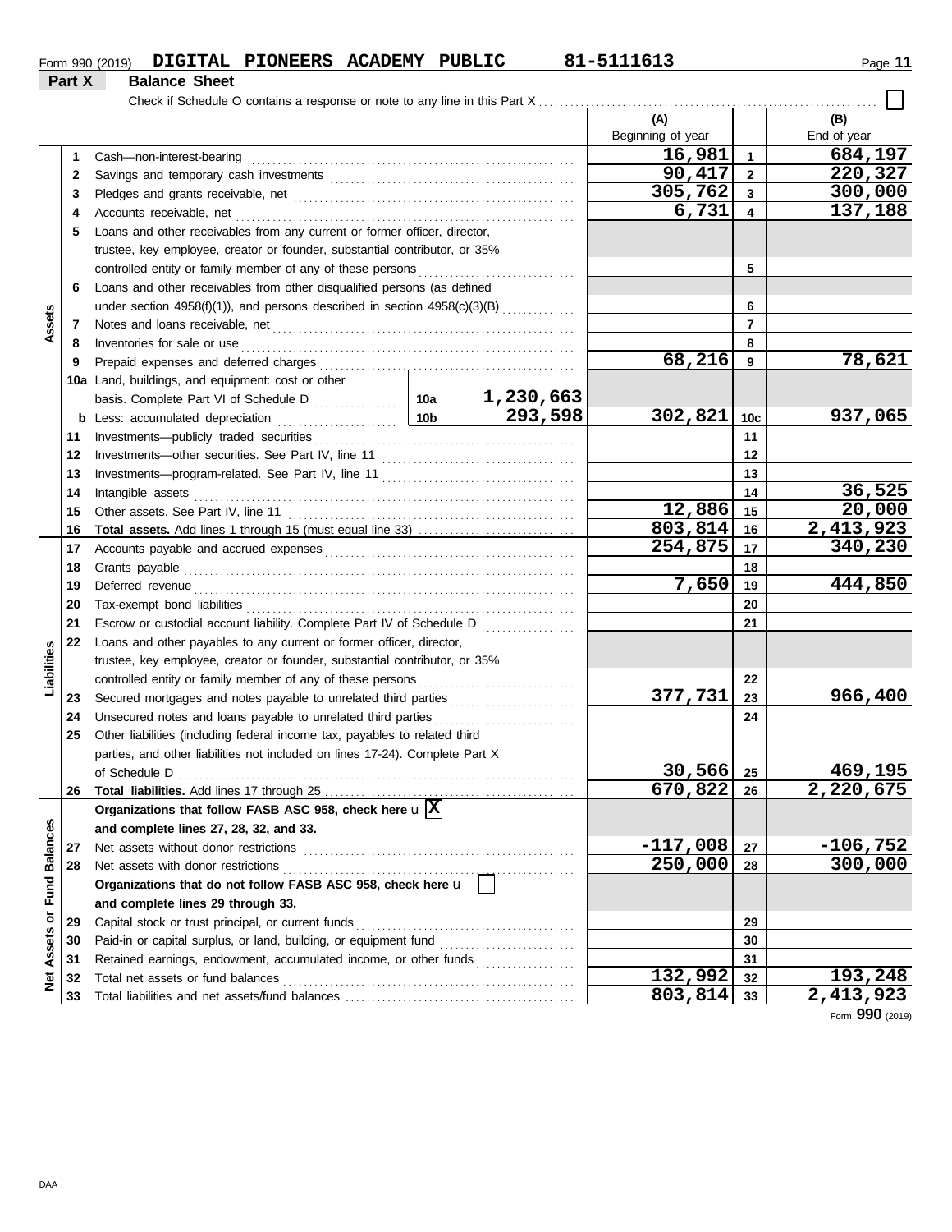Form 990 (2019) **DIGITAL PIONEERS ACADEMY PUBLIC** **81-5111613**

## Part X Balance Sheet

Check if Schedule O contains a response or note to any line in this Part X ☐

| | | | | | (A) Beginning of year | | (B) End of year |
|---|---|---|---|---|---|---|---|
| Assets | 1 | Cash—non-interest-bearing | | | 16,981 | 1 | 684,197 |
| | 2 | Savings and temporary cash investments | | | 90,417 | 2 | 220,327 |
| | 3 | Pledges and grants receivable, net | | | 305,762 | 3 | 300,000 |
| | 4 | Accounts receivable, net | | | 6,731 | 4 | 137,188 |
| | 5 | Loans and other receivables from any current or former officer, director, trustee, key employee, creator or founder, substantial contributor, or 35% controlled entity or family member of any of these persons | | | | 5 | |
| | 6 | Loans and other receivables from other disqualified persons (as defined under section 4958(f)(1)), and persons described in section 4958(c)(3)(B) | | | | 6 | |
| | 7 | Notes and loans receivable, net | | | | 7 | |
| | 8 | Inventories for sale or use | | | | 8 | |
| | 9 | Prepaid expenses and deferred charges | | | 68,216 | 9 | 78,621 |
| | 10a | Land, buildings, and equipment: cost or other basis. Complete Part VI of Schedule D | 10a | 1,230,663 | | | |
| | b | Less: accumulated depreciation | 10b | 293,598 | 302,821 | 10c | 937,065 |
| | 11 | Investments—publicly traded securities | | | | 11 | |
| | 12 | Investments—other securities. See Part IV, line 11 | | | | 12 | |
| | 13 | Investments—program-related. See Part IV, line 11 | | | | 13 | |
| | 14 | Intangible assets | | | | 14 | 36,525 |
| | 15 | Other assets. See Part IV, line 11 | | | 12,886 | 15 | 20,000 |
| | 16 | **Total assets.** Add lines 1 through 15 (must equal line 33) | | | 803,814 | 16 | 2,413,923 |
| Liabilities | 17 | Accounts payable and accrued expenses | | | 254,875 | 17 | 340,230 |
| | 18 | Grants payable | | | | 18 | |
| | 19 | Deferred revenue | | | 7,650 | 19 | 444,850 |
| | 20 | Tax-exempt bond liabilities | | | | 20 | |
| | 21 | Escrow or custodial account liability. Complete Part IV of Schedule D | | | | 21 | |
| | 22 | Loans and other payables to any current or former officer, director, trustee, key employee, creator or founder, substantial contributor, or 35% controlled entity or family member of any of these persons | | | | 22 | |
| | 23 | Secured mortgages and notes payable to unrelated third parties | | | 377,731 | 23 | 966,400 |
| | 24 | Unsecured notes and loans payable to unrelated third parties | | | | 24 | |
| | 25 | Other liabilities (including federal income tax, payables to related third parties, and other liabilities not included on lines 17-24). Complete Part X of Schedule D | | | 30,566 | 25 | 469,195 |
| | 26 | **Total liabilities.** Add lines 17 through 25 | | | 670,822 | 26 | 2,220,675 |
| Net Assets or Fund Balances | | **Organizations that follow FASB ASC 958, check here** ☒ **and complete lines 27, 28, 32, and 33.** | | | | | |
| | 27 | Net assets without donor restrictions | | | -117,008 | 27 | -106,752 |
| | 28 | Net assets with donor restrictions | | | 250,000 | 28 | 300,000 |
| | | **Organizations that do not follow FASB ASC 958, check here** ☐ **and complete lines 29 through 33.** | | | | | |
| | 29 | Capital stock or trust principal, or current funds | | | | 29 | |
| | 30 | Paid-in or capital surplus, or land, building, or equipment fund | | | | 30 | |
| | 31 | Retained earnings, endowment, accumulated income, or other funds | | | | 31 | |
| | 32 | Total net assets or fund balances | | | 132,992 | 32 | 193,248 |
| | 33 | Total liabilities and net assets/fund balances | | | 803,814 | 33 | 2,413,923 |

Form **990** (2019)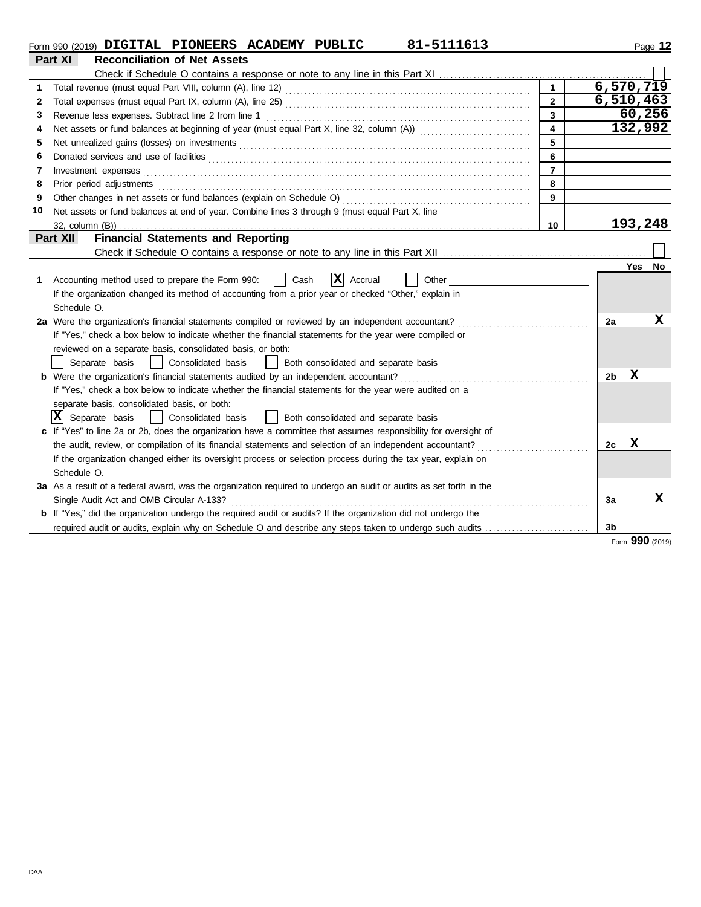Form 990 (2019) **DIGITAL PIONEERS ACADEMY PUBLIC 81-5111613**

## Part XI Reconciliation of Net Assets

Check if Schedule O contains a response or note to any line in this Part XI ☐

| | | | |
|---|---|---|---|
| 1 | Total revenue (must equal Part VIII, column (A), line 12) | 1 | 6,570,719 |
| 2 | Total expenses (must equal Part IX, column (A), line 25) | 2 | 6,510,463 |
| 3 | Revenue less expenses. Subtract line 2 from line 1 | 3 | 60,256 |
| 4 | Net assets or fund balances at beginning of year (must equal Part X, line 32, column (A)) | 4 | 132,992 |
| 5 | Net unrealized gains (losses) on investments | 5 | |
| 6 | Donated services and use of facilities | 6 | |
| 7 | Investment expenses | 7 | |
| 8 | Prior period adjustments | 8 | |
| 9 | Other changes in net assets or fund balances (explain on Schedule O) | 9 | |
| 10 | Net assets or fund balances at end of year. Combine lines 3 through 9 (must equal Part X, line 32, column (B)) | 10 | 193,248 |

## Part XII Financial Statements and Reporting

Check if Schedule O contains a response or note to any line in this Part XII ☐

| | | | Yes | No |
|---|---|---|---|---|
| 1 | Accounting method used to prepare the Form 990: ☐ Cash ☒ Accrual ☐ Other<br>If the organization changed its method of accounting from a prior year or checked "Other," explain in Schedule O. | | | |
| 2a | Were the organization's financial statements compiled or reviewed by an independent accountant?<br>If "Yes," check a box below to indicate whether the financial statements for the year were compiled or reviewed on a separate basis, consolidated basis, or both:<br>☐ Separate basis ☐ Consolidated basis ☐ Both consolidated and separate basis | 2a | | X |
| b | Were the organization's financial statements audited by an independent accountant?<br>If "Yes," check a box below to indicate whether the financial statements for the year were audited on a separate basis, consolidated basis, or both:<br>☒ Separate basis ☐ Consolidated basis ☐ Both consolidated and separate basis | 2b | X | |
| c | If "Yes" to line 2a or 2b, does the organization have a committee that assumes responsibility for oversight of the audit, review, or compilation of its financial statements and selection of an independent accountant?<br>If the organization changed either its oversight process or selection process during the tax year, explain on Schedule O. | 2c | X | |
| 3a | As a result of a federal award, was the organization required to undergo an audit or audits as set forth in the Single Audit Act and OMB Circular A-133? | 3a | | X |
| b | If "Yes," did the organization undergo the required audit or audits? If the organization did not undergo the required audit or audits, explain why on Schedule O and describe any steps taken to undergo such audits | 3b | | |

Form **990** (2019)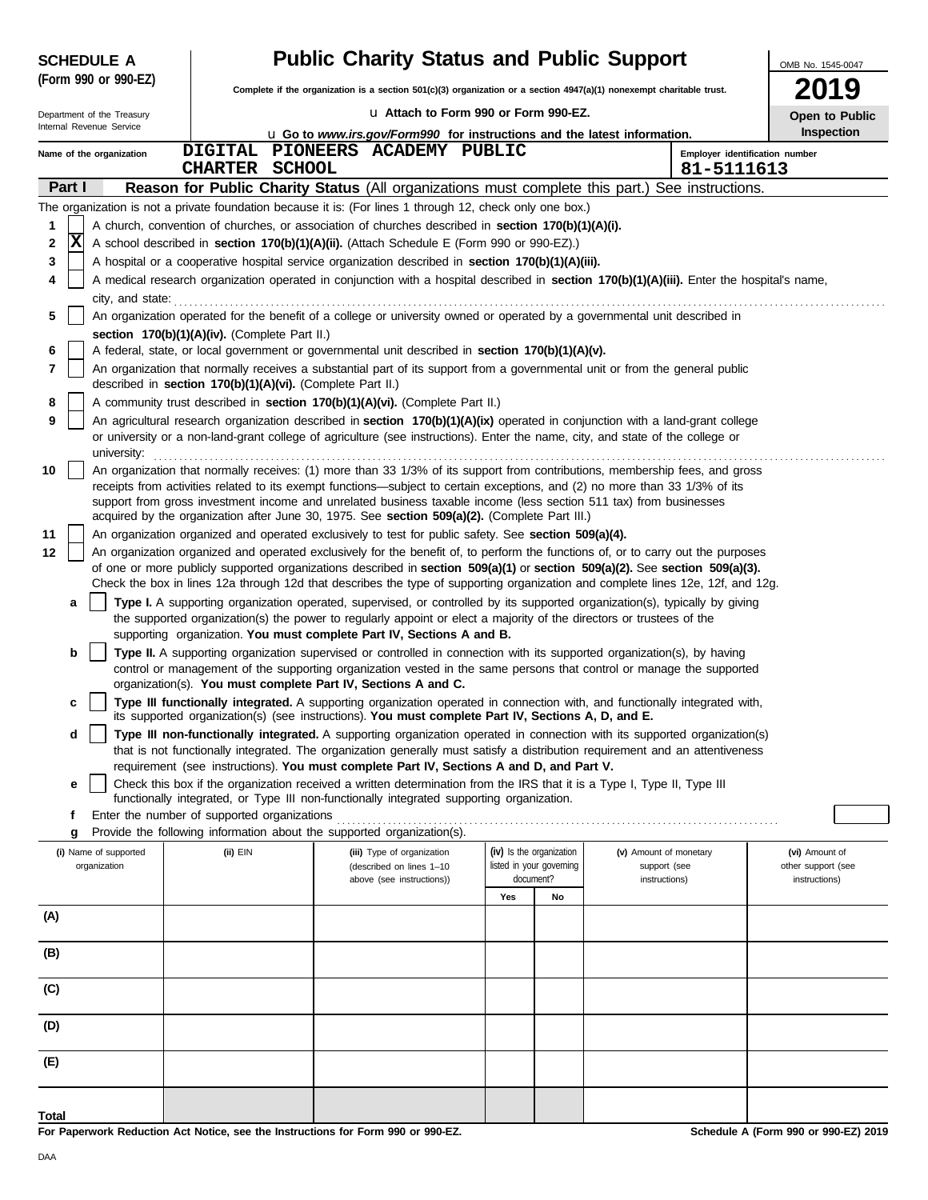**SCHEDULE A**
**(Form 990 or 990-EZ)**

Department of the Treasury
Internal Revenue Service

# Public Charity Status and Public Support

**Complete if the organization is a section 501(c)(3) organization or a section 4947(a)(1) nonexempt charitable trust.**

u **Attach to Form 990 or Form 990-EZ.**

u **Go to *www.irs.gov/Form990* for instructions and the latest information.**

OMB No. 1545-0047

**2019**

**Open to Public Inspection**

Name of the organization: DIGITAL PIONEERS ACADEMY PUBLIC CHARTER SCHOOL

Employer identification number: 81-5111613

## Part I — Reason for Public Charity Status (All organizations must complete this part.) See instructions.

The organization is not a private foundation because it is: (For lines 1 through 12, check only one box.)

1 [ ] A church, convention of churches, or association of churches described in **section 170(b)(1)(A)(i).**

2 [X] A school described in **section 170(b)(1)(A)(ii).** (Attach Schedule E (Form 990 or 990-EZ).)

3 [ ] A hospital or a cooperative hospital service organization described in **section 170(b)(1)(A)(iii).**

4 [ ] A medical research organization operated in conjunction with a hospital described in **section 170(b)(1)(A)(iii).** Enter the hospital's name, city, and state: ....................

5 [ ] An organization operated for the benefit of a college or university owned or operated by a governmental unit described in **section 170(b)(1)(A)(iv).** (Complete Part II.)

6 [ ] A federal, state, or local government or governmental unit described in **section 170(b)(1)(A)(v).**

7 [ ] An organization that normally receives a substantial part of its support from a governmental unit or from the general public described in **section 170(b)(1)(A)(vi).** (Complete Part II.)

8 [ ] A community trust described in **section 170(b)(1)(A)(vi).** (Complete Part II.)

9 [ ] An agricultural research organization described in **section 170(b)(1)(A)(ix)** operated in conjunction with a land-grant college or university or a non-land-grant college of agriculture (see instructions). Enter the name, city, and state of the college or university: ....................

10 [ ] An organization that normally receives: (1) more than 33 1/3% of its support from contributions, membership fees, and gross receipts from activities related to its exempt functions—subject to certain exceptions, and (2) no more than 33 1/3% of its support from gross investment income and unrelated business taxable income (less section 511 tax) from businesses acquired by the organization after June 30, 1975. See **section 509(a)(2).** (Complete Part III.)

11 [ ] An organization organized and operated exclusively to test for public safety. See **section 509(a)(4).**

12 [ ] An organization organized and operated exclusively for the benefit of, to perform the functions of, or to carry out the purposes of one or more publicly supported organizations described in **section 509(a)(1)** or **section 509(a)(2).** See **section 509(a)(3).** Check the box in lines 12a through 12d that describes the type of supporting organization and complete lines 12e, 12f, and 12g.

a [ ] **Type I.** A supporting organization operated, supervised, or controlled by its supported organization(s), typically by giving the supported organization(s) the power to regularly appoint or elect a majority of the directors or trustees of the supporting organization. **You must complete Part IV, Sections A and B.**

b [ ] **Type II.** A supporting organization supervised or controlled in connection with its supported organization(s), by having control or management of the supporting organization vested in the same persons that control or manage the supported organization(s). **You must complete Part IV, Sections A and C.**

c [ ] **Type III functionally integrated.** A supporting organization operated in connection with, and functionally integrated with, its supported organization(s) (see instructions). **You must complete Part IV, Sections A, D, and E.**

d [ ] **Type III non-functionally integrated.** A supporting organization operated in connection with its supported organization(s) that is not functionally integrated. The organization generally must satisfy a distribution requirement and an attentiveness requirement (see instructions). **You must complete Part IV, Sections A and D, and Part V.**

e [ ] Check this box if the organization received a written determination from the IRS that it is a Type I, Type II, Type III functionally integrated, or Type III non-functionally integrated supporting organization.

f Enter the number of supported organizations ....................

g Provide the following information about the supported organization(s).

| (i) Name of supported organization | (ii) EIN | (iii) Type of organization (described on lines 1–10 above (see instructions)) | (iv) Is the organization listed in your governing document? | | (v) Amount of monetary support (see instructions) | (vi) Amount of other support (see instructions) |
|---|---|---|---|---|---|---|
| | | | Yes | No | | |
| (A) | | | | | | |
| (B) | | | | | | |
| (C) | | | | | | |
| (D) | | | | | | |
| (E) | | | | | | |
| Total | | | | | | |

**For Paperwork Reduction Act Notice, see the Instructions for Form 990 or 990-EZ.**

**Schedule A (Form 990 or 990-EZ) 2019**

DAA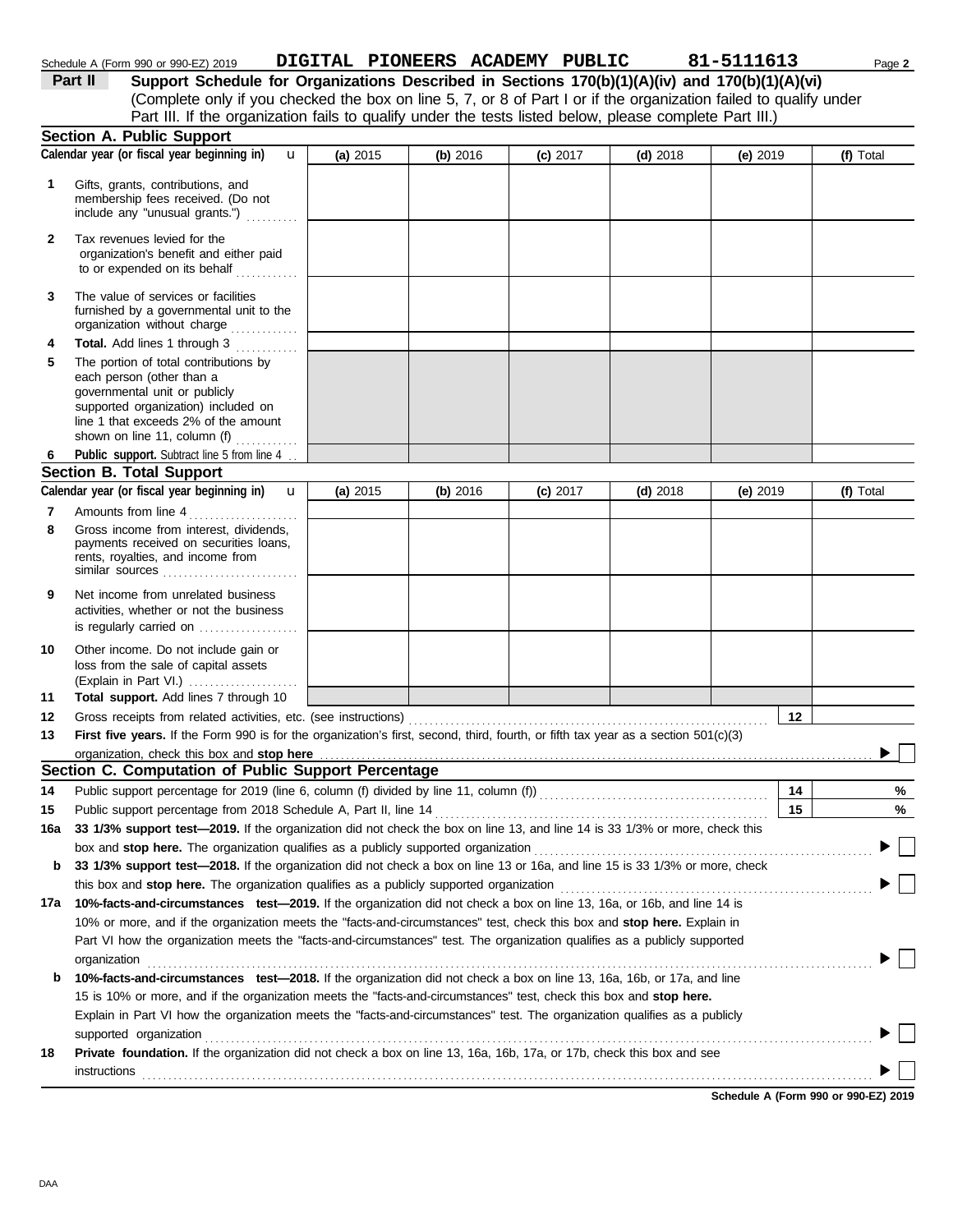Schedule A (Form 990 or 990-EZ) 2019 **DIGITAL PIONEERS ACADEMY PUBLIC** **81-5111613**

**Part II** **Support Schedule for Organizations Described in Sections 170(b)(1)(A)(iv) and 170(b)(1)(A)(vi)**
(Complete only if you checked the box on line 5, 7, or 8 of Part I or if the organization failed to qualify under Part III. If the organization fails to qualify under the tests listed below, please complete Part III.)

### Section A. Public Support

| Calendar year (or fiscal year beginning in) | (a) 2015 | (b) 2016 | (c) 2017 | (d) 2018 | (e) 2019 | (f) Total |
|---|---|---|---|---|---|---|
| **1** Gifts, grants, contributions, and membership fees received. (Do not include any "unusual grants.") | | | | | | |
| **2** Tax revenues levied for the organization's benefit and either paid to or expended on its behalf | | | | | | |
| **3** The value of services or facilities furnished by a governmental unit to the organization without charge | | | | | | |
| **4** **Total.** Add lines 1 through 3 | | | | | | |
| **5** The portion of total contributions by each person (other than a governmental unit or publicly supported organization) included on line 1 that exceeds 2% of the amount shown on line 11, column (f) | | | | | | |
| **6** **Public support.** Subtract line 5 from line 4 | | | | | | |

### Section B. Total Support

| Calendar year (or fiscal year beginning in) | (a) 2015 | (b) 2016 | (c) 2017 | (d) 2018 | (e) 2019 | (f) Total |
|---|---|---|---|---|---|---|
| **7** Amounts from line 4 | | | | | | |
| **8** Gross income from interest, dividends, payments received on securities loans, rents, royalties, and income from similar sources | | | | | | |
| **9** Net income from unrelated business activities, whether or not the business is regularly carried on | | | | | | |
| **10** Other income. Do not include gain or loss from the sale of capital assets (Explain in Part VI.) | | | | | | |
| **11** **Total support.** Add lines 7 through 10 | | | | | | |

**12** Gross receipts from related activities, etc. (see instructions) **12**

**13** **First five years.** If the Form 990 is for the organization's first, second, third, fourth, or fifth tax year as a section 501(c)(3) organization, check this box and **stop here** ☐

### Section C. Computation of Public Support Percentage

**14** Public support percentage for 2019 (line 6, column (f) divided by line 11, column (f)) **14** %

**15** Public support percentage from 2018 Schedule A, Part II, line 14 **15** %

**16a** **33 1/3% support test—2019.** If the organization did not check the box on line 13, and line 14 is 33 1/3% or more, check this box and **stop here.** The organization qualifies as a publicly supported organization ☐

**b** **33 1/3% support test—2018.** If the organization did not check a box on line 13 or 16a, and line 15 is 33 1/3% or more, check this box and **stop here.** The organization qualifies as a publicly supported organization ☐

**17a** **10%-facts-and-circumstances test—2019.** If the organization did not check a box on line 13, 16a, or 16b, and line 14 is 10% or more, and if the organization meets the "facts-and-circumstances" test, check this box and **stop here.** Explain in Part VI how the organization meets the "facts-and-circumstances" test. The organization qualifies as a publicly supported organization ☐

**b** **10%-facts-and-circumstances test—2018.** If the organization did not check a box on line 13, 16a, 16b, or 17a, and line 15 is 10% or more, and if the organization meets the "facts-and-circumstances" test, check this box and **stop here.** Explain in Part VI how the organization meets the "facts-and-circumstances" test. The organization qualifies as a publicly supported organization ☐

**18** **Private foundation.** If the organization did not check a box on line 13, 16a, 16b, 17a, or 17b, check this box and see instructions ☐

**Schedule A (Form 990 or 990-EZ) 2019**

DAA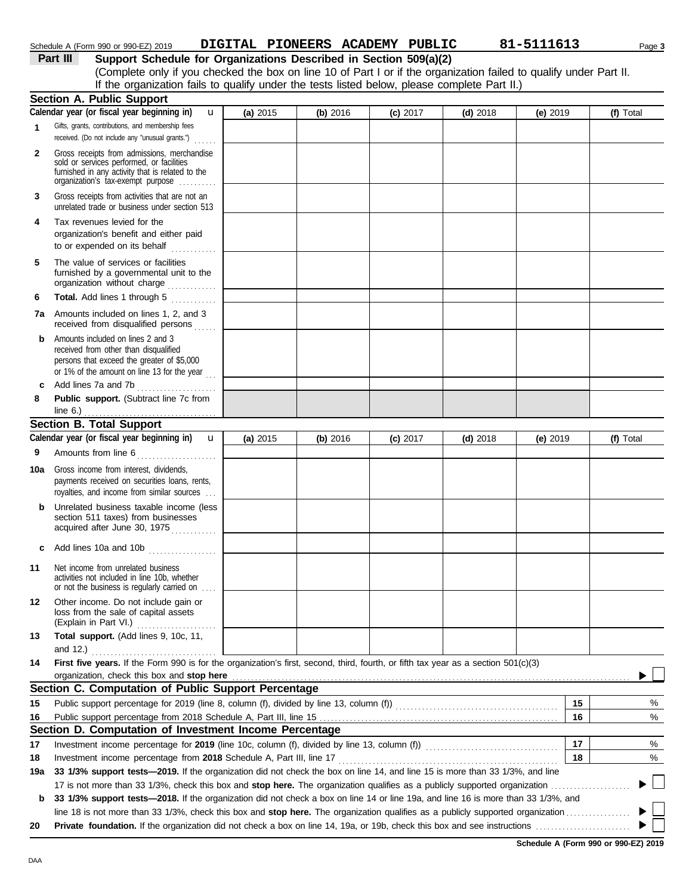Schedule A (Form 990 or 990-EZ) 2019 **DIGITAL PIONEERS ACADEMY PUBLIC** **81-5111613** Page **3**

**Part III** **Support Schedule for Organizations Described in Section 509(a)(2)**

(Complete only if you checked the box on line 10 of Part I or if the organization failed to qualify under Part II. If the organization fails to qualify under the tests listed below, please complete Part II.)

## Section A. Public Support

| Calendar year (or fiscal year beginning in) | (a) 2015 | (b) 2016 | (c) 2017 | (d) 2018 | (e) 2019 | (f) Total |
|---|---|---|---|---|---|---|
| **1** Gifts, grants, contributions, and membership fees received. (Do not include any "unusual grants.") | | | | | | |
| **2** Gross receipts from admissions, merchandise sold or services performed, or facilities furnished in any activity that is related to the organization's tax-exempt purpose | | | | | | |
| **3** Gross receipts from activities that are not an unrelated trade or business under section 513 | | | | | | |
| **4** Tax revenues levied for the organization's benefit and either paid to or expended on its behalf | | | | | | |
| **5** The value of services or facilities furnished by a governmental unit to the organization without charge | | | | | | |
| **6** **Total.** Add lines 1 through 5 | | | | | | |
| **7a** Amounts included on lines 1, 2, and 3 received from disqualified persons | | | | | | |
| **b** Amounts included on lines 2 and 3 received from other than disqualified persons that exceed the greater of $5,000 or 1% of the amount on line 13 for the year | | | | | | |
| **c** Add lines 7a and 7b | | | | | | |
| **8** **Public support.** (Subtract line 7c from line 6.) | | | | | | |

## Section B. Total Support

| Calendar year (or fiscal year beginning in) | (a) 2015 | (b) 2016 | (c) 2017 | (d) 2018 | (e) 2019 | (f) Total |
|---|---|---|---|---|---|---|
| **9** Amounts from line 6 | | | | | | |
| **10a** Gross income from interest, dividends, payments received on securities loans, rents, royalties, and income from similar sources | | | | | | |
| **b** Unrelated business taxable income (less section 511 taxes) from businesses acquired after June 30, 1975 | | | | | | |
| **c** Add lines 10a and 10b | | | | | | |
| **11** Net income from unrelated business activities not included in line 10b, whether or not the business is regularly carried on | | | | | | |
| **12** Other income. Do not include gain or loss from the sale of capital assets (Explain in Part VI.) | | | | | | |
| **13** **Total support.** (Add lines 9, 10c, 11, and 12.) | | | | | | |

**14** **First five years.** If the Form 990 is for the organization's first, second, third, fourth, or fifth tax year as a section 501(c)(3) organization, check this box and **stop here** ▶ ☐

## Section C. Computation of Public Support Percentage

| | | | |
|---|---|---|---|
| **15** | Public support percentage for 2019 (line 8, column (f), divided by line 13, column (f)) | **15** | % |
| **16** | Public support percentage from 2018 Schedule A, Part III, line 15 | **16** | % |

## Section D. Computation of Investment Income Percentage

| | | | |
|---|---|---|---|
| **17** | Investment income percentage for **2019** (line 10c, column (f), divided by line 13, column (f)) | **17** | % |
| **18** | Investment income percentage from **2018** Schedule A, Part III, line 17 | **18** | % |

**19a** **33 1/3% support tests—2019.** If the organization did not check the box on line 14, and line 15 is more than 33 1/3%, and line 17 is not more than 33 1/3%, check this box and **stop here.** The organization qualifies as a publicly supported organization ▶ ☐

**b** **33 1/3% support tests—2018.** If the organization did not check a box on line 14 or line 19a, and line 16 is more than 33 1/3%, and line 18 is not more than 33 1/3%, check this box and **stop here.** The organization qualifies as a publicly supported organization ▶ ☐

**20** **Private foundation.** If the organization did not check a box on line 14, 19a, or 19b, check this box and see instructions ▶ ☐

**Schedule A (Form 990 or 990-EZ) 2019**

DAA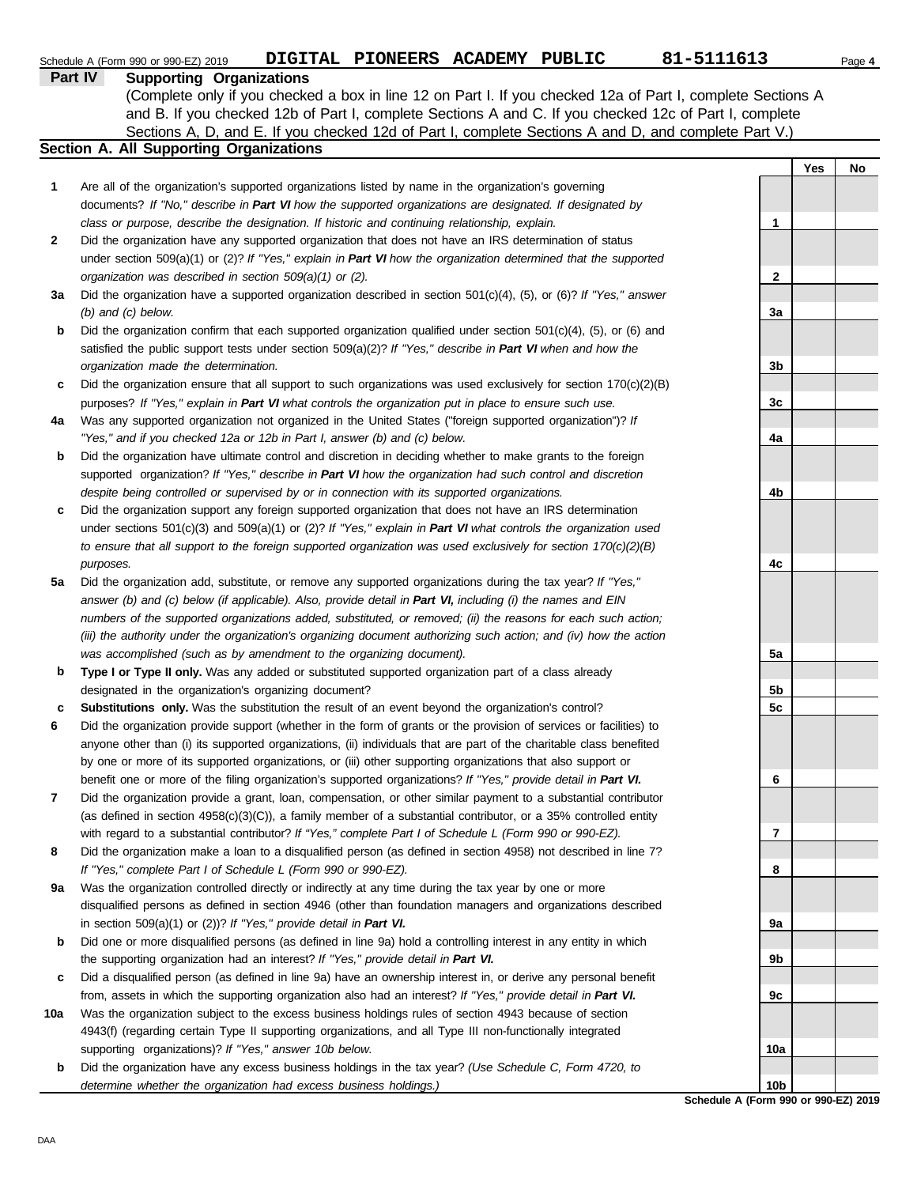Schedule A (Form 990 or 990-EZ) 2019 **DIGITAL PIONEERS ACADEMY PUBLIC 81-5111613** Page **4**

## Part IV Supporting Organizations

(Complete only if you checked a box in line 12 on Part I. If you checked 12a of Part I, complete Sections A and B. If you checked 12b of Part I, complete Sections A and C. If you checked 12c of Part I, complete Sections A, D, and E. If you checked 12d of Part I, complete Sections A and D, and complete Part V.)

### Section A. All Supporting Organizations

| | | | Yes | No |
|---|---|---|---|---|
| **1** | Are all of the organization's supported organizations listed by name in the organization's governing documents? *If "No," describe in **Part VI** how the supported organizations are designated. If designated by class or purpose, describe the designation. If historic and continuing relationship, explain.* | **1** | | |
| **2** | Did the organization have any supported organization that does not have an IRS determination of status under section 509(a)(1) or (2)? *If "Yes," explain in **Part VI** how the organization determined that the supported organization was described in section 509(a)(1) or (2).* | **2** | | |
| **3a** | Did the organization have a supported organization described in section 501(c)(4), (5), or (6)? *If "Yes," answer (b) and (c) below.* | **3a** | | |
| **b** | Did the organization confirm that each supported organization qualified under section 501(c)(4), (5), or (6) and satisfied the public support tests under section 509(a)(2)? *If "Yes," describe in **Part VI** when and how the organization made the determination.* | **3b** | | |
| **c** | Did the organization ensure that all support to such organizations was used exclusively for section 170(c)(2)(B) purposes? *If "Yes," explain in **Part VI** what controls the organization put in place to ensure such use.* | **3c** | | |
| **4a** | Was any supported organization not organized in the United States ("foreign supported organization")? *If "Yes," and if you checked 12a or 12b in Part I, answer (b) and (c) below.* | **4a** | | |
| **b** | Did the organization have ultimate control and discretion in deciding whether to make grants to the foreign supported organization? *If "Yes," describe in **Part VI** how the organization had such control and discretion despite being controlled or supervised by or in connection with its supported organizations.* | **4b** | | |
| **c** | Did the organization support any foreign supported organization that does not have an IRS determination under sections 501(c)(3) and 509(a)(1) or (2)? *If "Yes," explain in **Part VI** what controls the organization used to ensure that all support to the foreign supported organization was used exclusively for section 170(c)(2)(B) purposes.* | **4c** | | |
| **5a** | Did the organization add, substitute, or remove any supported organizations during the tax year? *If "Yes," answer (b) and (c) below (if applicable). Also, provide detail in **Part VI,** including (i) the names and EIN numbers of the supported organizations added, substituted, or removed; (ii) the reasons for each such action; (iii) the authority under the organization's organizing document authorizing such action; and (iv) how the action was accomplished (such as by amendment to the organizing document).* | **5a** | | |
| **b** | **Type I or Type II only.** Was any added or substituted supported organization part of a class already designated in the organization's organizing document? | **5b** | | |
| **c** | **Substitutions only.** Was the substitution the result of an event beyond the organization's control? | **5c** | | |
| **6** | Did the organization provide support (whether in the form of grants or the provision of services or facilities) to anyone other than (i) its supported organizations, (ii) individuals that are part of the charitable class benefited by one or more of its supported organizations, or (iii) other supporting organizations that also support or benefit one or more of the filing organization's supported organizations? *If "Yes," provide detail in **Part VI.*** | **6** | | |
| **7** | Did the organization provide a grant, loan, compensation, or other similar payment to a substantial contributor (as defined in section 4958(c)(3)(C)), a family member of a substantial contributor, or a 35% controlled entity with regard to a substantial contributor? *If "Yes," complete Part I of Schedule L (Form 990 or 990-EZ).* | **7** | | |
| **8** | Did the organization make a loan to a disqualified person (as defined in section 4958) not described in line 7? *If "Yes," complete Part I of Schedule L (Form 990 or 990-EZ).* | **8** | | |
| **9a** | Was the organization controlled directly or indirectly at any time during the tax year by one or more disqualified persons as defined in section 4946 (other than foundation managers and organizations described in section 509(a)(1) or (2))? *If "Yes," provide detail in **Part VI.*** | **9a** | | |
| **b** | Did one or more disqualified persons (as defined in line 9a) hold a controlling interest in any entity in which the supporting organization had an interest? *If "Yes," provide detail in **Part VI.*** | **9b** | | |
| **c** | Did a disqualified person (as defined in line 9a) have an ownership interest in, or derive any personal benefit from, assets in which the supporting organization also had an interest? *If "Yes," provide detail in **Part VI.*** | **9c** | | |
| **10a** | Was the organization subject to the excess business holdings rules of section 4943 because of section 4943(f) (regarding certain Type II supporting organizations, and all Type III non-functionally integrated supporting organizations)? *If "Yes," answer 10b below.* | **10a** | | |
| **b** | Did the organization have any excess business holdings in the tax year? *(Use Schedule C, Form 4720, to determine whether the organization had excess business holdings.)* | **10b** | | |

**Schedule A (Form 990 or 990-EZ) 2019**

DAA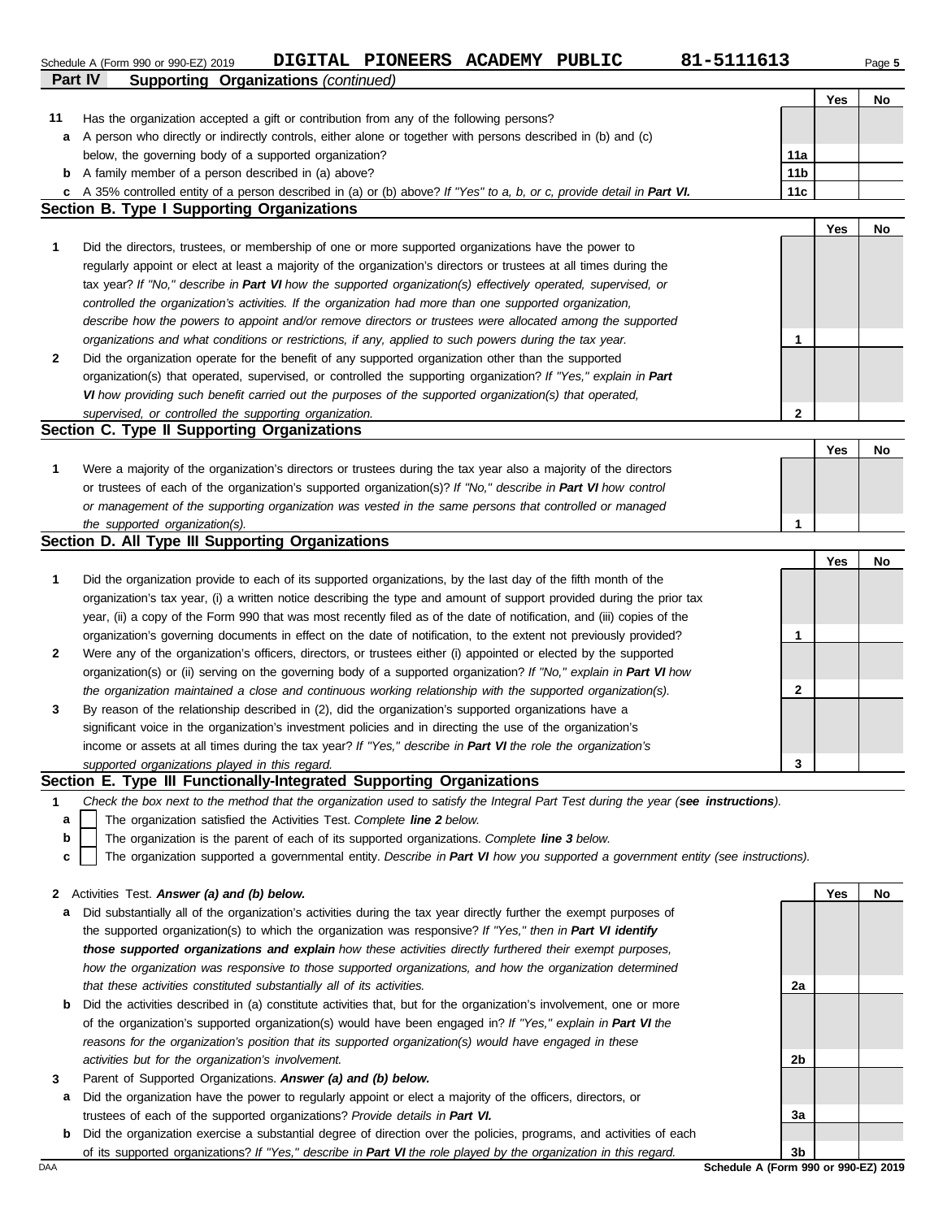Schedule A (Form 990 or 990-EZ) 2019 DIGITAL PIONEERS ACADEMY PUBLIC 81-5111613 Page 5

## Part IV Supporting Organizations *(continued)*

| | | | Yes | No |
|---|---|---|---|---|
| **11** | Has the organization accepted a gift or contribution from any of the following persons? | | | |
| **a** | A person who directly or indirectly controls, either alone or together with persons described in (b) and (c) below, the governing body of a supported organization? | **11a** | | |
| **b** | A family member of a person described in (a) above? | **11b** | | |
| **c** | A 35% controlled entity of a person described in (a) or (b) above? *If "Yes" to a, b, or c, provide detail in **Part VI.*** | **11c** | | |

### Section B. Type I Supporting Organizations

| | | | Yes | No |
|---|---|---|---|---|
| **1** | Did the directors, trustees, or membership of one or more supported organizations have the power to regularly appoint or elect at least a majority of the organization's directors or trustees at all times during the tax year? *If "No," describe in **Part VI** how the supported organization(s) effectively operated, supervised, or controlled the organization's activities. If the organization had more than one supported organization, describe how the powers to appoint and/or remove directors or trustees were allocated among the supported organizations and what conditions or restrictions, if any, applied to such powers during the tax year.* | **1** | | |
| **2** | Did the organization operate for the benefit of any supported organization other than the supported organization(s) that operated, supervised, or controlled the supporting organization? *If "Yes," explain in **Part VI** how providing such benefit carried out the purposes of the supported organization(s) that operated, supervised, or controlled the supporting organization.* | **2** | | |

### Section C. Type II Supporting Organizations

| | | | Yes | No |
|---|---|---|---|---|
| **1** | Were a majority of the organization's directors or trustees during the tax year also a majority of the directors or trustees of each of the organization's supported organization(s)? *If "No," describe in **Part VI** how control or management of the supporting organization was vested in the same persons that controlled or managed the supported organization(s).* | **1** | | |

### Section D. All Type III Supporting Organizations

| | | | Yes | No |
|---|---|---|---|---|
| **1** | Did the organization provide to each of its supported organizations, by the last day of the fifth month of the organization's tax year, (i) a written notice describing the type and amount of support provided during the prior tax year, (ii) a copy of the Form 990 that was most recently filed as of the date of notification, and (iii) copies of the organization's governing documents in effect on the date of notification, to the extent not previously provided? | **1** | | |
| **2** | Were any of the organization's officers, directors, or trustees either (i) appointed or elected by the supported organization(s) or (ii) serving on the governing body of a supported organization? *If "No," explain in **Part VI** how the organization maintained a close and continuous working relationship with the supported organization(s).* | **2** | | |
| **3** | By reason of the relationship described in (2), did the organization's supported organizations have a significant voice in the organization's investment policies and in directing the use of the organization's income or assets at all times during the tax year? *If "Yes," describe in **Part VI** the role the organization's supported organizations played in this regard.* | **3** | | |

### Section E. Type III Functionally-Integrated Supporting Organizations

**1** *Check the box next to the method that the organization used to satisfy the Integral Part Test during the year (**see instructions**).*

- **a** ☐ The organization satisfied the Activities Test. *Complete **line 2** below.*
- **b** ☐ The organization is the parent of each of its supported organizations. *Complete **line 3** below.*
- **c** ☐ The organization supported a governmental entity. *Describe in **Part VI** how you supported a government entity (see instructions).*

| | | | Yes | No |
|---|---|---|---|---|
| **2** | Activities Test. ***Answer (a) and (b) below.*** | | | |
| **a** | Did substantially all of the organization's activities during the tax year directly further the exempt purposes of the supported organization(s) to which the organization was responsive? *If "Yes," then in **Part VI identify those supported organizations and explain** how these activities directly furthered their exempt purposes, how the organization was responsive to those supported organizations, and how the organization determined that these activities constituted substantially all of its activities.* | **2a** | | |
| **b** | Did the activities described in (a) constitute activities that, but for the organization's involvement, one or more of the organization's supported organization(s) would have been engaged in? *If "Yes," explain in **Part VI** the reasons for the organization's position that its supported organization(s) would have engaged in these activities but for the organization's involvement.* | **2b** | | |
| **3** | Parent of Supported Organizations. ***Answer (a) and (b) below.*** | | | |
| **a** | Did the organization have the power to regularly appoint or elect a majority of the officers, directors, or trustees of each of the supported organizations? *Provide details in **Part VI.*** | **3a** | | |
| **b** | Did the organization exercise a substantial degree of direction over the policies, programs, and activities of each of its supported organizations? *If "Yes," describe in **Part VI** the role played by the organization in this regard.* | **3b** | | |

DAA **Schedule A (Form 990 or 990-EZ) 2019**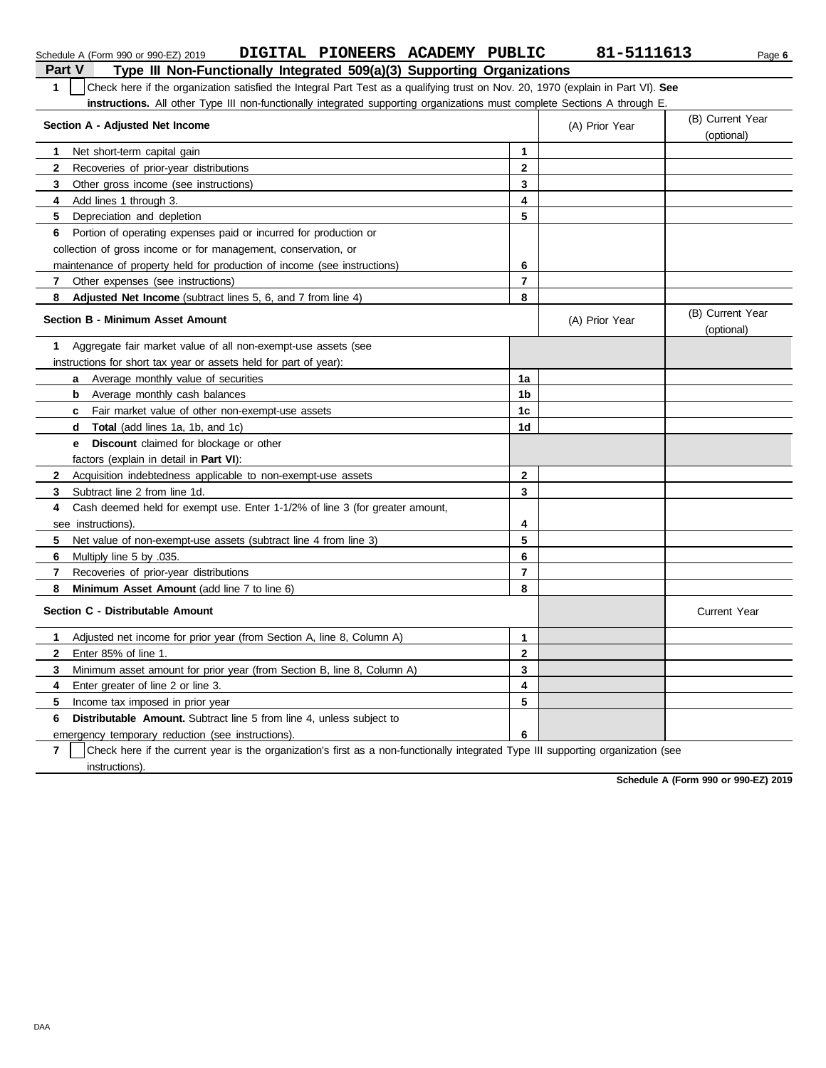Schedule A (Form 990 or 990-EZ) 2019 **DIGITAL PIONEERS ACADEMY PUBLIC** **81-5111613** Page **6**

## Part V Type III Non-Functionally Integrated 509(a)(3) Supporting Organizations

**1** ☐ Check here if the organization satisfied the Integral Part Test as a qualifying trust on Nov. 20, 1970 (explain in Part VI). **See instructions.** All other Type III non-functionally integrated supporting organizations must complete Sections A through E.

| **Section A - Adjusted Net Income** | | (A) Prior Year | (B) Current Year (optional) |
|---|---|---|---|
| **1** Net short-term capital gain | **1** | | |
| **2** Recoveries of prior-year distributions | **2** | | |
| **3** Other gross income (see instructions) | **3** | | |
| **4** Add lines 1 through 3. | **4** | | |
| **5** Depreciation and depletion | **5** | | |
| **6** Portion of operating expenses paid or incurred for production or collection of gross income or for management, conservation, or maintenance of property held for production of income (see instructions) | **6** | | |
| **7** Other expenses (see instructions) | **7** | | |
| **8** **Adjusted Net Income** (subtract lines 5, 6, and 7 from line 4) | **8** | | |

| **Section B - Minimum Asset Amount** | | (A) Prior Year | (B) Current Year (optional) |
|---|---|---|---|
| **1** Aggregate fair market value of all non-exempt-use assets (see instructions for short tax year or assets held for part of year): | | | |
| **a** Average monthly value of securities | **1a** | | |
| **b** Average monthly cash balances | **1b** | | |
| **c** Fair market value of other non-exempt-use assets | **1c** | | |
| **d** **Total** (add lines 1a, 1b, and 1c) | **1d** | | |
| **e** **Discount** claimed for blockage or other factors (explain in detail in **Part VI**): | | | |
| **2** Acquisition indebtedness applicable to non-exempt-use assets | **2** | | |
| **3** Subtract line 2 from line 1d. | **3** | | |
| **4** Cash deemed held for exempt use. Enter 1-1/2% of line 3 (for greater amount, see instructions). | **4** | | |
| **5** Net value of non-exempt-use assets (subtract line 4 from line 3) | **5** | | |
| **6** Multiply line 5 by .035. | **6** | | |
| **7** Recoveries of prior-year distributions | **7** | | |
| **8** **Minimum Asset Amount** (add line 7 to line 6) | **8** | | |

| **Section C - Distributable Amount** | | | Current Year |
|---|---|---|---|
| **1** Adjusted net income for prior year (from Section A, line 8, Column A) | **1** | | |
| **2** Enter 85% of line 1. | **2** | | |
| **3** Minimum asset amount for prior year (from Section B, line 8, Column A) | **3** | | |
| **4** Enter greater of line 2 or line 3. | **4** | | |
| **5** Income tax imposed in prior year | **5** | | |
| **6** **Distributable Amount.** Subtract line 5 from line 4, unless subject to emergency temporary reduction (see instructions). | **6** | | |

**7** ☐ Check here if the current year is the organization's first as a non-functionally integrated Type III supporting organization (see instructions).

**Schedule A (Form 990 or 990-EZ) 2019**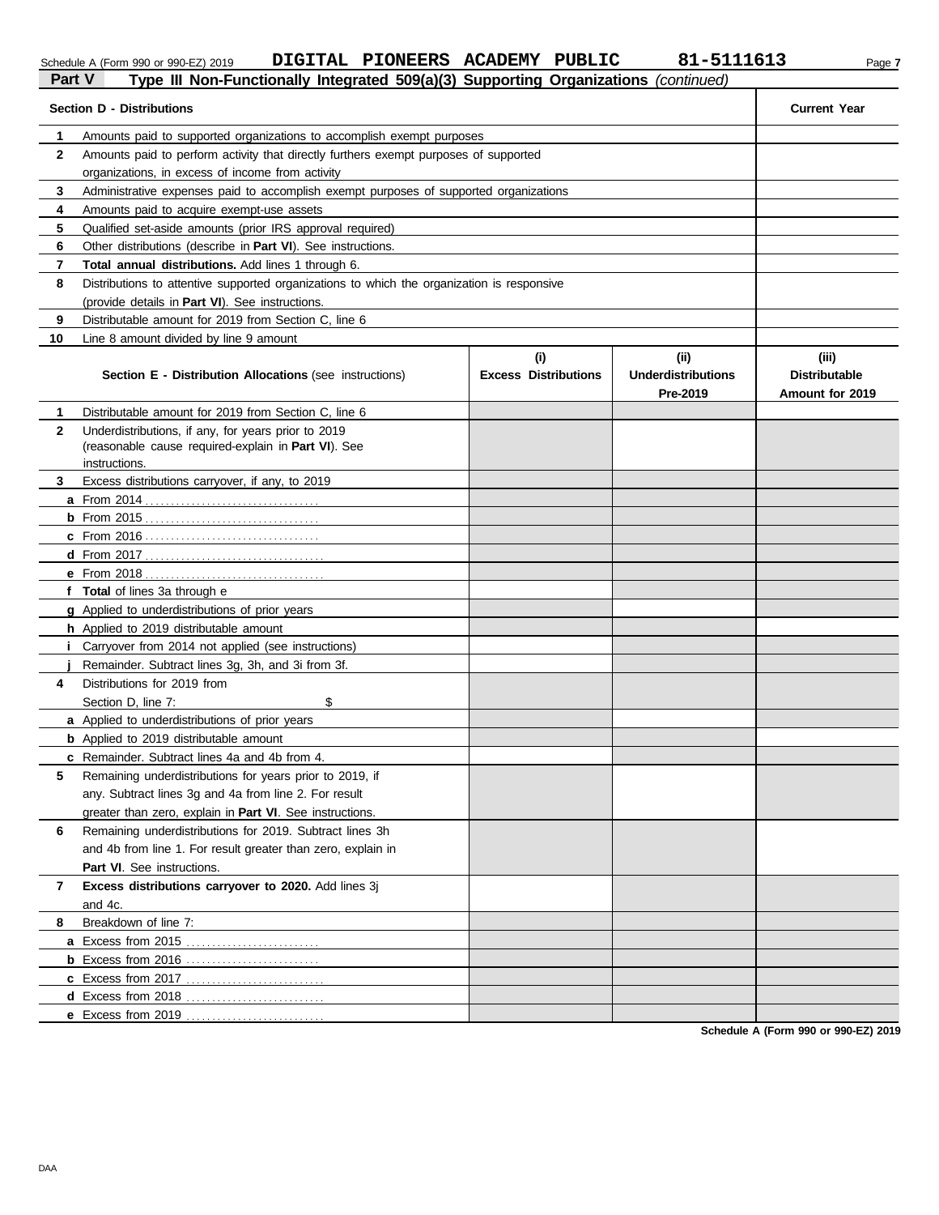Schedule A (Form 990 or 990-EZ) 2019 DIGITAL PIONEERS ACADEMY PUBLIC 81-5111613

**Part V** **Type III Non-Functionally Integrated 509(a)(3) Supporting Organizations** *(continued)*

| **Section D - Distributions** | **Current Year** |
|---|---|
| **1** Amounts paid to supported organizations to accomplish exempt purposes | |
| **2** Amounts paid to perform activity that directly furthers exempt purposes of supported organizations, in excess of income from activity | |
| **3** Administrative expenses paid to accomplish exempt purposes of supported organizations | |
| **4** Amounts paid to acquire exempt-use assets | |
| **5** Qualified set-aside amounts (prior IRS approval required) | |
| **6** Other distributions (describe in **Part VI**). See instructions. | |
| **7** **Total annual distributions.** Add lines 1 through 6. | |
| **8** Distributions to attentive supported organizations to which the organization is responsive (provide details in **Part VI**). See instructions. | |
| **9** Distributable amount for 2019 from Section C, line 6 | |
| **10** Line 8 amount divided by line 9 amount | |

| **Section E - Distribution Allocations** (see instructions) | **(i)** **Excess Distributions** | **(ii)** **Underdistributions Pre-2019** | **(iii)** **Distributable Amount for 2019** |
|---|---|---|---|
| **1** Distributable amount for 2019 from Section C, line 6 | | | |
| **2** Underdistributions, if any, for years prior to 2019 (reasonable cause required-explain in **Part VI**). See instructions. | | | |
| **3** Excess distributions carryover, if any, to 2019 | | | |
| **a** From 2014 | | | |
| **b** From 2015 | | | |
| **c** From 2016 | | | |
| **d** From 2017 | | | |
| **e** From 2018 | | | |
| **f** **Total** of lines 3a through e | | | |
| **g** Applied to underdistributions of prior years | | | |
| **h** Applied to 2019 distributable amount | | | |
| **i** Carryover from 2014 not applied (see instructions) | | | |
| **j** Remainder. Subtract lines 3g, 3h, and 3i from 3f. | | | |
| **4** Distributions for 2019 from Section D, line 7: $ | | | |
| **a** Applied to underdistributions of prior years | | | |
| **b** Applied to 2019 distributable amount | | | |
| **c** Remainder. Subtract lines 4a and 4b from 4. | | | |
| **5** Remaining underdistributions for years prior to 2019, if any. Subtract lines 3g and 4a from line 2. For result greater than zero, explain in **Part VI**. See instructions. | | | |
| **6** Remaining underdistributions for 2019. Subtract lines 3h and 4b from line 1. For result greater than zero, explain in **Part VI**. See instructions. | | | |
| **7** **Excess distributions carryover to 2020.** Add lines 3j and 4c. | | | |
| **8** Breakdown of line 7: | | | |
| **a** Excess from 2015 | | | |
| **b** Excess from 2016 | | | |
| **c** Excess from 2017 | | | |
| **d** Excess from 2018 | | | |
| **e** Excess from 2019 | | | |

**Schedule A (Form 990 or 990-EZ) 2019**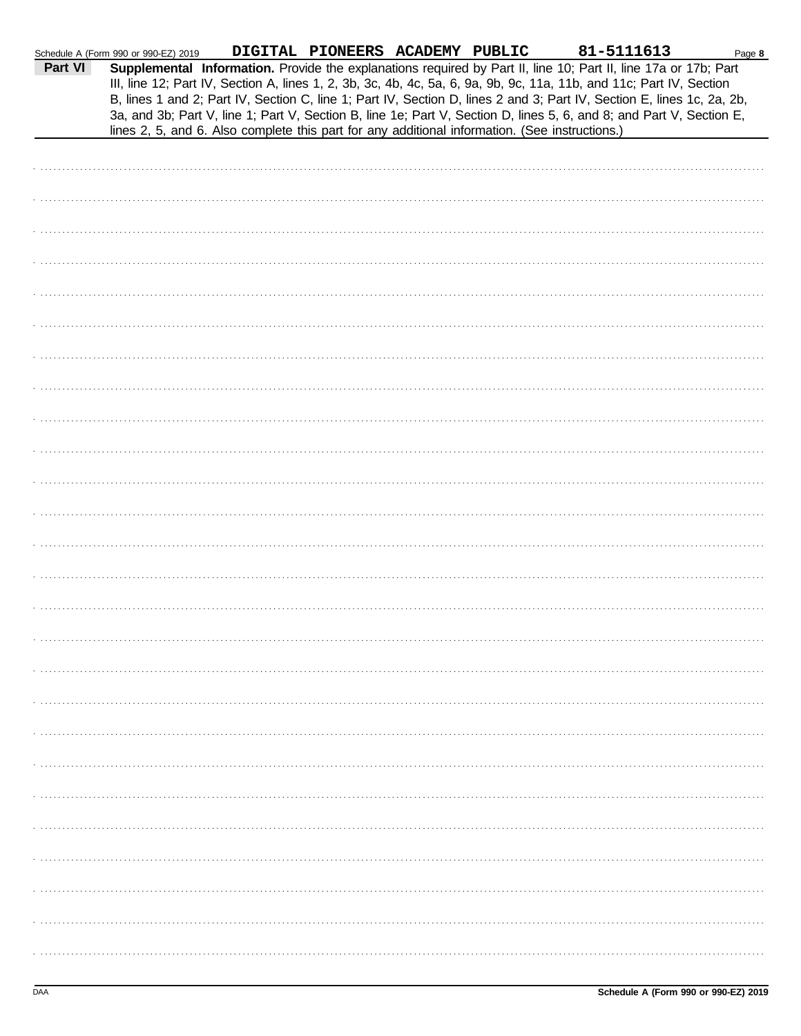Schedule A (Form 990 or 990-EZ) 2019 DIGITAL PIONEERS ACADEMY PUBLIC 81-5111613 Page **8**

**Part VI** **Supplemental Information.** Provide the explanations required by Part II, line 10; Part II, line 17a or 17b; Part III, line 12; Part IV, Section A, lines 1, 2, 3b, 3c, 4b, 4c, 5a, 6, 9a, 9b, 9c, 11a, 11b, and 11c; Part IV, Section B, lines 1 and 2; Part IV, Section C, line 1; Part IV, Section D, lines 2 and 3; Part IV, Section E, lines 1c, 2a, 2b, 3a, and 3b; Part V, line 1; Part V, Section B, line 1e; Part V, Section D, lines 5, 6, and 8; and Part V, Section E, lines 2, 5, and 6. Also complete this part for any additional information. (See instructions.)

DAA **Schedule A (Form 990 or 990-EZ) 2019**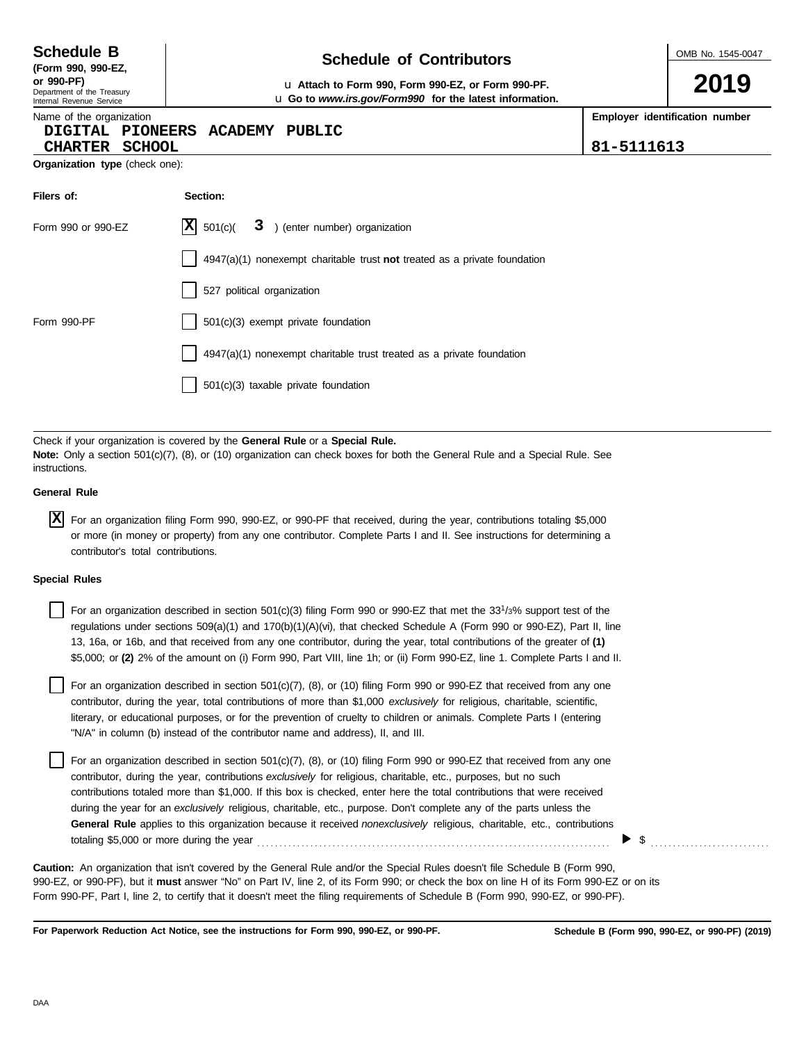**Schedule B**
**(Form 990, 990-EZ, or 990-PF)**
Department of the Treasury
Internal Revenue Service

# Schedule of Contributors

u **Attach to Form 990, Form 990-EZ, or Form 990-PF.**
u **Go to *www.irs.gov/Form990* for the latest information.**

OMB No. 1545-0047

**2019**

Name of the organization
DIGITAL PIONEERS ACADEMY PUBLIC CHARTER SCHOOL

**Employer identification number**
81-5111613

**Organization type** (check one):

| **Filers of:** | **Section:** |
|---|---|
| Form 990 or 990-EZ | [X] 501(c)( 3 ) (enter number) organization |
| | [ ] 4947(a)(1) nonexempt charitable trust **not** treated as a private foundation |
| | [ ] 527 political organization |
| Form 990-PF | [ ] 501(c)(3) exempt private foundation |
| | [ ] 4947(a)(1) nonexempt charitable trust treated as a private foundation |
| | [ ] 501(c)(3) taxable private foundation |

Check if your organization is covered by the **General Rule** or a **Special Rule.**
**Note:** Only a section 501(c)(7), (8), or (10) organization can check boxes for both the General Rule and a Special Rule. See instructions.

**General Rule**

[X] For an organization filing Form 990, 990-EZ, or 990-PF that received, during the year, contributions totaling $5,000 or more (in money or property) from any one contributor. Complete Parts I and II. See instructions for determining a contributor's total contributions.

**Special Rules**

[ ] For an organization described in section 501(c)(3) filing Form 990 or 990-EZ that met the 33 1/3% support test of the regulations under sections 509(a)(1) and 170(b)(1)(A)(vi), that checked Schedule A (Form 990 or 990-EZ), Part II, line 13, 16a, or 16b, and that received from any one contributor, during the year, total contributions of the greater of **(1)** $5,000; or **(2)** 2% of the amount on (i) Form 990, Part VIII, line 1h; or (ii) Form 990-EZ, line 1. Complete Parts I and II.

[ ] For an organization described in section 501(c)(7), (8), or (10) filing Form 990 or 990-EZ that received from any one contributor, during the year, total contributions of more than $1,000 *exclusively* for religious, charitable, scientific, literary, or educational purposes, or for the prevention of cruelty to children or animals. Complete Parts I (entering "N/A" in column (b) instead of the contributor name and address), II, and III.

[ ] For an organization described in section 501(c)(7), (8), or (10) filing Form 990 or 990-EZ that received from any one contributor, during the year, contributions *exclusively* for religious, charitable, etc., purposes, but no such contributions totaled more than $1,000. If this box is checked, enter here the total contributions that were received during the year for an *exclusively* religious, charitable, etc., purpose. Don't complete any of the parts unless the **General Rule** applies to this organization because it received *nonexclusively* religious, charitable, etc., contributions totaling $5,000 or more during the year ........ ▶ $ ..........

**Caution:** An organization that isn't covered by the General Rule and/or the Special Rules doesn't file Schedule B (Form 990, 990-EZ, or 990-PF), but it **must** answer "No" on Part IV, line 2, of its Form 990; or check the box on line H of its Form 990-EZ or on its Form 990-PF, Part I, line 2, to certify that it doesn't meet the filing requirements of Schedule B (Form 990, 990-EZ, or 990-PF).

**For Paperwork Reduction Act Notice, see the instructions for Form 990, 990-EZ, or 990-PF.** **Schedule B (Form 990, 990-EZ, or 990-PF) (2019)**

DAA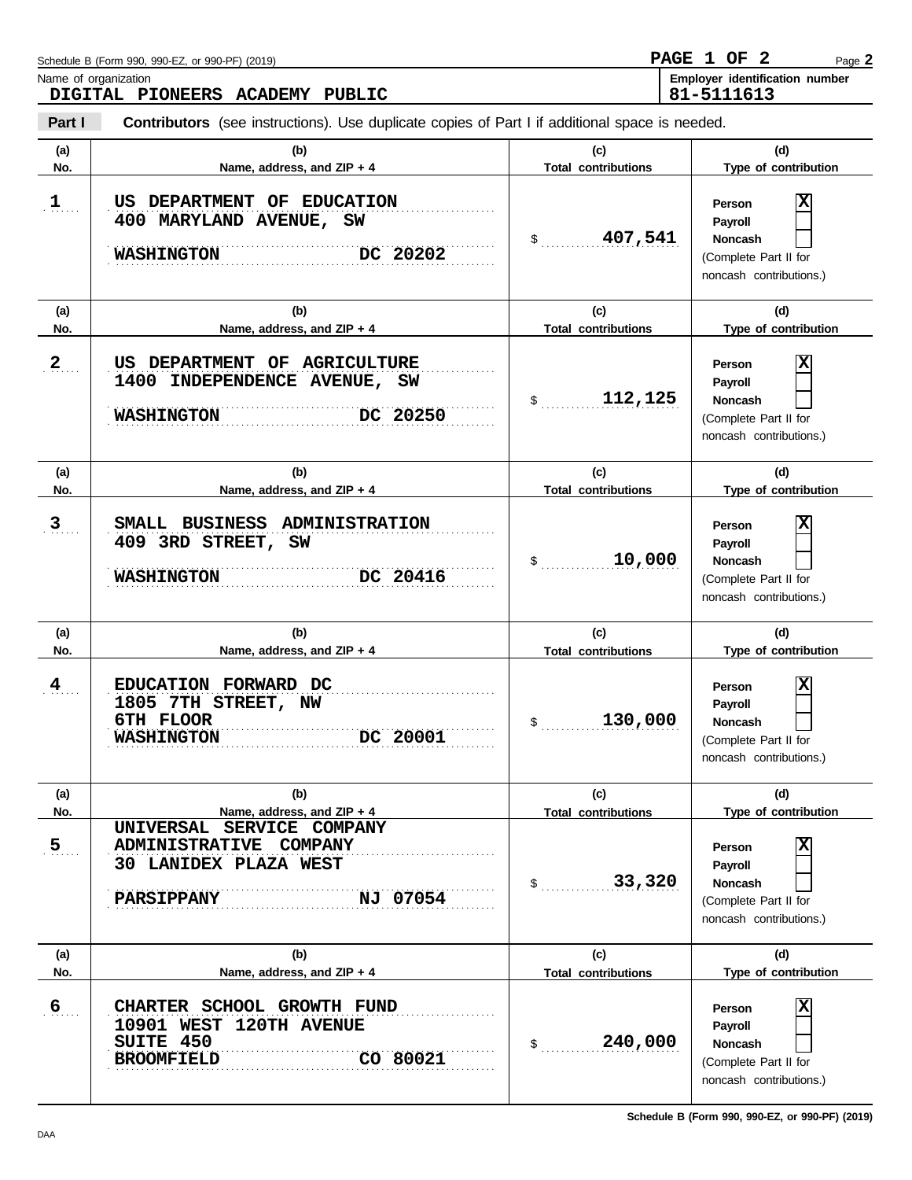Schedule B (Form 990, 990-EZ, or 990-PF) (2019)

PAGE 1 OF 2

Name of organization: **DIGITAL PIONEERS ACADEMY PUBLIC**

Employer identification number: **81-5111613**

**Part I** **Contributors** (see instructions). Use duplicate copies of Part I if additional space is needed.

| (a) No. | (b) Name, address, and ZIP + 4 | (c) Total contributions | (d) Type of contribution |
|---|---|---|---|
| 1 | US DEPARTMENT OF EDUCATION<br>400 MARYLAND AVENUE, SW<br>WASHINGTON DC 20202 | $ 407,541 | Person [X]<br>Payroll [ ]<br>Noncash [ ]<br>(Complete Part II for noncash contributions.) |
| 2 | US DEPARTMENT OF AGRICULTURE<br>1400 INDEPENDENCE AVENUE, SW<br>WASHINGTON DC 20250 | $ 112,125 | Person [X]<br>Payroll [ ]<br>Noncash [ ]<br>(Complete Part II for noncash contributions.) |
| 3 | SMALL BUSINESS ADMINISTRATION<br>409 3RD STREET, SW<br>WASHINGTON DC 20416 | $ 10,000 | Person [X]<br>Payroll [ ]<br>Noncash [ ]<br>(Complete Part II for noncash contributions.) |
| 4 | EDUCATION FORWARD DC<br>1805 7TH STREET, NW<br>6TH FLOOR<br>WASHINGTON DC 20001 | $ 130,000 | Person [X]<br>Payroll [ ]<br>Noncash [ ]<br>(Complete Part II for noncash contributions.) |
| 5 | UNIVERSAL SERVICE COMPANY<br>ADMINISTRATIVE COMPANY<br>30 LANIDEX PLAZA WEST<br>PARSIPPANY NJ 07054 | $ 33,320 | Person [X]<br>Payroll [ ]<br>Noncash [ ]<br>(Complete Part II for noncash contributions.) |
| 6 | CHARTER SCHOOL GROWTH FUND<br>10901 WEST 120TH AVENUE<br>SUITE 450<br>BROOMFIELD CO 80021 | $ 240,000 | Person [X]<br>Payroll [ ]<br>Noncash [ ]<br>(Complete Part II for noncash contributions.) |

Schedule B (Form 990, 990-EZ, or 990-PF) (2019)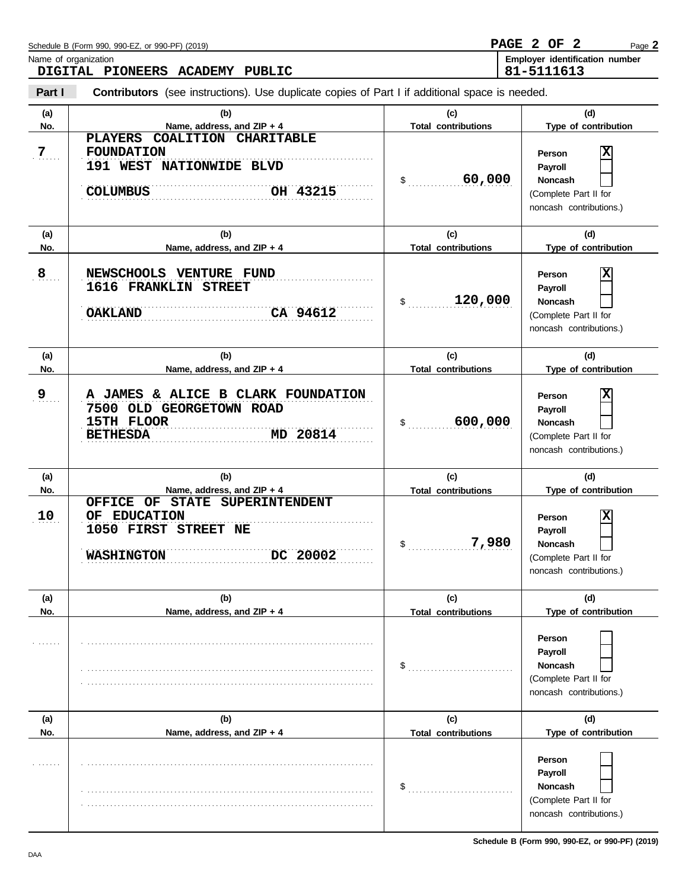Schedule B (Form 990, 990-EZ, or 990-PF) (2019)

**PAGE 2 OF 2**

Name of organization: **DIGITAL PIONEERS ACADEMY PUBLIC**

Employer identification number: **81-5111613**

**Part I** **Contributors** (see instructions). Use duplicate copies of Part I if additional space is needed.

| (a) No. | (b) Name, address, and ZIP + 4 | (c) Total contributions | (d) Type of contribution |
|---|---|---|---|
| 7 | PLAYERS COALITION CHARITABLE FOUNDATION<br>191 WEST NATIONWIDE BLVD<br>COLUMBUS OH 43215 | $ 60,000 | Person [X]<br>Payroll [ ]<br>Noncash [ ]<br>(Complete Part II for noncash contributions.) |
| 8 | NEWSCHOOLS VENTURE FUND<br>1616 FRANKLIN STREET<br>OAKLAND CA 94612 | $ 120,000 | Person [X]<br>Payroll [ ]<br>Noncash [ ]<br>(Complete Part II for noncash contributions.) |
| 9 | A JAMES & ALICE B CLARK FOUNDATION<br>7500 OLD GEORGETOWN ROAD<br>15TH FLOOR<br>BETHESDA MD 20814 | $ 600,000 | Person [X]<br>Payroll [ ]<br>Noncash [ ]<br>(Complete Part II for noncash contributions.) |
| 10 | OFFICE OF STATE SUPERINTENDENT OF EDUCATION<br>1050 FIRST STREET NE<br>WASHINGTON DC 20002 | $ 7,980 | Person [X]<br>Payroll [ ]<br>Noncash [ ]<br>(Complete Part II for noncash contributions.) |
| | | $ | Person [ ]<br>Payroll [ ]<br>Noncash [ ]<br>(Complete Part II for noncash contributions.) |
| | | $ | Person [ ]<br>Payroll [ ]<br>Noncash [ ]<br>(Complete Part II for noncash contributions.) |

Schedule B (Form 990, 990-EZ, or 990-PF) (2019)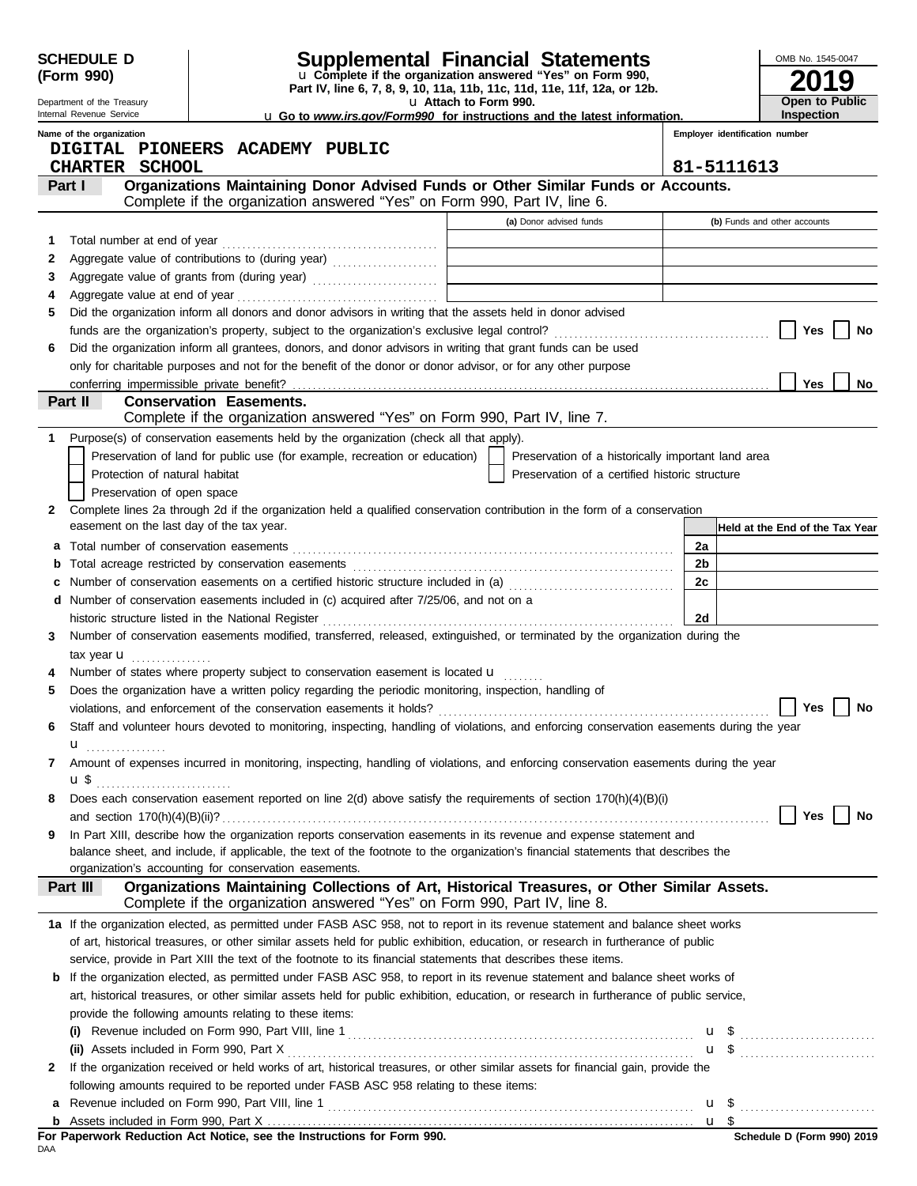**SCHEDULE D (Form 990)**

Department of the Treasury
Internal Revenue Service

# Supplemental Financial Statements

u Complete if the organization answered "Yes" on Form 990, Part IV, line 6, 7, 8, 9, 10, 11a, 11b, 11c, 11d, 11e, 11f, 12a, or 12b.

u Attach to Form 990.

u Go to *www.irs.gov/Form990* for instructions and the latest information.

OMB No. 1545-0047

**2019**

**Open to Public Inspection**

Name of the organization: DIGITAL PIONEERS ACADEMY PUBLIC CHARTER SCHOOL

Employer identification number: 81-5111613

## Part I — Organizations Maintaining Donor Advised Funds or Other Similar Funds or Accounts.

Complete if the organization answered "Yes" on Form 990, Part IV, line 6.

| | | (a) Donor advised funds | (b) Funds and other accounts |
|---|---|---|---|
| 1 | Total number at end of year | | |
| 2 | Aggregate value of contributions to (during year) | | |
| 3 | Aggregate value of grants from (during year) | | |
| 4 | Aggregate value at end of year | | |

5 Did the organization inform all donors and donor advisors in writing that the assets held in donor advised funds are the organization's property, subject to the organization's exclusive legal control? ☐ Yes ☐ No

6 Did the organization inform all grantees, donors, and donor advisors in writing that grant funds can be used only for charitable purposes and not for the benefit of the donor or donor advisor, or for any other purpose conferring impermissible private benefit? ☐ Yes ☐ No

## Part II — Conservation Easements.

Complete if the organization answered "Yes" on Form 990, Part IV, line 7.

1 Purpose(s) of conservation easements held by the organization (check all that apply).

- ☐ Preservation of land for public use (for example, recreation or education)
- ☐ Preservation of a historically important land area
- ☐ Protection of natural habitat
- ☐ Preservation of a certified historic structure
- ☐ Preservation of open space

2 Complete lines 2a through 2d if the organization held a qualified conservation contribution in the form of a conservation easement on the last day of the tax year.

| | | | Held at the End of the Tax Year |
|---|---|---|---|
| a | Total number of conservation easements | 2a | |
| b | Total acreage restricted by conservation easements | 2b | |
| c | Number of conservation easements on a certified historic structure included in (a) | 2c | |
| d | Number of conservation easements included in (c) acquired after 7/25/06, and not on a historic structure listed in the National Register | 2d | |

3 Number of conservation easements modified, transferred, released, extinguished, or terminated by the organization during the tax year u

4 Number of states where property subject to conservation easement is located u

5 Does the organization have a written policy regarding the periodic monitoring, inspection, handling of violations, and enforcement of the conservation easements it holds? ☐ Yes ☐ No

6 Staff and volunteer hours devoted to monitoring, inspecting, handling of violations, and enforcing conservation easements during the year u

7 Amount of expenses incurred in monitoring, inspecting, handling of violations, and enforcing conservation easements during the year u $

8 Does each conservation easement reported on line 2(d) above satisfy the requirements of section 170(h)(4)(B)(i) and section 170(h)(4)(B)(ii)? ☐ Yes ☐ No

9 In Part XIII, describe how the organization reports conservation easements in its revenue and expense statement and balance sheet, and include, if applicable, the text of the footnote to the organization's financial statements that describes the organization's accounting for conservation easements.

## Part III — Organizations Maintaining Collections of Art, Historical Treasures, or Other Similar Assets.

Complete if the organization answered "Yes" on Form 990, Part IV, line 8.

1a If the organization elected, as permitted under FASB ASC 958, not to report in its revenue statement and balance sheet works of art, historical treasures, or other similar assets held for public exhibition, education, or research in furtherance of public service, provide in Part XIII the text of the footnote to its financial statements that describes these items.

b If the organization elected, as permitted under FASB ASC 958, to report in its revenue statement and balance sheet works of art, historical treasures, or other similar assets held for public exhibition, education, or research in furtherance of public service, provide the following amounts relating to these items:

(i) Revenue included on Form 990, Part VIII, line 1 u $

(ii) Assets included in Form 990, Part X u $

2 If the organization received or held works of art, historical treasures, or other similar assets for financial gain, provide the following amounts required to be reported under FASB ASC 958 relating to these items:

a Revenue included on Form 990, Part VIII, line 1 u $

b Assets included in Form 990, Part X u $

**For Paperwork Reduction Act Notice, see the Instructions for Form 990.**

DAA

**Schedule D (Form 990) 2019**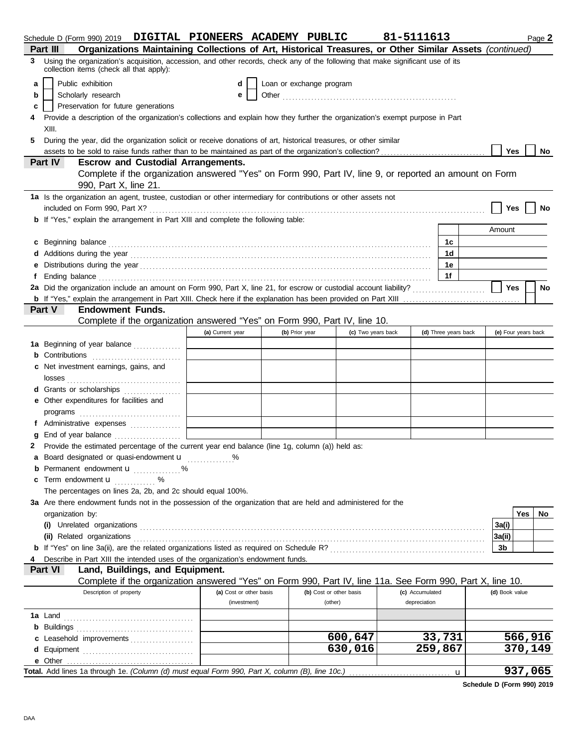Schedule D (Form 990) 2019 **DIGITAL PIONEERS ACADEMY PUBLIC** **81-5111613** Page **2**

## Part III Organizations Maintaining Collections of Art, Historical Treasures, or Other Similar Assets *(continued)*

**3** Using the organization's acquisition, accession, and other records, check any of the following that make significant use of its collection items (check all that apply):

- **a** ☐ Public exhibition
- **b** ☐ Scholarly research
- **c** ☐ Preservation for future generations
- **d** ☐ Loan or exchange program
- **e** ☐ Other ........................................................

**4** Provide a description of the organization's collections and explain how they further the organization's exempt purpose in Part XIII.

**5** During the year, did the organization solicit or receive donations of art, historical treasures, or other similar assets to be sold to raise funds rather than to be maintained as part of the organization's collection? ☐ Yes ☐ No

## Part IV Escrow and Custodial Arrangements.

Complete if the organization answered "Yes" on Form 990, Part IV, line 9, or reported an amount on Form 990, Part X, line 21.

**1a** Is the organization an agent, trustee, custodian or other intermediary for contributions or other assets not included on Form 990, Part X? ☐ Yes ☐ No

**b** If "Yes," explain the arrangement in Part XIII and complete the following table:

| | | Amount |
|---|---|---|
| **c** Beginning balance | 1c | |
| **d** Additions during the year | 1d | |
| **e** Distributions during the year | 1e | |
| **f** Ending balance | 1f | |

**2a** Did the organization include an amount on Form 990, Part X, line 21, for escrow or custodial account liability? ☐ Yes ☐ No

**b** If "Yes," explain the arrangement in Part XIII. Check here if the explanation has been provided on Part XIII ☐

## Part V Endowment Funds.

Complete if the organization answered "Yes" on Form 990, Part IV, line 10.

| | (a) Current year | (b) Prior year | (c) Two years back | (d) Three years back | (e) Four years back |
|---|---|---|---|---|---|
| **1a** Beginning of year balance | | | | | |
| **b** Contributions | | | | | |
| **c** Net investment earnings, gains, and losses | | | | | |
| **d** Grants or scholarships | | | | | |
| **e** Other expenditures for facilities and programs | | | | | |
| **f** Administrative expenses | | | | | |
| **g** End of year balance | | | | | |

**2** Provide the estimated percentage of the current year end balance (line 1g, column (a)) held as:

- **a** Board designated or quasi-endowment u ..............%
- **b** Permanent endowment u ..............%
- **c** Term endowment u ............. %

The percentages on lines 2a, 2b, and 2c should equal 100%.

**3a** Are there endowment funds not in the possession of the organization that are held and administered for the organization by:

| | | Yes | No |
|---|---|---|---|
| **(i)** Unrelated organizations | 3a(i) | | |
| **(ii)** Related organizations | 3a(ii) | | |
| **b** If "Yes" on line 3a(ii), are the related organizations listed as required on Schedule R? | 3b | | |

**4** Describe in Part XIII the intended uses of the organization's endowment funds.

## Part VI Land, Buildings, and Equipment.

Complete if the organization answered "Yes" on Form 990, Part IV, line 11a. See Form 990, Part X, line 10.

| Description of property | (a) Cost or other basis (investment) | (b) Cost or other basis (other) | (c) Accumulated depreciation | (d) Book value |
|---|---|---|---|---|
| **1a** Land | | | | |
| **b** Buildings | | | | |
| **c** Leasehold improvements | | 600,647 | 33,731 | 566,916 |
| **d** Equipment | | 630,016 | 259,867 | 370,149 |
| **e** Other | | | | |
| **Total.** Add lines 1a through 1e. *(Column (d) must equal Form 990, Part X, column (B), line 10c.)* u | | | | 937,065 |

**Schedule D (Form 990) 2019**

DAA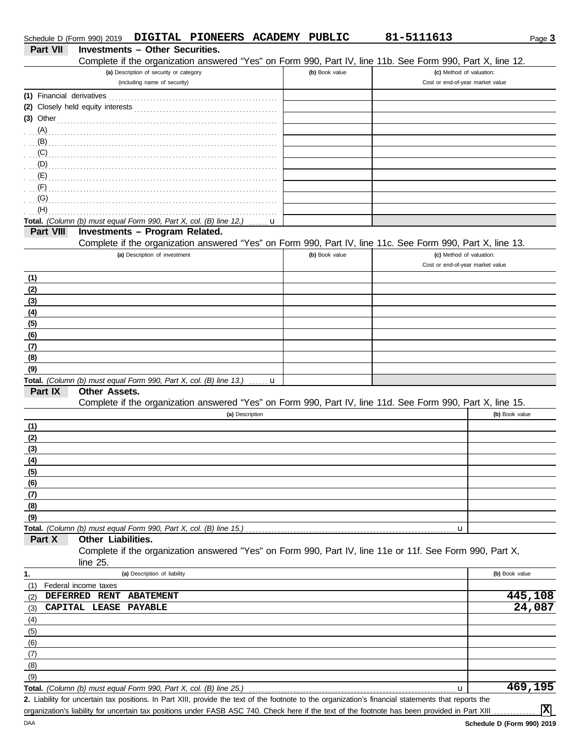Schedule D (Form 990) 2019 **DIGITAL PIONEERS ACADEMY PUBLIC** **81-5111613** Page **3**

## Part VII Investments – Other Securities.

Complete if the organization answered "Yes" on Form 990, Part IV, line 11b. See Form 990, Part X, line 12.

| (a) Description of security or category (including name of security) | (b) Book value | (c) Method of valuation: Cost or end-of-year market value |
|---|---|---|
| (1) Financial derivatives | | |
| (2) Closely held equity interests | | |
| (3) Other | | |
| (A) | | |
| (B) | | |
| (C) | | |
| (D) | | |
| (E) | | |
| (F) | | |
| (G) | | |
| (H) | | |
| **Total.** *(Column (b) must equal Form 990, Part X, col. (B) line 12.)* u | | |

## Part VIII Investments – Program Related.

Complete if the organization answered "Yes" on Form 990, Part IV, line 11c. See Form 990, Part X, line 13.

| (a) Description of investment | (b) Book value | (c) Method of valuation: Cost or end-of-year market value |
|---|---|---|
| (1) | | |
| (2) | | |
| (3) | | |
| (4) | | |
| (5) | | |
| (6) | | |
| (7) | | |
| (8) | | |
| (9) | | |
| **Total.** *(Column (b) must equal Form 990, Part X, col. (B) line 13.)* u | | |

## Part IX Other Assets.

Complete if the organization answered "Yes" on Form 990, Part IV, line 11d. See Form 990, Part X, line 15.

| (a) Description | (b) Book value |
|---|---|
| (1) | |
| (2) | |
| (3) | |
| (4) | |
| (5) | |
| (6) | |
| (7) | |
| (8) | |
| (9) | |
| **Total.** *(Column (b) must equal Form 990, Part X, col. (B) line 15.)* u | |

## Part X Other Liabilities.

Complete if the organization answered "Yes" on Form 990, Part IV, line 11e or 11f. See Form 990, Part X, line 25.

| 1. (a) Description of liability | (b) Book value |
|---|---|
| (1) Federal income taxes | |
| (2) DEFERRED RENT ABATEMENT | 445,108 |
| (3) CAPITAL LEASE PAYABLE | 24,087 |
| (4) | |
| (5) | |
| (6) | |
| (7) | |
| (8) | |
| (9) | |
| **Total.** *(Column (b) must equal Form 990, Part X, col. (B) line 25.)* u | 469,195 |

**2.** Liability for uncertain tax positions. In Part XIII, provide the text of the footnote to the organization's financial statements that reports the organization's liability for uncertain tax positions under FASB ASC 740. Check here if the text of the footnote has been provided in Part XIII ............. **X**

DAA **Schedule D (Form 990) 2019**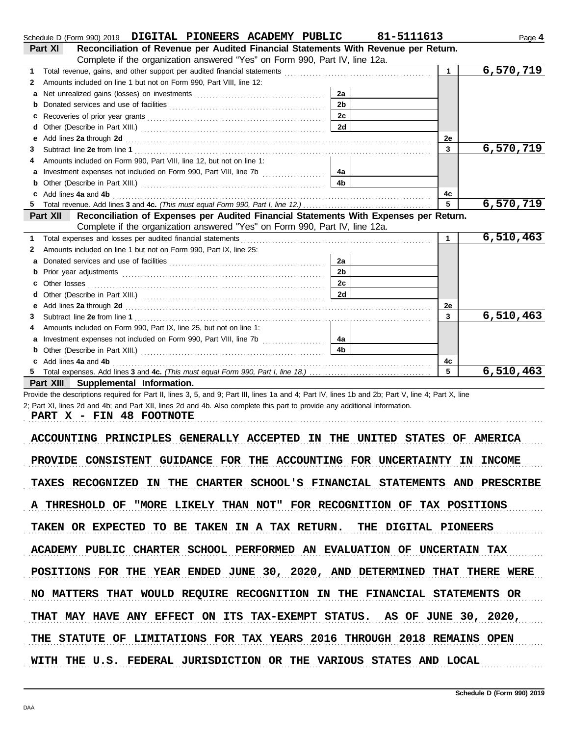Schedule D (Form 990) 2019 DIGITAL PIONEERS ACADEMY PUBLIC 81-5111613 Page **4**

**Part XI Reconciliation of Revenue per Audited Financial Statements With Revenue per Return.**
Complete if the organization answered "Yes" on Form 990, Part IV, line 12a.

| | | | | | |
|---|---|---|---|---|---|
| 1 | Total revenue, gains, and other support per audited financial statements | | | 1 | 6,570,719 |
| 2 | Amounts included on line 1 but not on Form 990, Part VIII, line 12: | | | | |
| a | Net unrealized gains (losses) on investments | 2a | | | |
| b | Donated services and use of facilities | 2b | | | |
| c | Recoveries of prior year grants | 2c | | | |
| d | Other (Describe in Part XIII.) | 2d | | | |
| e | Add lines **2a** through **2d** | | | 2e | |
| 3 | Subtract line **2e** from line **1** | | | 3 | 6,570,719 |
| 4 | Amounts included on Form 990, Part VIII, line 12, but not on line 1: | | | | |
| a | Investment expenses not included on Form 990, Part VIII, line 7b | 4a | | | |
| b | Other (Describe in Part XIII.) | 4b | | | |
| c | Add lines **4a** and **4b** | | | 4c | |
| 5 | Total revenue. Add lines **3** and **4c.** *(This must equal Form 990, Part I, line 12.)* | | | 5 | 6,570,719 |

**Part XII Reconciliation of Expenses per Audited Financial Statements With Expenses per Return.**
Complete if the organization answered "Yes" on Form 990, Part IV, line 12a.

| | | | | | |
|---|---|---|---|---|---|
| 1 | Total expenses and losses per audited financial statements | | | 1 | 6,510,463 |
| 2 | Amounts included on line 1 but not on Form 990, Part IX, line 25: | | | | |
| a | Donated services and use of facilities | 2a | | | |
| b | Prior year adjustments | 2b | | | |
| c | Other losses | 2c | | | |
| d | Other (Describe in Part XIII.) | 2d | | | |
| e | Add lines **2a** through **2d** | | | 2e | |
| 3 | Subtract line **2e** from line **1** | | | 3 | 6,510,463 |
| 4 | Amounts included on Form 990, Part IX, line 25, but not on line 1: | | | | |
| a | Investment expenses not included on Form 990, Part VIII, line 7b | 4a | | | |
| b | Other (Describe in Part XIII.) | 4b | | | |
| c | Add lines **4a** and **4b** | | | 4c | |
| 5 | Total expenses. Add lines **3** and **4c.** *(This must equal Form 990, Part I, line 18.)* | | | 5 | 6,510,463 |

**Part XIII Supplemental Information.**

Provide the descriptions required for Part II, lines 3, 5, and 9; Part III, lines 1a and 4; Part IV, lines 1b and 2b; Part V, line 4; Part X, line 2; Part XI, lines 2d and 4b; and Part XII, lines 2d and 4b. Also complete this part to provide any additional information.

PART X - FIN 48 FOOTNOTE

ACCOUNTING PRINCIPLES GENERALLY ACCEPTED IN THE UNITED STATES OF AMERICA PROVIDE CONSISTENT GUIDANCE FOR THE ACCOUNTING FOR UNCERTAINTY IN INCOME TAXES RECOGNIZED IN THE CHARTER SCHOOL'S FINANCIAL STATEMENTS AND PRESCRIBE A THRESHOLD OF "MORE LIKELY THAN NOT" FOR RECOGNITION OF TAX POSITIONS TAKEN OR EXPECTED TO BE TAKEN IN A TAX RETURN. THE DIGITAL PIONEERS ACADEMY PUBLIC CHARTER SCHOOL PERFORMED AN EVALUATION OF UNCERTAIN TAX POSITIONS FOR THE YEAR ENDED JUNE 30, 2020, AND DETERMINED THAT THERE WERE NO MATTERS THAT WOULD REQUIRE RECOGNITION IN THE FINANCIAL STATEMENTS OR THAT MAY HAVE ANY EFFECT ON ITS TAX-EXEMPT STATUS. AS OF JUNE 30, 2020, THE STATUTE OF LIMITATIONS FOR TAX YEARS 2016 THROUGH 2018 REMAINS OPEN WITH THE U.S. FEDERAL JURISDICTION OR THE VARIOUS STATES AND LOCAL

Schedule D (Form 990) 2019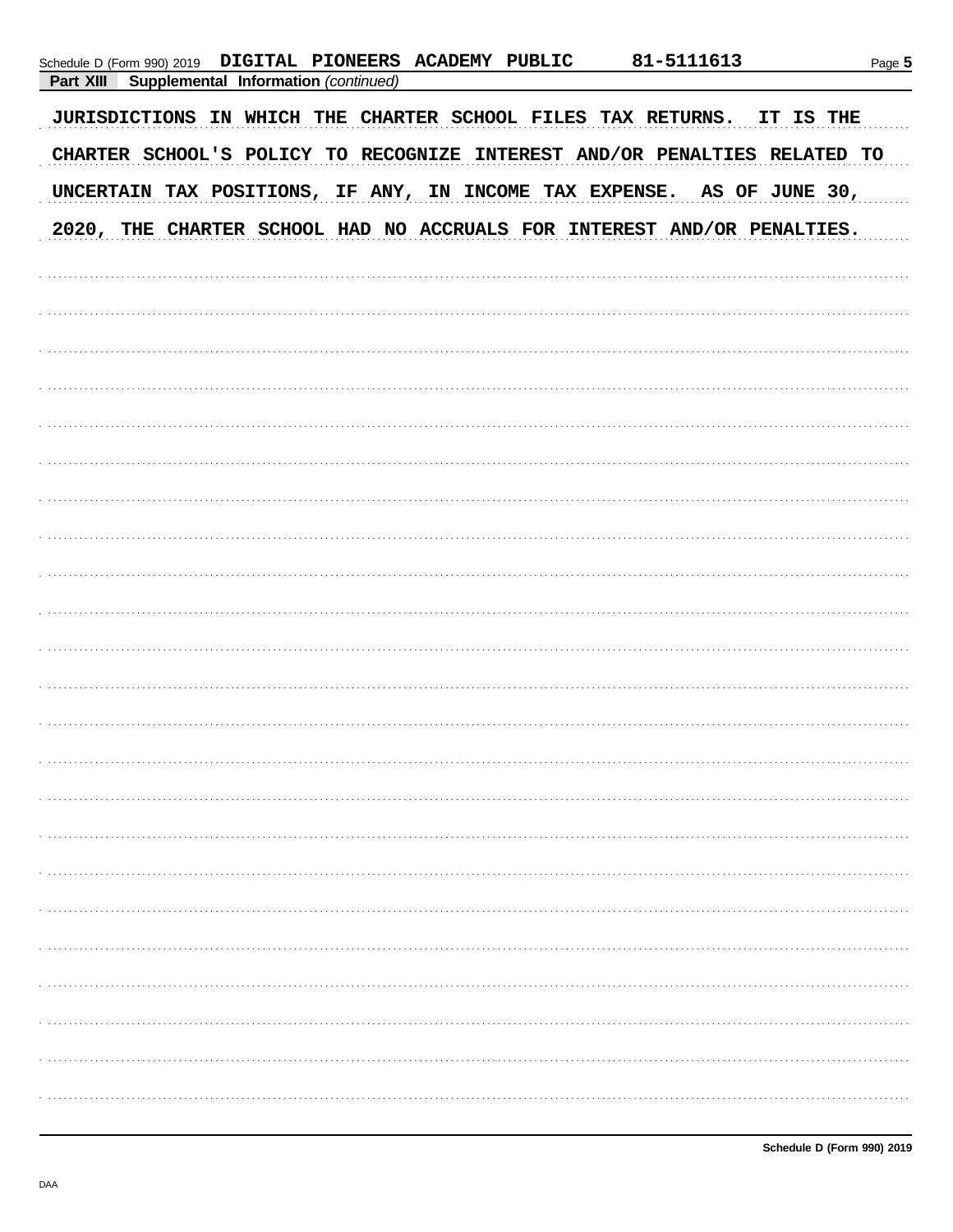Schedule D (Form 990) 2019 DIGITAL PIONEERS ACADEMY PUBLIC 81-5111613

**Part XIII Supplemental Information** *(continued)*

JURISDICTIONS IN WHICH THE CHARTER SCHOOL FILES TAX RETURNS. IT IS THE CHARTER SCHOOL'S POLICY TO RECOGNIZE INTEREST AND/OR PENALTIES RELATED TO UNCERTAIN TAX POSITIONS, IF ANY, IN INCOME TAX EXPENSE. AS OF JUNE 30, 2020, THE CHARTER SCHOOL HAD NO ACCRUALS FOR INTEREST AND/OR PENALTIES.

**Schedule D (Form 990) 2019**

DAA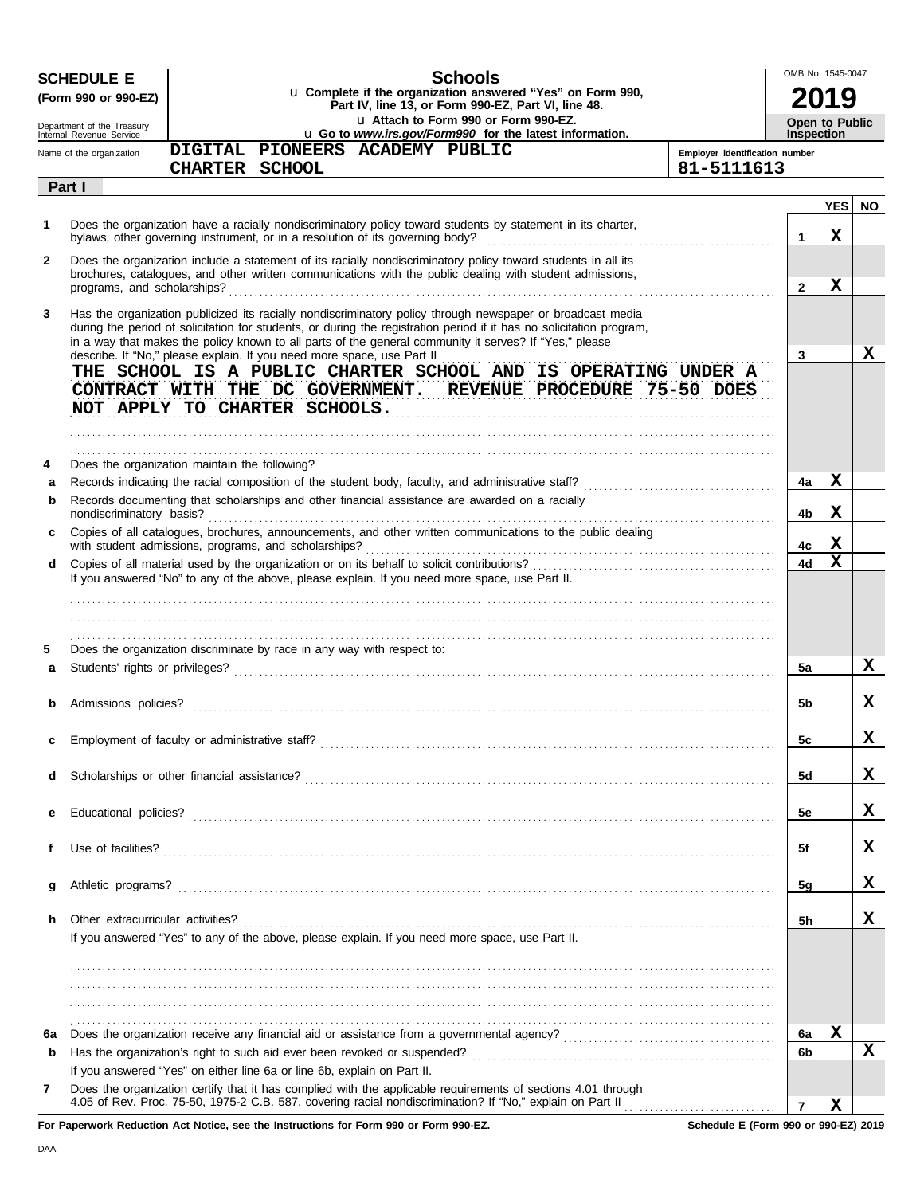**SCHEDULE E** **(Form 990 or 990-EZ)**

Department of the Treasury
Internal Revenue Service

# Schools

u Complete if the organization answered "Yes" on Form 990, Part IV, line 13, or Form 990-EZ, Part VI, line 48.

u Attach to Form 990 or Form 990-EZ.

u Go to *www.irs.gov/Form990* for the latest information.

OMB No. 1545-0047

**2019**

**Open to Public Inspection**

Name of the organization: DIGITAL PIONEERS ACADEMY PUBLIC CHARTER SCHOOL

Employer identification number: 81-5111613

**Part I**

| | | | YES | NO |
|---|---|---|---|---|
| 1 | Does the organization have a racially nondiscriminatory policy toward students by statement in its charter, bylaws, other governing instrument, or in a resolution of its governing body? | 1 | X | |
| 2 | Does the organization include a statement of its racially nondiscriminatory policy toward students in all its brochures, catalogues, and other written communications with the public dealing with student admissions, programs, and scholarships? | 2 | X | |
| 3 | Has the organization publicized its racially nondiscriminatory policy through newspaper or broadcast media during the period of solicitation for students, or during the registration period if it has no solicitation program, in a way that makes the policy known to all parts of the general community it serves? If "Yes," please describe. If "No," please explain. If you need more space, use Part II<br>THE SCHOOL IS A PUBLIC CHARTER SCHOOL AND IS OPERATING UNDER A CONTRACT WITH THE DC GOVERNMENT. REVENUE PROCEDURE 75-50 DOES NOT APPLY TO CHARTER SCHOOLS. | 3 | | X |
| 4 | Does the organization maintain the following? | | | |
| a | Records indicating the racial composition of the student body, faculty, and administrative staff? | 4a | X | |
| b | Records documenting that scholarships and other financial assistance are awarded on a racially nondiscriminatory basis? | 4b | X | |
| c | Copies of all catalogues, brochures, announcements, and other written communications to the public dealing with student admissions, programs, and scholarships? | 4c | X | |
| d | Copies of all material used by the organization or on its behalf to solicit contributions?<br>If you answered "No" to any of the above, please explain. If you need more space, use Part II. | 4d | X | |
| 5 | Does the organization discriminate by race in any way with respect to: | | | |
| a | Students' rights or privileges? | 5a | | X |
| b | Admissions policies? | 5b | | X |
| c | Employment of faculty or administrative staff? | 5c | | X |
| d | Scholarships or other financial assistance? | 5d | | X |
| e | Educational policies? | 5e | | X |
| f | Use of facilities? | 5f | | X |
| g | Athletic programs? | 5g | | X |
| h | Other extracurricular activities?<br>If you answered "Yes" to any of the above, please explain. If you need more space, use Part II. | 5h | | X |
| 6a | Does the organization receive any financial aid or assistance from a governmental agency? | 6a | X | |
| b | Has the organization's right to such aid ever been revoked or suspended?<br>If you answered "Yes" on either line 6a or line 6b, explain on Part II. | 6b | | X |
| 7 | Does the organization certify that it has complied with the applicable requirements of sections 4.01 through 4.05 of Rev. Proc. 75-50, 1975-2 C.B. 587, covering racial nondiscrimination? If "No," explain on Part II | 7 | X | |

**For Paperwork Reduction Act Notice, see the Instructions for Form 990 or Form 990-EZ.** **Schedule E (Form 990 or 990-EZ) 2019**

DAA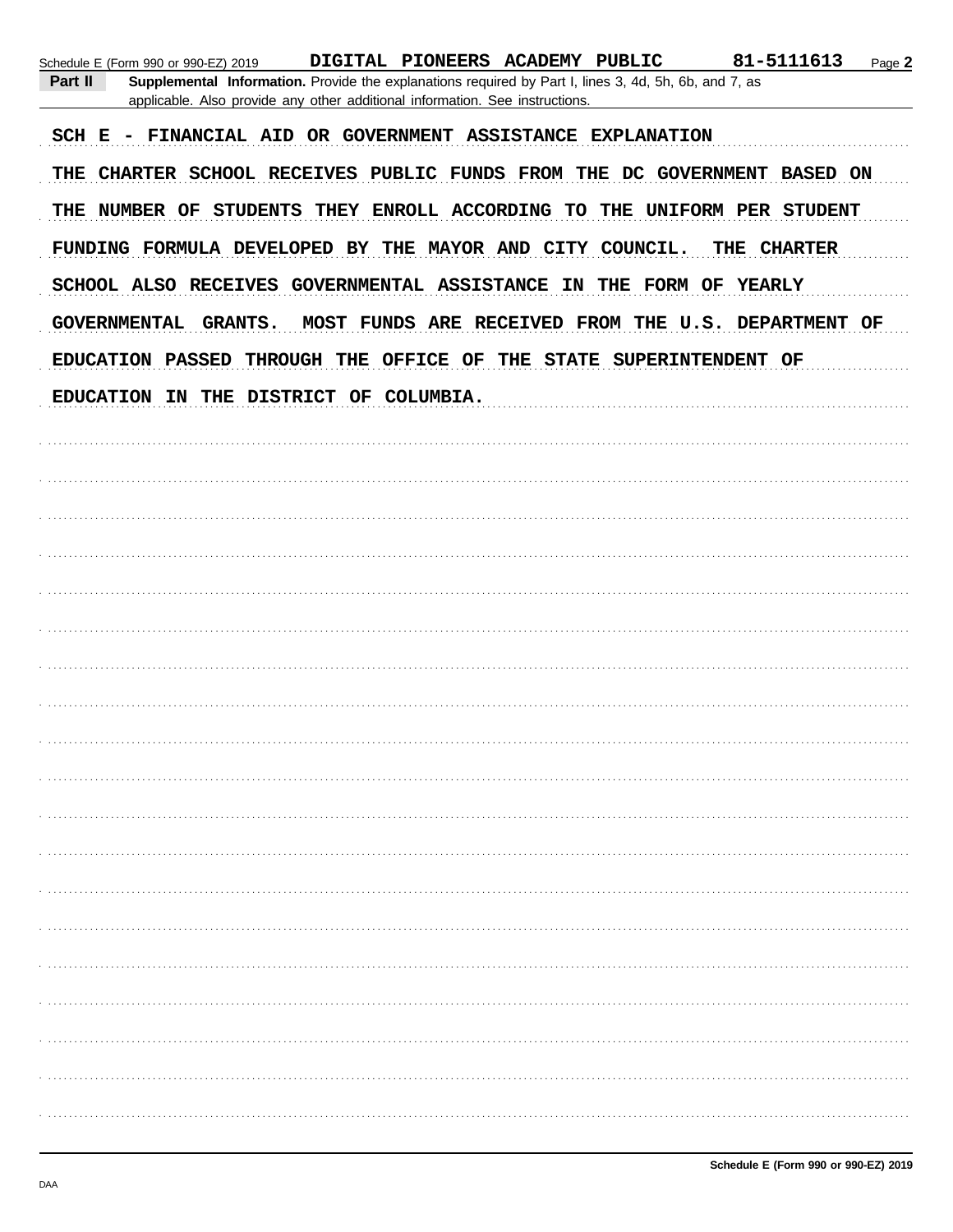Schedule E (Form 990 or 990-EZ) 2019 DIGITAL PIONEERS ACADEMY PUBLIC 81-5111613 Page **2**

**Part II** **Supplemental Information.** Provide the explanations required by Part I, lines 3, 4d, 5h, 6b, and 7, as applicable. Also provide any other additional information. See instructions.

SCH E - FINANCIAL AID OR GOVERNMENT ASSISTANCE EXPLANATION

THE CHARTER SCHOOL RECEIVES PUBLIC FUNDS FROM THE DC GOVERNMENT BASED ON THE NUMBER OF STUDENTS THEY ENROLL ACCORDING TO THE UNIFORM PER STUDENT FUNDING FORMULA DEVELOPED BY THE MAYOR AND CITY COUNCIL. THE CHARTER SCHOOL ALSO RECEIVES GOVERNMENTAL ASSISTANCE IN THE FORM OF YEARLY GOVERNMENTAL GRANTS. MOST FUNDS ARE RECEIVED FROM THE U.S. DEPARTMENT OF EDUCATION PASSED THROUGH THE OFFICE OF THE STATE SUPERINTENDENT OF EDUCATION IN THE DISTRICT OF COLUMBIA.

**Schedule E (Form 990 or 990-EZ) 2019**

DAA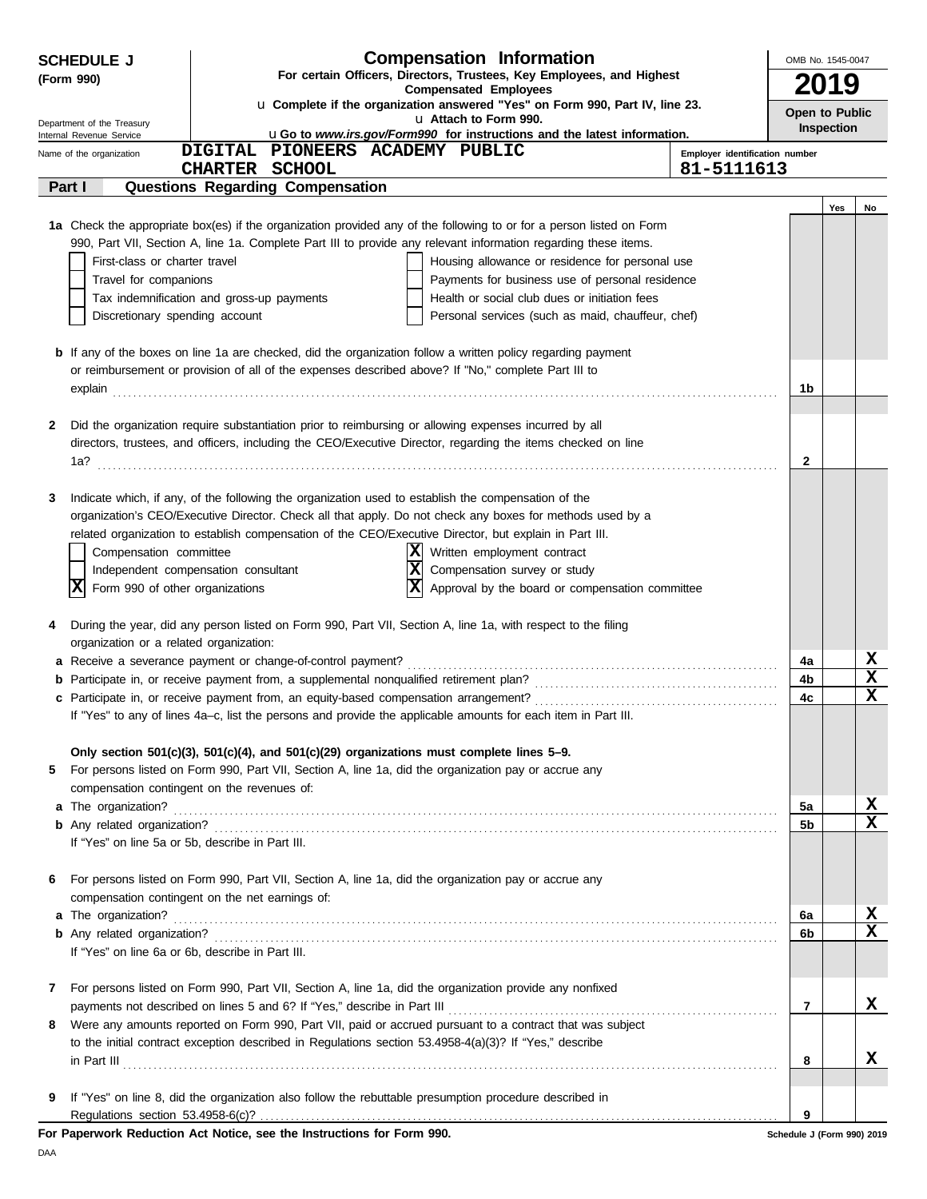**SCHEDULE J (Form 990)**

Department of the Treasury
Internal Revenue Service

# Compensation Information

**For certain Officers, Directors, Trustees, Key Employees, and Highest Compensated Employees**

u **Complete if the organization answered "Yes" on Form 990, Part IV, line 23.**

u **Attach to Form 990.**

u **Go to *www.irs.gov/Form990* for instructions and the latest information.**

OMB No. 1545-0047

**2019**

**Open to Public Inspection**

Name of the organization: **DIGITAL PIONEERS ACADEMY PUBLIC CHARTER SCHOOL**

Employer identification number: **81-5111613**

## Part I — Questions Regarding Compensation

| | | | Yes | No |
|---|---|---|---|---|
| **1a** | Check the appropriate box(es) if the organization provided any of the following to or for a person listed on Form 990, Part VII, Section A, line 1a. Complete Part III to provide any relevant information regarding these items.<br>☐ First-class or charter travel ☐ Housing allowance or residence for personal use<br>☐ Travel for companions ☐ Payments for business use of personal residence<br>☐ Tax indemnification and gross-up payments ☐ Health or social club dues or initiation fees<br>☐ Discretionary spending account ☐ Personal services (such as maid, chauffeur, chef) | | | |
| **b** | If any of the boxes on line 1a are checked, did the organization follow a written policy regarding payment or reimbursement or provision of all of the expenses described above? If "No," complete Part III to explain | 1b | | |
| **2** | Did the organization require substantiation prior to reimbursing or allowing expenses incurred by all directors, trustees, and officers, including the CEO/Executive Director, regarding the items checked on line 1a? | 2 | | |
| **3** | Indicate which, if any, of the following the organization used to establish the compensation of the organization's CEO/Executive Director. Check all that apply. Do not check any boxes for methods used by a related organization to establish compensation of the CEO/Executive Director, but explain in Part III.<br>☐ Compensation committee ☒ Written employment contract<br>☐ Independent compensation consultant ☒ Compensation survey or study<br>☒ Form 990 of other organizations ☒ Approval by the board or compensation committee | | | |
| **4** | During the year, did any person listed on Form 990, Part VII, Section A, line 1a, with respect to the filing organization or a related organization: | | | |
| **a** | Receive a severance payment or change-of-control payment? | 4a | | X |
| **b** | Participate in, or receive payment from, a supplemental nonqualified retirement plan? | 4b | | X |
| **c** | Participate in, or receive payment from, an equity-based compensation arrangement? | 4c | | X |
| | If "Yes" to any of lines 4a–c, list the persons and provide the applicable amounts for each item in Part III. | | | |
| | **Only section 501(c)(3), 501(c)(4), and 501(c)(29) organizations must complete lines 5–9.** | | | |
| **5** | For persons listed on Form 990, Part VII, Section A, line 1a, did the organization pay or accrue any compensation contingent on the revenues of: | | | |
| **a** | The organization? | 5a | | X |
| **b** | Any related organization? | 5b | | X |
| | If "Yes" on line 5a or 5b, describe in Part III. | | | |
| **6** | For persons listed on Form 990, Part VII, Section A, line 1a, did the organization pay or accrue any compensation contingent on the net earnings of: | | | |
| **a** | The organization? | 6a | | X |
| **b** | Any related organization? | 6b | | X |
| | If "Yes" on line 6a or 6b, describe in Part III. | | | |
| **7** | For persons listed on Form 990, Part VII, Section A, line 1a, did the organization provide any nonfixed payments not described on lines 5 and 6? If "Yes," describe in Part III | 7 | | X |
| **8** | Were any amounts reported on Form 990, Part VII, paid or accrued pursuant to a contract that was subject to the initial contract exception described in Regulations section 53.4958-4(a)(3)? If "Yes," describe in Part III | 8 | | X |
| **9** | If "Yes" on line 8, did the organization also follow the rebuttable presumption procedure described in Regulations section 53.4958-6(c)? | 9 | | |

**For Paperwork Reduction Act Notice, see the Instructions for Form 990.**

Schedule J (Form 990) 2019

DAA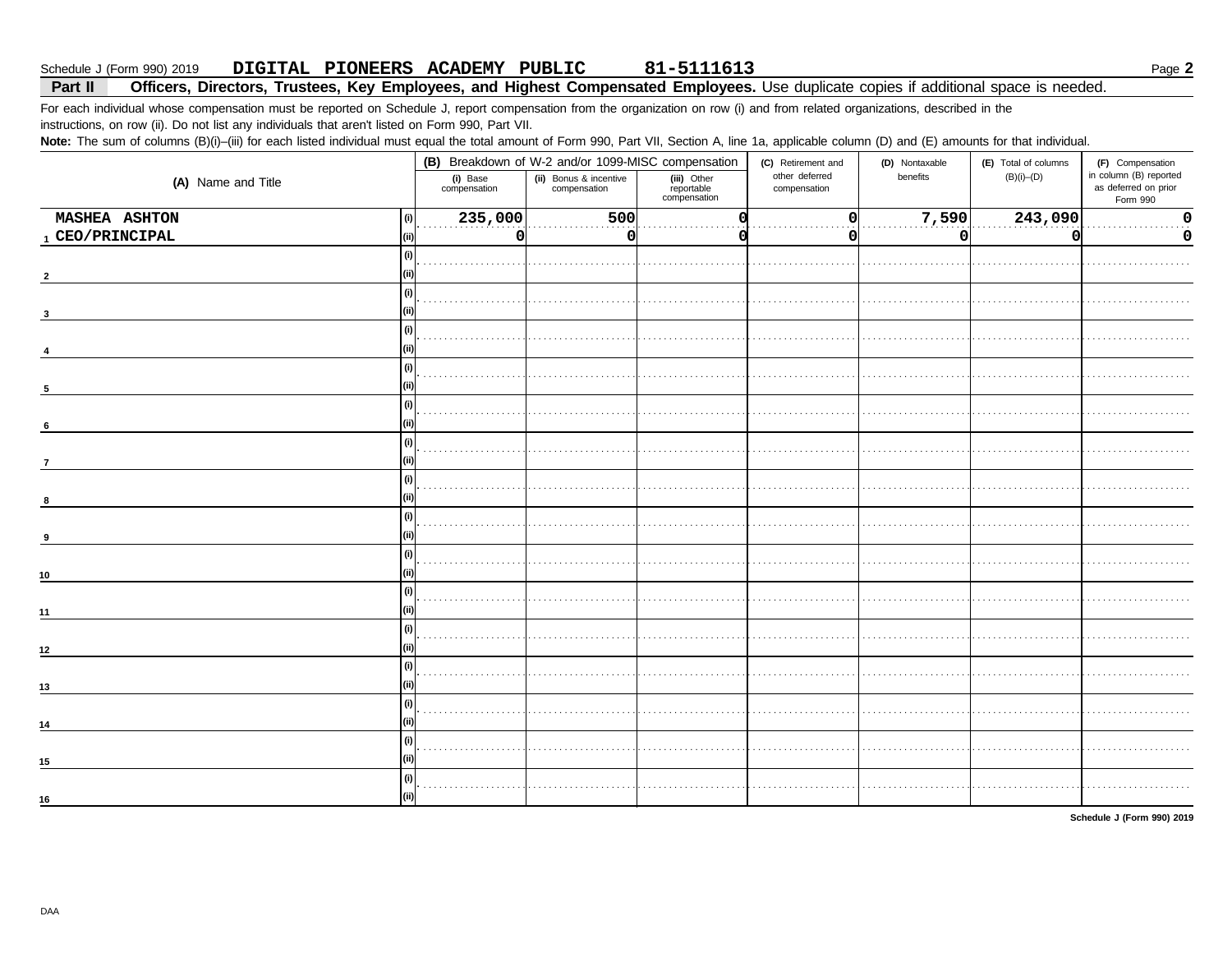Schedule J (Form 990) 2019 **DIGITAL PIONEERS ACADEMY PUBLIC 81-5111613** Page **2**

**Part II Officers, Directors, Trustees, Key Employees, and Highest Compensated Employees.** Use duplicate copies if additional space is needed.

For each individual whose compensation must be reported on Schedule J, report compensation from the organization on row (i) and from related organizations, described in the instructions, on row (ii). Do not list any individuals that aren't listed on Form 990, Part VII.

**Note:** The sum of columns (B)(i)–(iii) for each listed individual must equal the total amount of Form 990, Part VII, Section A, line 1a, applicable column (D) and (E) amounts for that individual.

| (A) Name and Title | | (B) Breakdown of W-2 and/or 1099-MISC compensation | | | (C) Retirement and other deferred compensation | (D) Nontaxable benefits | (E) Total of columns (B)(i)–(D) | (F) Compensation in column (B) reported as deferred on prior Form 990 |
|---|---|---|---|---|---|---|---|---|
| | | (i) Base compensation | (ii) Bonus & incentive compensation | (iii) Other reportable compensation | | | | |
| 1 MASHEA ASHTON | (i) | 235,000 | 500 | 0 | 0 | 7,590 | 243,090 | 0 |
| CEO/PRINCIPAL | (ii) | 0 | 0 | 0 | 0 | 0 | 0 | 0 |
| 2 | (i) | | | | | | | |
| | (ii) | | | | | | | |
| 3 | (i) | | | | | | | |
| | (ii) | | | | | | | |
| 4 | (i) | | | | | | | |
| | (ii) | | | | | | | |
| 5 | (i) | | | | | | | |
| | (ii) | | | | | | | |
| 6 | (i) | | | | | | | |
| | (ii) | | | | | | | |
| 7 | (i) | | | | | | | |
| | (ii) | | | | | | | |
| 8 | (i) | | | | | | | |
| | (ii) | | | | | | | |
| 9 | (i) | | | | | | | |
| | (ii) | | | | | | | |
| 10 | (i) | | | | | | | |
| | (ii) | | | | | | | |
| 11 | (i) | | | | | | | |
| | (ii) | | | | | | | |
| 12 | (i) | | | | | | | |
| | (ii) | | | | | | | |
| 13 | (i) | | | | | | | |
| | (ii) | | | | | | | |
| 14 | (i) | | | | | | | |
| | (ii) | | | | | | | |
| 15 | (i) | | | | | | | |
| | (ii) | | | | | | | |
| 16 | (i) | | | | | | | |
| | (ii) | | | | | | | |

**Schedule J (Form 990) 2019**

DAA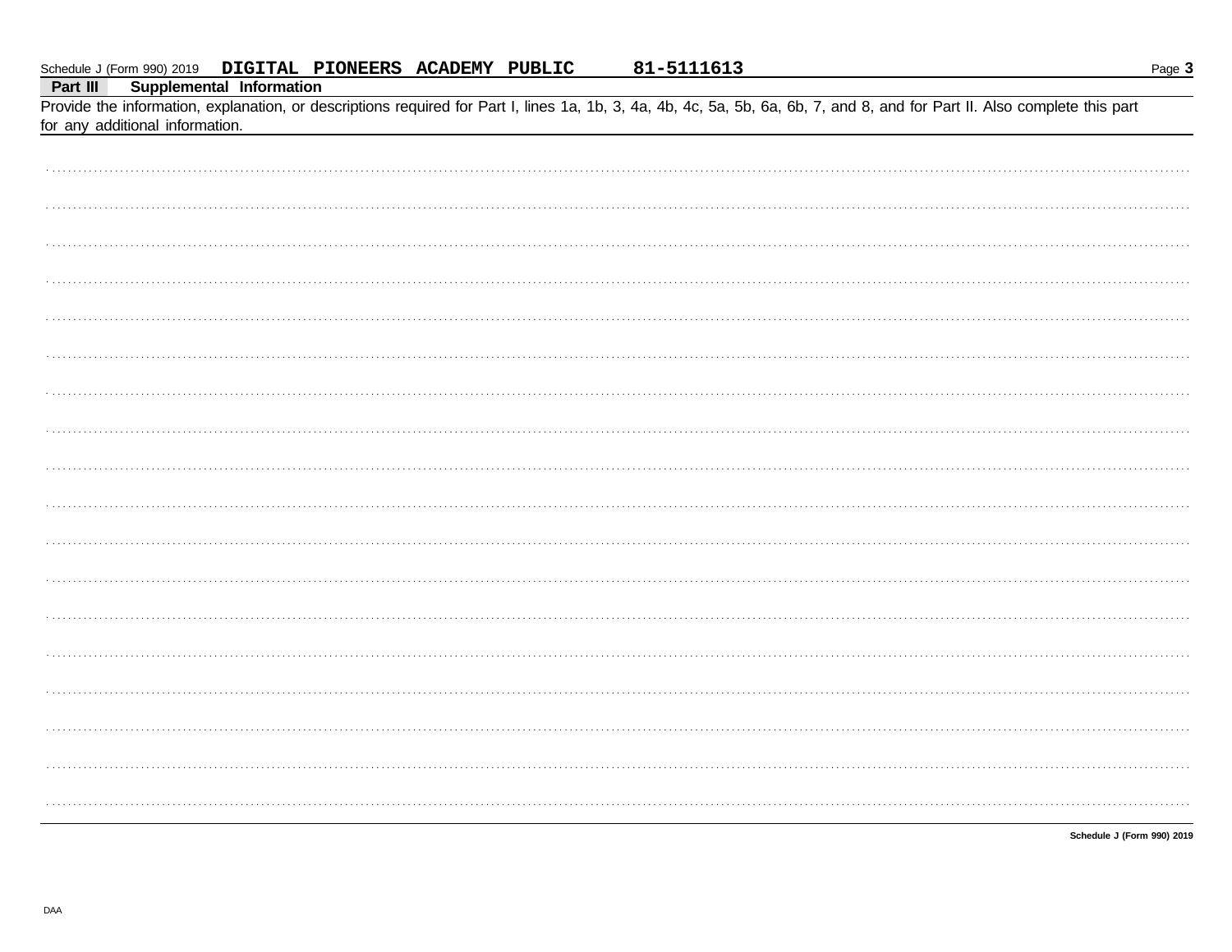Schedule J (Form 990) 2019 DIGITAL PIONEERS ACADEMY PUBLIC 81-5111613

**Part III Supplemental Information**

Provide the information, explanation, or descriptions required for Part I, lines 1a, 1b, 3, 4a, 4b, 4c, 5a, 5b, 6a, 6b, 7, and 8, and for Part II. Also complete this part for any additional information.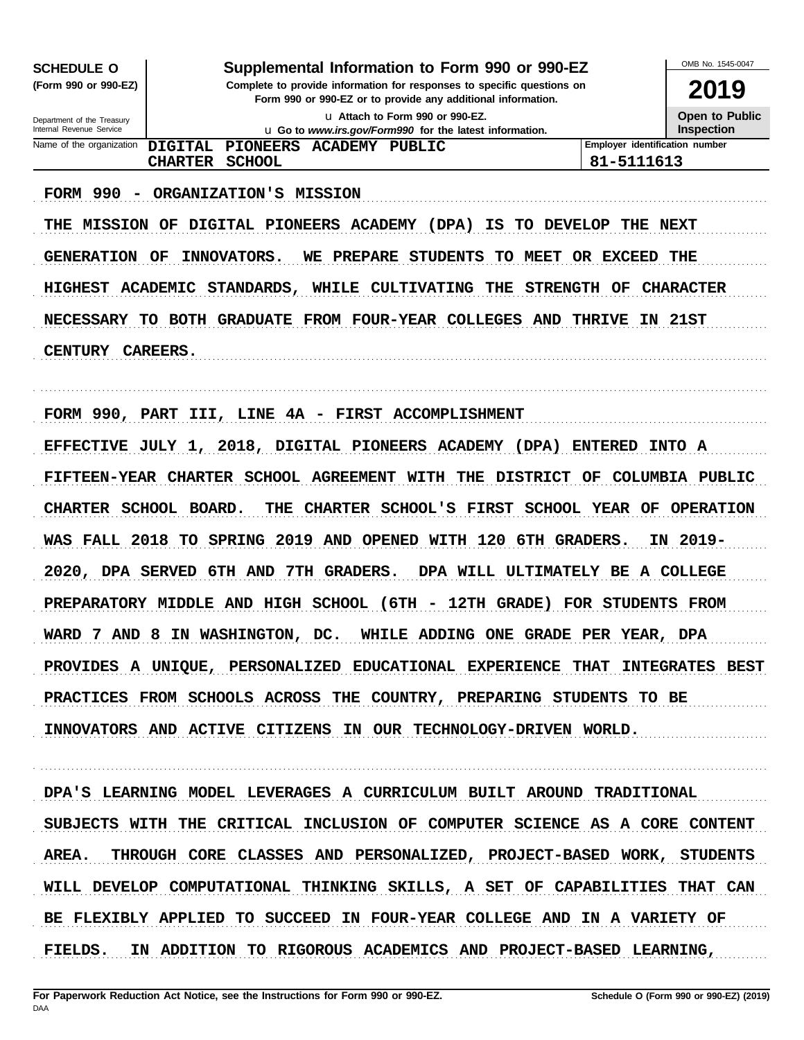**SCHEDULE O (Form 990 or 990-EZ)**

Department of the Treasury
Internal Revenue Service

# Supplemental Information to Form 990 or 990-EZ

**Complete to provide information for responses to specific questions on Form 990 or 990-EZ or to provide any additional information.**

u Attach to Form 990 or 990-EZ.

u Go to *www.irs.gov/Form990* for the latest information.

OMB No. 1545-0047

**2019**

**Open to Public Inspection**

| Name of the organization | Employer identification number |
|---|---|
| DIGITAL PIONEERS ACADEMY PUBLIC CHARTER SCHOOL | 81-5111613 |

FORM 990 - ORGANIZATION'S MISSION

THE MISSION OF DIGITAL PIONEERS ACADEMY (DPA) IS TO DEVELOP THE NEXT GENERATION OF INNOVATORS. WE PREPARE STUDENTS TO MEET OR EXCEED THE HIGHEST ACADEMIC STANDARDS, WHILE CULTIVATING THE STRENGTH OF CHARACTER NECESSARY TO BOTH GRADUATE FROM FOUR-YEAR COLLEGES AND THRIVE IN 21ST CENTURY CAREERS.

FORM 990, PART III, LINE 4A - FIRST ACCOMPLISHMENT

EFFECTIVE JULY 1, 2018, DIGITAL PIONEERS ACADEMY (DPA) ENTERED INTO A FIFTEEN-YEAR CHARTER SCHOOL AGREEMENT WITH THE DISTRICT OF COLUMBIA PUBLIC CHARTER SCHOOL BOARD. THE CHARTER SCHOOL'S FIRST SCHOOL YEAR OF OPERATION WAS FALL 2018 TO SPRING 2019 AND OPENED WITH 120 6TH GRADERS. IN 2019-2020, DPA SERVED 6TH AND 7TH GRADERS. DPA WILL ULTIMATELY BE A COLLEGE PREPARATORY MIDDLE AND HIGH SCHOOL (6TH - 12TH GRADE) FOR STUDENTS FROM WARD 7 AND 8 IN WASHINGTON, DC. WHILE ADDING ONE GRADE PER YEAR, DPA PROVIDES A UNIQUE, PERSONALIZED EDUCATIONAL EXPERIENCE THAT INTEGRATES BEST PRACTICES FROM SCHOOLS ACROSS THE COUNTRY, PREPARING STUDENTS TO BE INNOVATORS AND ACTIVE CITIZENS IN OUR TECHNOLOGY-DRIVEN WORLD.

DPA'S LEARNING MODEL LEVERAGES A CURRICULUM BUILT AROUND TRADITIONAL SUBJECTS WITH THE CRITICAL INCLUSION OF COMPUTER SCIENCE AS A CORE CONTENT AREA. THROUGH CORE CLASSES AND PERSONALIZED, PROJECT-BASED WORK, STUDENTS WILL DEVELOP COMPUTATIONAL THINKING SKILLS, A SET OF CAPABILITIES THAT CAN BE FLEXIBLY APPLIED TO SUCCEED IN FOUR-YEAR COLLEGE AND IN A VARIETY OF FIELDS. IN ADDITION TO RIGOROUS ACADEMICS AND PROJECT-BASED LEARNING,

**For Paperwork Reduction Act Notice, see the Instructions for Form 990 or 990-EZ.** **Schedule O (Form 990 or 990-EZ) (2019)**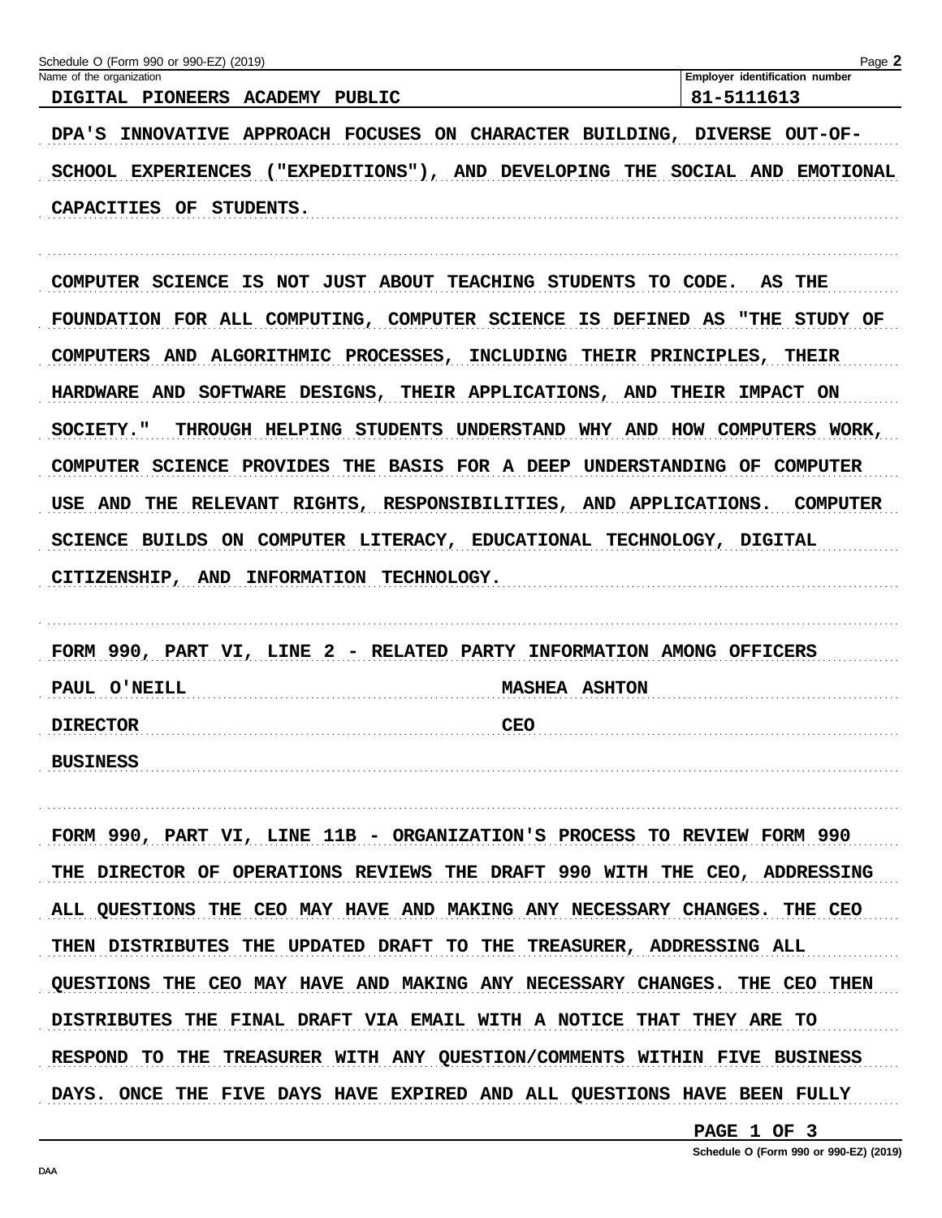Schedule O (Form 990 or 990-EZ) (2019) Page **2**

| Name of the organization | Employer identification number |
| --- | --- |
| DIGITAL PIONEERS ACADEMY PUBLIC | 81-5111613 |

DPA'S INNOVATIVE APPROACH FOCUSES ON CHARACTER BUILDING, DIVERSE OUT-OF-SCHOOL EXPERIENCES ("EXPEDITIONS"), AND DEVELOPING THE SOCIAL AND EMOTIONAL CAPACITIES OF STUDENTS.

COMPUTER SCIENCE IS NOT JUST ABOUT TEACHING STUDENTS TO CODE. AS THE FOUNDATION FOR ALL COMPUTING, COMPUTER SCIENCE IS DEFINED AS "THE STUDY OF COMPUTERS AND ALGORITHMIC PROCESSES, INCLUDING THEIR PRINCIPLES, THEIR HARDWARE AND SOFTWARE DESIGNS, THEIR APPLICATIONS, AND THEIR IMPACT ON SOCIETY." THROUGH HELPING STUDENTS UNDERSTAND WHY AND HOW COMPUTERS WORK, COMPUTER SCIENCE PROVIDES THE BASIS FOR A DEEP UNDERSTANDING OF COMPUTER USE AND THE RELEVANT RIGHTS, RESPONSIBILITIES, AND APPLICATIONS. COMPUTER SCIENCE BUILDS ON COMPUTER LITERACY, EDUCATIONAL TECHNOLOGY, DIGITAL CITIZENSHIP, AND INFORMATION TECHNOLOGY.

FORM 990, PART VI, LINE 2 - RELATED PARTY INFORMATION AMONG OFFICERS

| | |
| --- | --- |
| PAUL O'NEILL | MASHEA ASHTON |
| DIRECTOR | CEO |
| BUSINESS | |

FORM 990, PART VI, LINE 11B - ORGANIZATION'S PROCESS TO REVIEW FORM 990

THE DIRECTOR OF OPERATIONS REVIEWS THE DRAFT 990 WITH THE CEO, ADDRESSING ALL QUESTIONS THE CEO MAY HAVE AND MAKING ANY NECESSARY CHANGES. THE CEO THEN DISTRIBUTES THE UPDATED DRAFT TO THE TREASURER, ADDRESSING ALL QUESTIONS THE CEO MAY HAVE AND MAKING ANY NECESSARY CHANGES. THE CEO THEN DISTRIBUTES THE FINAL DRAFT VIA EMAIL WITH A NOTICE THAT THEY ARE TO RESPOND TO THE TREASURER WITH ANY QUESTION/COMMENTS WITHIN FIVE BUSINESS DAYS. ONCE THE FIVE DAYS HAVE EXPIRED AND ALL QUESTIONS HAVE BEEN FULLY

Schedule O (Form 990 or 990-EZ) (2019)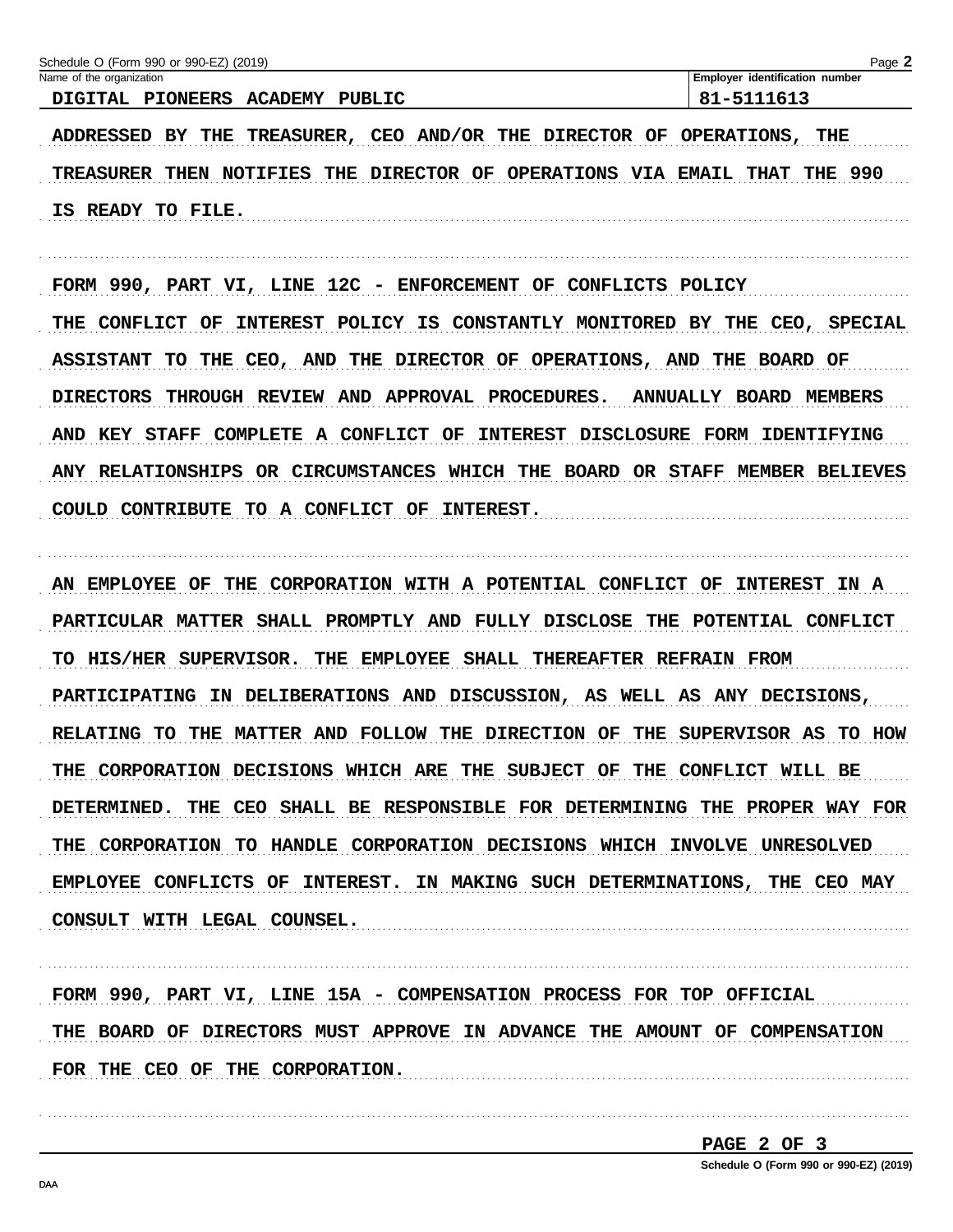Name of the organization: DIGITAL PIONEERS ACADEMY PUBLIC

Employer identification number: 81-5111613

ADDRESSED BY THE TREASURER, CEO AND/OR THE DIRECTOR OF OPERATIONS, THE TREASURER THEN NOTIFIES THE DIRECTOR OF OPERATIONS VIA EMAIL THAT THE 990 IS READY TO FILE.

FORM 990, PART VI, LINE 12C - ENFORCEMENT OF CONFLICTS POLICY

THE CONFLICT OF INTEREST POLICY IS CONSTANTLY MONITORED BY THE CEO, SPECIAL ASSISTANT TO THE CEO, AND THE DIRECTOR OF OPERATIONS, AND THE BOARD OF DIRECTORS THROUGH REVIEW AND APPROVAL PROCEDURES. ANNUALLY BOARD MEMBERS AND KEY STAFF COMPLETE A CONFLICT OF INTEREST DISCLOSURE FORM IDENTIFYING ANY RELATIONSHIPS OR CIRCUMSTANCES WHICH THE BOARD OR STAFF MEMBER BELIEVES COULD CONTRIBUTE TO A CONFLICT OF INTEREST.

AN EMPLOYEE OF THE CORPORATION WITH A POTENTIAL CONFLICT OF INTEREST IN A PARTICULAR MATTER SHALL PROMPTLY AND FULLY DISCLOSE THE POTENTIAL CONFLICT TO HIS/HER SUPERVISOR. THE EMPLOYEE SHALL THEREAFTER REFRAIN FROM PARTICIPATING IN DELIBERATIONS AND DISCUSSION, AS WELL AS ANY DECISIONS, RELATING TO THE MATTER AND FOLLOW THE DIRECTION OF THE SUPERVISOR AS TO HOW THE CORPORATION DECISIONS WHICH ARE THE SUBJECT OF THE CONFLICT WILL BE DETERMINED. THE CEO SHALL BE RESPONSIBLE FOR DETERMINING THE PROPER WAY FOR THE CORPORATION TO HANDLE CORPORATION DECISIONS WHICH INVOLVE UNRESOLVED EMPLOYEE CONFLICTS OF INTEREST. IN MAKING SUCH DETERMINATIONS, THE CEO MAY CONSULT WITH LEGAL COUNSEL.

FORM 990, PART VI, LINE 15A - COMPENSATION PROCESS FOR TOP OFFICIAL

THE BOARD OF DIRECTORS MUST APPROVE IN ADVANCE THE AMOUNT OF COMPENSATION FOR THE CEO OF THE CORPORATION.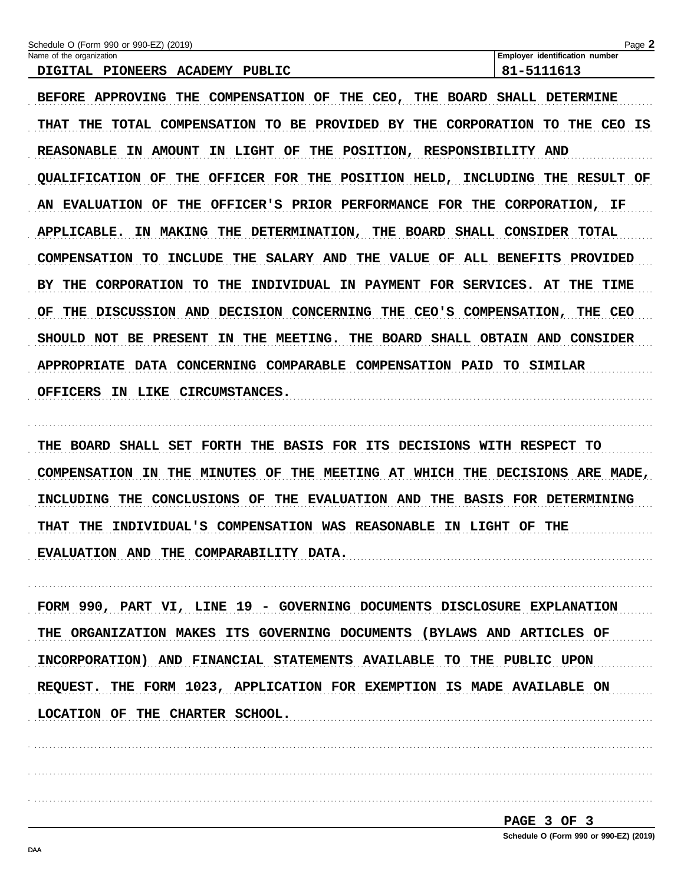| Name of the organization | Employer identification number |
| --- | --- |
| DIGITAL PIONEERS ACADEMY PUBLIC | 81-5111613 |

BEFORE APPROVING THE COMPENSATION OF THE CEO, THE BOARD SHALL DETERMINE THAT THE TOTAL COMPENSATION TO BE PROVIDED BY THE CORPORATION TO THE CEO IS REASONABLE IN AMOUNT IN LIGHT OF THE POSITION, RESPONSIBILITY AND QUALIFICATION OF THE OFFICER FOR THE POSITION HELD, INCLUDING THE RESULT OF AN EVALUATION OF THE OFFICER'S PRIOR PERFORMANCE FOR THE CORPORATION, IF APPLICABLE. IN MAKING THE DETERMINATION, THE BOARD SHALL CONSIDER TOTAL COMPENSATION TO INCLUDE THE SALARY AND THE VALUE OF ALL BENEFITS PROVIDED BY THE CORPORATION TO THE INDIVIDUAL IN PAYMENT FOR SERVICES. AT THE TIME OF THE DISCUSSION AND DECISION CONCERNING THE CEO'S COMPENSATION, THE CEO SHOULD NOT BE PRESENT IN THE MEETING. THE BOARD SHALL OBTAIN AND CONSIDER APPROPRIATE DATA CONCERNING COMPARABLE COMPENSATION PAID TO SIMILAR OFFICERS IN LIKE CIRCUMSTANCES.

THE BOARD SHALL SET FORTH THE BASIS FOR ITS DECISIONS WITH RESPECT TO COMPENSATION IN THE MINUTES OF THE MEETING AT WHICH THE DECISIONS ARE MADE, INCLUDING THE CONCLUSIONS OF THE EVALUATION AND THE BASIS FOR DETERMINING THAT THE INDIVIDUAL'S COMPENSATION WAS REASONABLE IN LIGHT OF THE EVALUATION AND THE COMPARABILITY DATA.

FORM 990, PART VI, LINE 19 - GOVERNING DOCUMENTS DISCLOSURE EXPLANATION

THE ORGANIZATION MAKES ITS GOVERNING DOCUMENTS (BYLAWS AND ARTICLES OF INCORPORATION) AND FINANCIAL STATEMENTS AVAILABLE TO THE PUBLIC UPON REQUEST. THE FORM 1023, APPLICATION FOR EXEMPTION IS MADE AVAILABLE ON LOCATION OF THE CHARTER SCHOOL.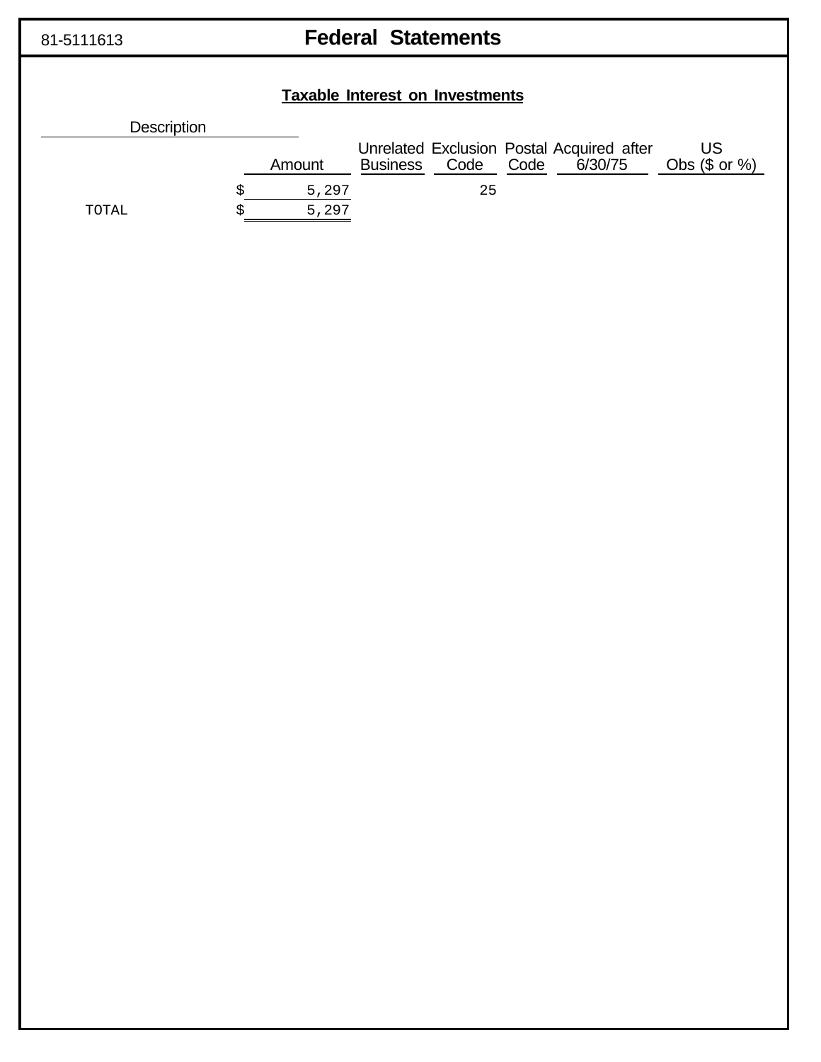81-5111613

# Federal Statements

## Taxable Interest on Investments

| Description | Amount | Unrelated Business | Exclusion Code | Postal Code | Acquired after 6/30/75 | US Obs ($ or %) |
|---|---|---|---|---|---|---|
| | $ 5,297 | | 25 | | | |
| TOTAL | $ 5,297 | | | | | |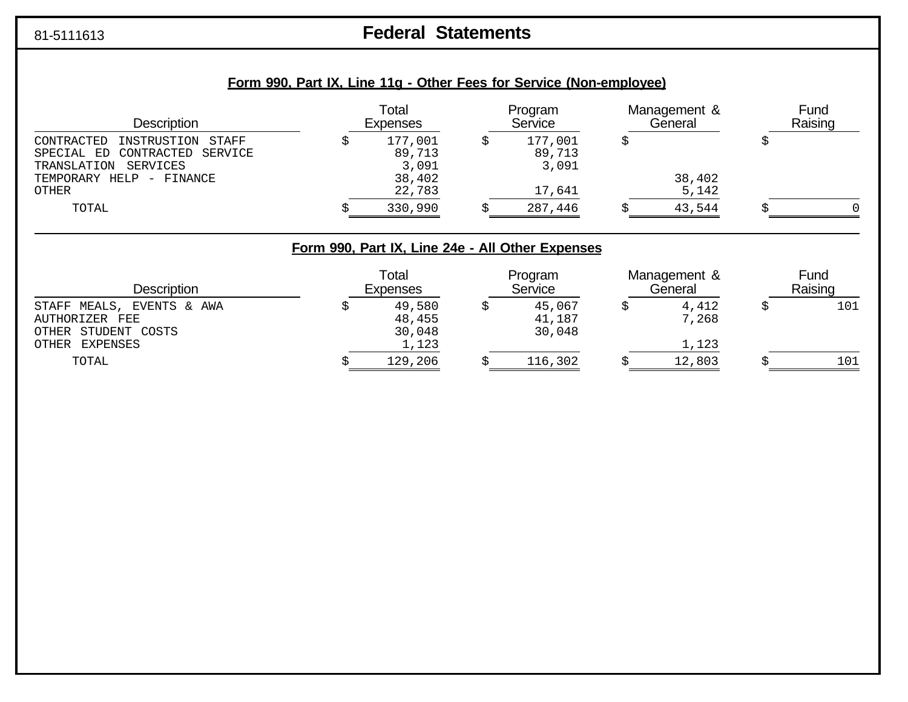81-5111613

# Federal Statements

## Form 990, Part IX, Line 11g - Other Fees for Service (Non-employee)

| Description | Total Expenses | Program Service | Management & General | Fund Raising |
|---|---|---|---|---|
| CONTRACTED INSTRUSTION STAFF | $ 177,001 | $ 177,001 | $ | $ |
| SPECIAL ED CONTRACTED SERVICE | 89,713 | 89,713 | | |
| TRANSLATION SERVICES | 3,091 | 3,091 | | |
| TEMPORARY HELP - FINANCE | 38,402 | | 38,402 | |
| OTHER | 22,783 | 17,641 | 5,142 | |
| TOTAL | $ 330,990 | $ 287,446 | $ 43,544 | $ 0 |

## Form 990, Part IX, Line 24e - All Other Expenses

| Description | Total Expenses | Program Service | Management & General | Fund Raising |
|---|---|---|---|---|
| STAFF MEALS, EVENTS & AWA | $ 49,580 | $ 45,067 | $ 4,412 | $ 101 |
| AUTHORIZER FEE | 48,455 | 41,187 | 7,268 | |
| OTHER STUDENT COSTS | 30,048 | 30,048 | | |
| OTHER EXPENSES | 1,123 | | 1,123 | |
| TOTAL | $ 129,206 | $ 116,302 | $ 12,803 | $ 101 |